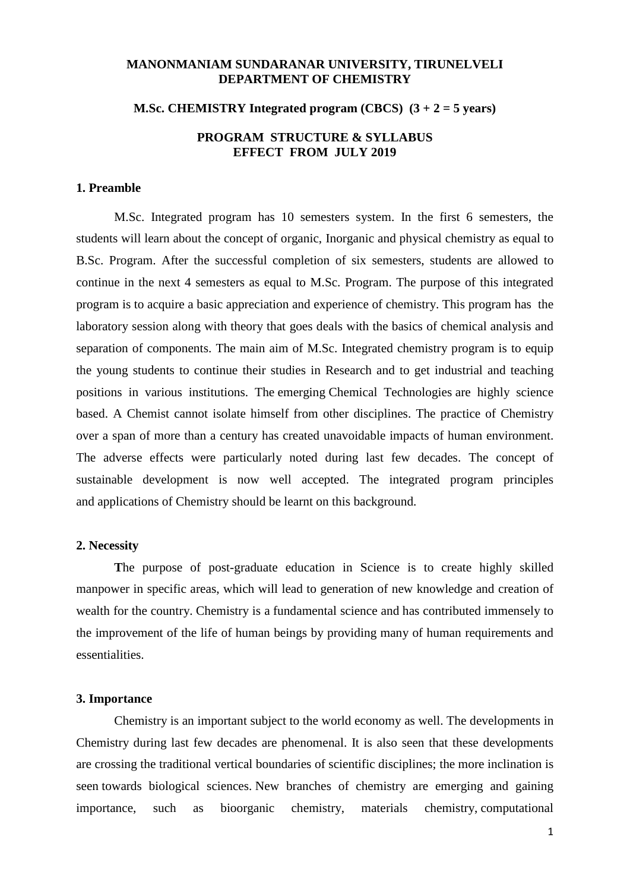# MANONMANIAM SUNDARANAR UNIVERSITY, TIRUNELVELI
# DEPARTMENT OF CHEMISTRY

**M.Sc. CHEMISTRY Integrated program (CBCS) (3 + 2 = 5 years)**

**PROGRAM STRUCTURE & SYLLABUS**
**EFFECT FROM JULY 2019**

## 1. Preamble

M.Sc. Integrated program has 10 semesters system. In the first 6 semesters, the students will learn about the concept of organic, Inorganic and physical chemistry as equal to B.Sc. Program. After the successful completion of six semesters, students are allowed to continue in the next 4 semesters as equal to M.Sc. Program. The purpose of this integrated program is to acquire a basic appreciation and experience of chemistry. This program has the laboratory session along with theory that goes deals with the basics of chemical analysis and separation of components. The main aim of M.Sc. Integrated chemistry program is to equip the young students to continue their studies in Research and to get industrial and teaching positions in various institutions. The emerging Chemical Technologies are highly science based. A Chemist cannot isolate himself from other disciplines. The practice of Chemistry over a span of more than a century has created unavoidable impacts of human environment. The adverse effects were particularly noted during last few decades. The concept of sustainable development is now well accepted. The integrated program principles and applications of Chemistry should be learnt on this background.

## 2. Necessity

**T**he purpose of post-graduate education in Science is to create highly skilled manpower in specific areas, which will lead to generation of new knowledge and creation of wealth for the country. Chemistry is a fundamental science and has contributed immensely to the improvement of the life of human beings by providing many of human requirements and essentialities.

## 3. Importance

Chemistry is an important subject to the world economy as well. The developments in Chemistry during last few decades are phenomenal. It is also seen that these developments are crossing the traditional vertical boundaries of scientific disciplines; the more inclination is seen towards biological sciences. New branches of chemistry are emerging and gaining importance, such as bioorganic chemistry, materials chemistry, computational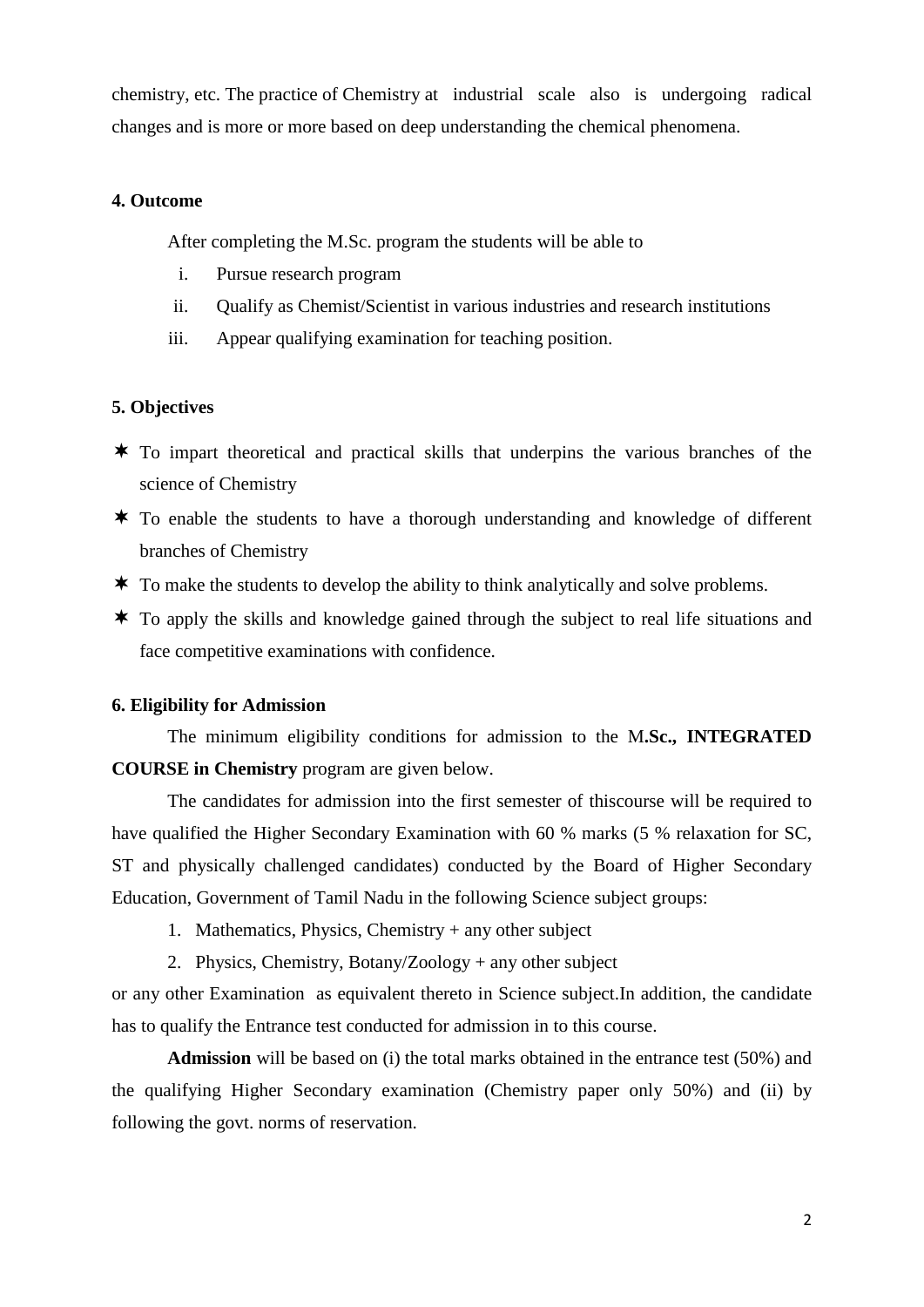chemistry, etc. The practice of Chemistry at industrial scale also is undergoing radical changes and is more or more based on deep understanding the chemical phenomena.

#### 4. Outcome

After completing the M.Sc. program the students will be able to

i. Pursue research program
ii. Qualify as Chemist/Scientist in various industries and research institutions
iii. Appear qualifying examination for teaching position.

#### 5. Objectives

- To impart theoretical and practical skills that underpins the various branches of the science of Chemistry
- To enable the students to have a thorough understanding and knowledge of different branches of Chemistry
- To make the students to develop the ability to think analytically and solve problems.
- To apply the skills and knowledge gained through the subject to real life situations and face competitive examinations with confidence.

#### 6. Eligibility for Admission

The minimum eligibility conditions for admission to the M**.Sc., INTEGRATED COURSE in Chemistry** program are given below.

The candidates for admission into the first semester of thiscourse will be required to have qualified the Higher Secondary Examination with 60 % marks (5 % relaxation for SC, ST and physically challenged candidates) conducted by the Board of Higher Secondary Education, Government of Tamil Nadu in the following Science subject groups:

1. Mathematics, Physics, Chemistry + any other subject
2. Physics, Chemistry, Botany/Zoology + any other subject

or any other Examination as equivalent thereto in Science subject.In addition, the candidate has to qualify the Entrance test conducted for admission in to this course.

**Admission** will be based on (i) the total marks obtained in the entrance test (50%) and the qualifying Higher Secondary examination (Chemistry paper only 50%) and (ii) by following the govt. norms of reservation.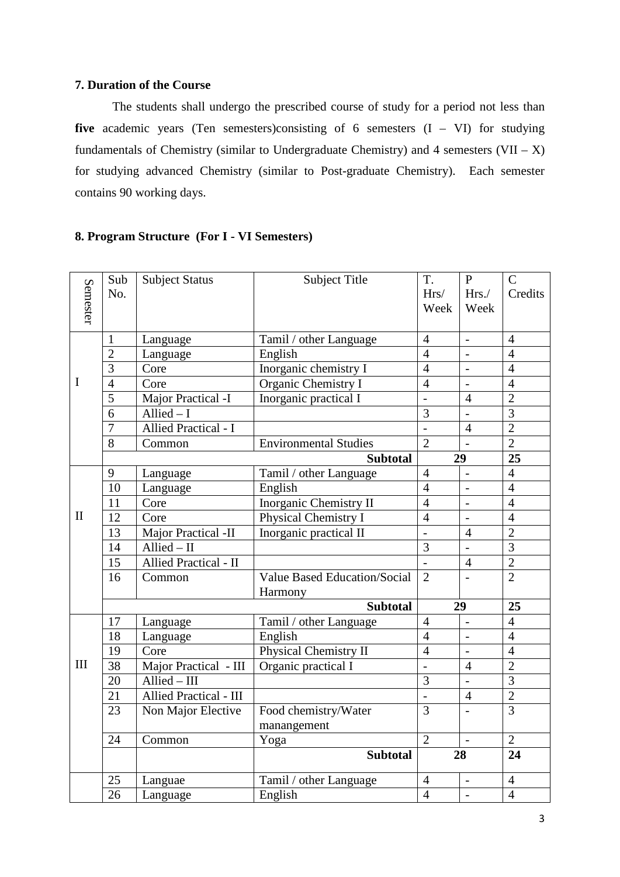### 7. Duration of the Course

The students shall undergo the prescribed course of study for a period not less than **five** academic years (Ten semesters)consisting of 6 semesters (I – VI) for studying fundamentals of Chemistry (similar to Undergraduate Chemistry) and 4 semesters (VII – X) for studying advanced Chemistry (similar to Post-graduate Chemistry). Each semester contains 90 working days.

### 8. Program Structure (For I - VI Semesters)

| Semester | Sub No. | Subject Status | Subject Title | T. Hrs/ Week | P Hrs./ Week | C Credits |
|---|---|---|---|---|---|---|
| I | 1 | Language | Tamil / other Language | 4 | - | 4 |
| | 2 | Language | English | 4 | - | 4 |
| | 3 | Core | Inorganic chemistry I | 4 | - | 4 |
| | 4 | Core | Organic Chemistry I | 4 | - | 4 |
| | 5 | Major Practical -I | Inorganic practical I | - | 4 | 2 |
| | 6 | Allied – I | | 3 | - | 3 |
| | 7 | Allied Practical - I | | - | 4 | 2 |
| | 8 | Common | Environmental Studies | 2 | - | 2 |
| | | | **Subtotal** | **29** | | **25** |
| II | 9 | Language | Tamil / other Language | 4 | - | 4 |
| | 10 | Language | English | 4 | - | 4 |
| | 11 | Core | Inorganic Chemistry II | 4 | - | 4 |
| | 12 | Core | Physical Chemistry I | 4 | - | 4 |
| | 13 | Major Practical -II | Inorganic practical II | - | 4 | 2 |
| | 14 | Allied – II | | 3 | - | 3 |
| | 15 | Allied Practical - II | | - | 4 | 2 |
| | 16 | Common | Value Based Education/Social Harmony | 2 | - | 2 |
| | | | **Subtotal** | **29** | | **25** |
| III | 17 | Language | Tamil / other Language | 4 | - | 4 |
| | 18 | Language | English | 4 | - | 4 |
| | 19 | Core | Physical Chemistry II | 4 | - | 4 |
| | 38 | Major Practical - III | Organic practical I | - | 4 | 2 |
| | 20 | Allied – III | | 3 | - | 3 |
| | 21 | Allied Practical - III | | - | 4 | 2 |
| | 23 | Non Major Elective | Food chemistry/Water manangement | 3 | - | 3 |
| | 24 | Common | Yoga | 2 | - | 2 |
| | | | **Subtotal** | **28** | | **24** |
| | 25 | Languae | Tamil / other Language | 4 | - | 4 |
| | 26 | Language | English | 4 | - | 4 |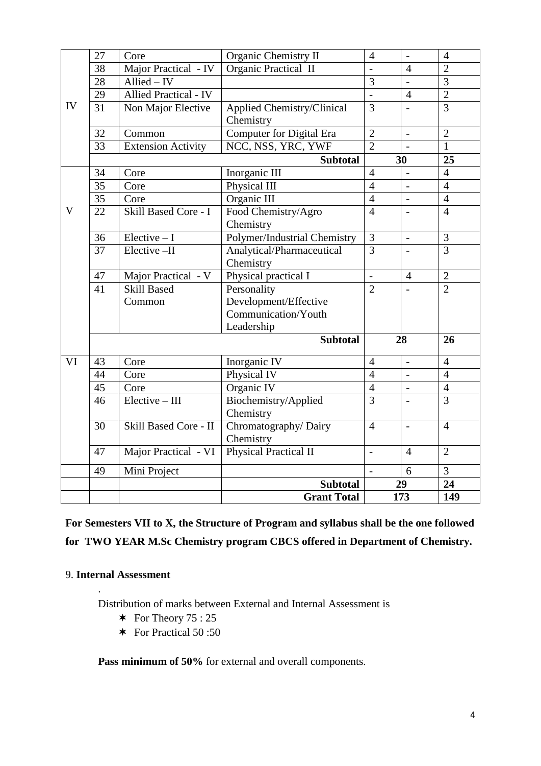|  |  |  |  |  |  |  |
|---|---|---|---|---|---|---|
| IV | 27 | Core | Organic Chemistry II | 4 | - | 4 |
|  | 38 | Major Practical - IV | Organic Practical II | - | 4 | 2 |
|  | 28 | Allied – IV |  | 3 | - | 3 |
|  | 29 | Allied Practical - IV |  | - | 4 | 2 |
|  | 31 | Non Major Elective | Applied Chemistry/Clinical Chemistry | 3 | - | 3 |
|  | 32 | Common | Computer for Digital Era | 2 | - | 2 |
|  | 33 | Extension Activity | NCC, NSS, YRC, YWF | 2 | - | 1 |
|  |  |  | **Subtotal** | **30** |  | **25** |
| V | 34 | Core | Inorganic III | 4 | - | 4 |
|  | 35 | Core | Physical III | 4 | - | 4 |
|  | 35 | Core | Organic III | 4 | - | 4 |
|  | 22 | Skill Based Core - I | Food Chemistry/Agro Chemistry | 4 | - | 4 |
|  | 36 | Elective – I | Polymer/Industrial Chemistry | 3 | - | 3 |
|  | 37 | Elective –II | Analytical/Pharmaceutical Chemistry | 3 | - | 3 |
|  | 47 | Major Practical - V | Physical practical I | - | 4 | 2 |
|  | 41 | Skill Based Common | Personality Development/Effective Communication/Youth Leadership | 2 | - | 2 |
|  |  |  | **Subtotal** | **28** |  | **26** |
| VI | 43 | Core | Inorganic IV | 4 | - | 4 |
|  | 44 | Core | Physical IV | 4 | - | 4 |
|  | 45 | Core | Organic IV | 4 | - | 4 |
|  | 46 | Elective – III | Biochemistry/Applied Chemistry | 3 | - | 3 |
|  | 30 | Skill Based Core - II | Chromatography/ Dairy Chemistry | 4 | - | 4 |
|  | 47 | Major Practical - VI | Physical Practical II | - | 4 | 2 |
|  | 49 | Mini Project |  | - | 6 | 3 |
|  |  |  | **Subtotal** | **29** |  | **24** |
|  |  |  | **Grant Total** | **173** |  | **149** |

**For Semesters VII to X, the Structure of Program and syllabus shall be the one followed for TWO YEAR M.Sc Chemistry program CBCS offered in Department of Chemistry.**

9. **Internal Assessment**

.

Distribution of marks between External and Internal Assessment is

- For Theory 75 : 25
- For Practical 50 :50

**Pass minimum of 50%** for external and overall components.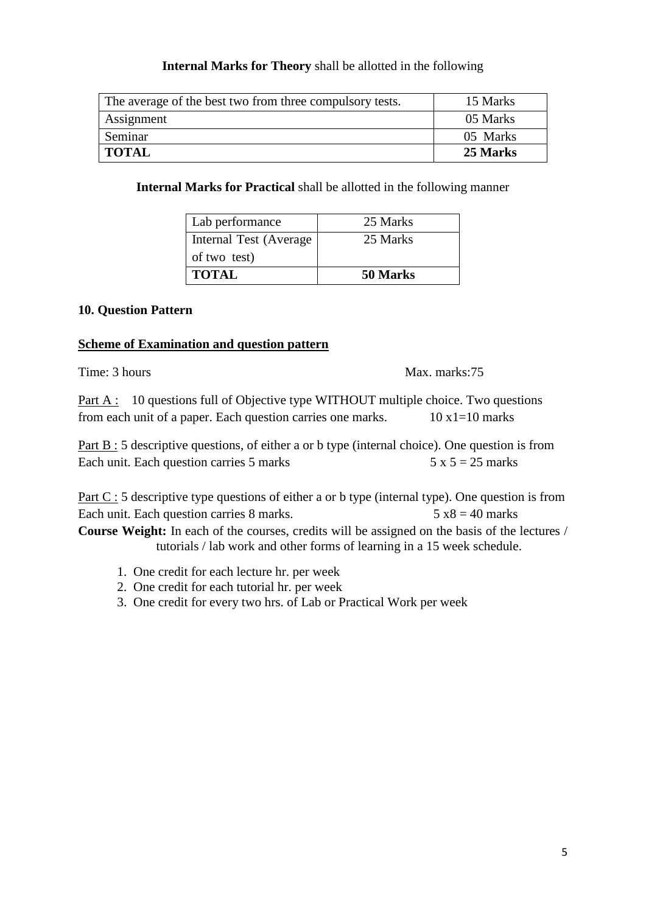**Internal Marks for Theory** shall be allotted in the following

| The average of the best two from three compulsory tests. | 15 Marks |
|---|---|
| Assignment | 05 Marks |
| Seminar | 05 Marks |
| **TOTAL** | **25 Marks** |

**Internal Marks for Practical** shall be allotted in the following manner

| Lab performance | 25 Marks |
|---|---|
| Internal Test (Average of two test) | 25 Marks |
| **TOTAL** | **50 Marks** |

**10. Question Pattern**

**Scheme of Examination and question pattern**

Time: 3 hours                                                                 Max. marks:75

Part A : 10 questions full of Objective type WITHOUT multiple choice. Two questions from each unit of a paper. Each question carries one marks.          10 x1=10 marks

Part B : 5 descriptive questions, of either a or b type (internal choice). One question is from Each unit. Each question carries 5 marks                    5 x 5 = 25 marks

Part C : 5 descriptive type questions of either a or b type (internal type). One question is from Each unit. Each question carries 8 marks.                    5 x8 = 40 marks

**Course Weight:** In each of the courses, credits will be assigned on the basis of the lectures / tutorials / lab work and other forms of learning in a 15 week schedule.

1. One credit for each lecture hr. per week
2. One credit for each tutorial hr. per week
3. One credit for every two hrs. of Lab or Practical Work per week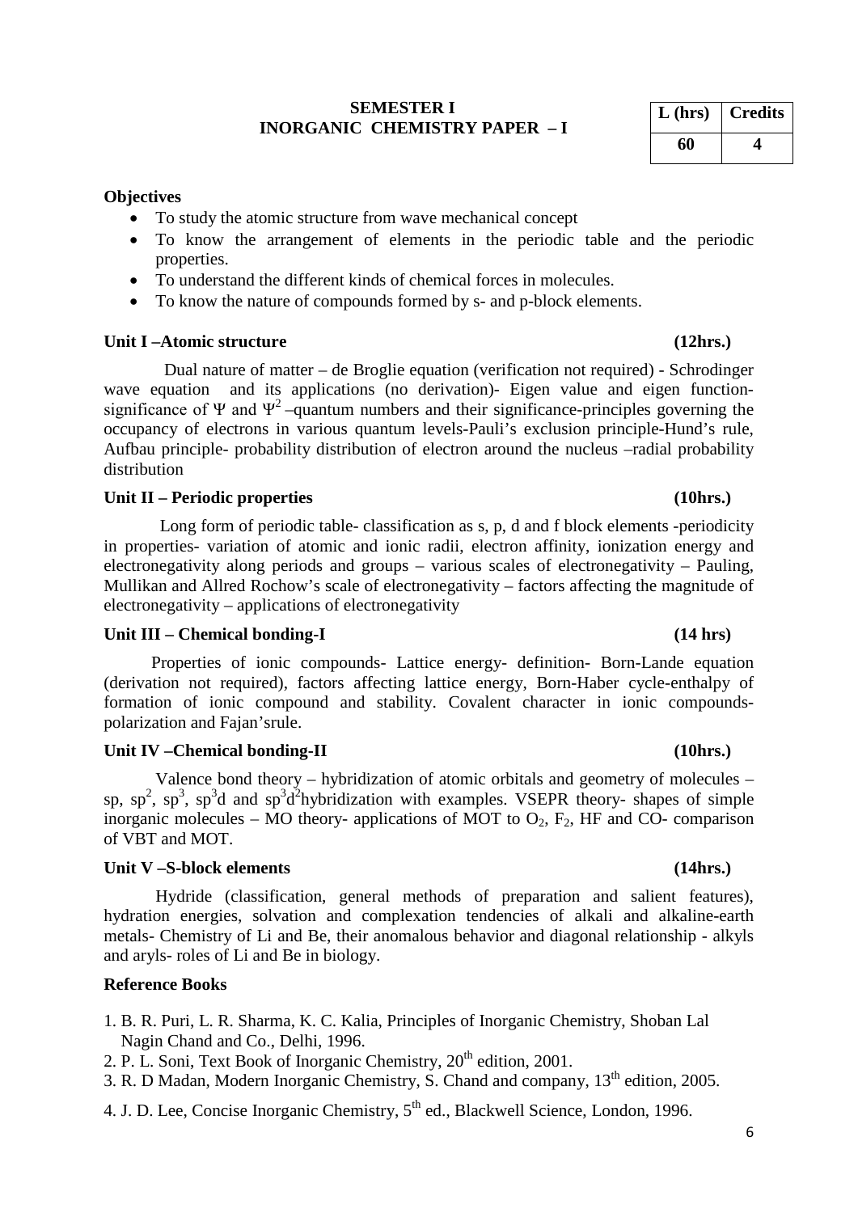## SEMESTER I
## INORGANIC CHEMISTRY PAPER – I

| L (hrs) | Credits |
|---|---|
| 60 | 4 |

**Objectives**

- To study the atomic structure from wave mechanical concept
- To know the arrangement of elements in the periodic table and the periodic properties.
- To understand the different kinds of chemical forces in molecules.
- To know the nature of compounds formed by s- and p-block elements.

**Unit I –Atomic structure (12hrs.)**

Dual nature of matter – de Broglie equation (verification not required) - Schrodinger wave equation and its applications (no derivation)- Eigen value and eigen function- significance of $\Psi$ and $\Psi^2$ –quantum numbers and their significance-principles governing the occupancy of electrons in various quantum levels-Pauli's exclusion principle-Hund's rule, Aufbau principle- probability distribution of electron around the nucleus –radial probability distribution

**Unit II – Periodic properties (10hrs.)**

Long form of periodic table- classification as s, p, d and f block elements -periodicity in properties- variation of atomic and ionic radii, electron affinity, ionization energy and electronegativity along periods and groups – various scales of electronegativity – Pauling, Mullikan and Allred Rochow's scale of electronegativity – factors affecting the magnitude of electronegativity – applications of electronegativity

**Unit III – Chemical bonding-I (14 hrs)**

Properties of ionic compounds- Lattice energy- definition- Born-Lande equation (derivation not required), factors affecting lattice energy, Born-Haber cycle-enthalpy of formation of ionic compound and stability. Covalent character in ionic compounds- polarization and Fajan'srule.

**Unit IV –Chemical bonding-II (10hrs.)**

Valence bond theory – hybridization of atomic orbitals and geometry of molecules – sp, $sp^2$, $sp^3$, $sp^3d$ and $sp^3d^2$hybridization with examples. VSEPR theory- shapes of simple inorganic molecules – MO theory- applications of MOT to $O_2$, $F_2$, HF and CO- comparison of VBT and MOT.

**Unit V –S-block elements (14hrs.)**

Hydride (classification, general methods of preparation and salient features), hydration energies, solvation and complexation tendencies of alkali and alkaline-earth metals- Chemistry of Li and Be, their anomalous behavior and diagonal relationship - alkyls and aryls- roles of Li and Be in biology.

**Reference Books**

1. B. R. Puri, L. R. Sharma, K. C. Kalia, Principles of Inorganic Chemistry, Shoban Lal Nagin Chand and Co., Delhi, 1996.
2. P. L. Soni, Text Book of Inorganic Chemistry, 20th edition, 2001.
3. R. D Madan, Modern Inorganic Chemistry, S. Chand and company, 13th edition, 2005.
4. J. D. Lee, Concise Inorganic Chemistry, 5th ed., Blackwell Science, London, 1996.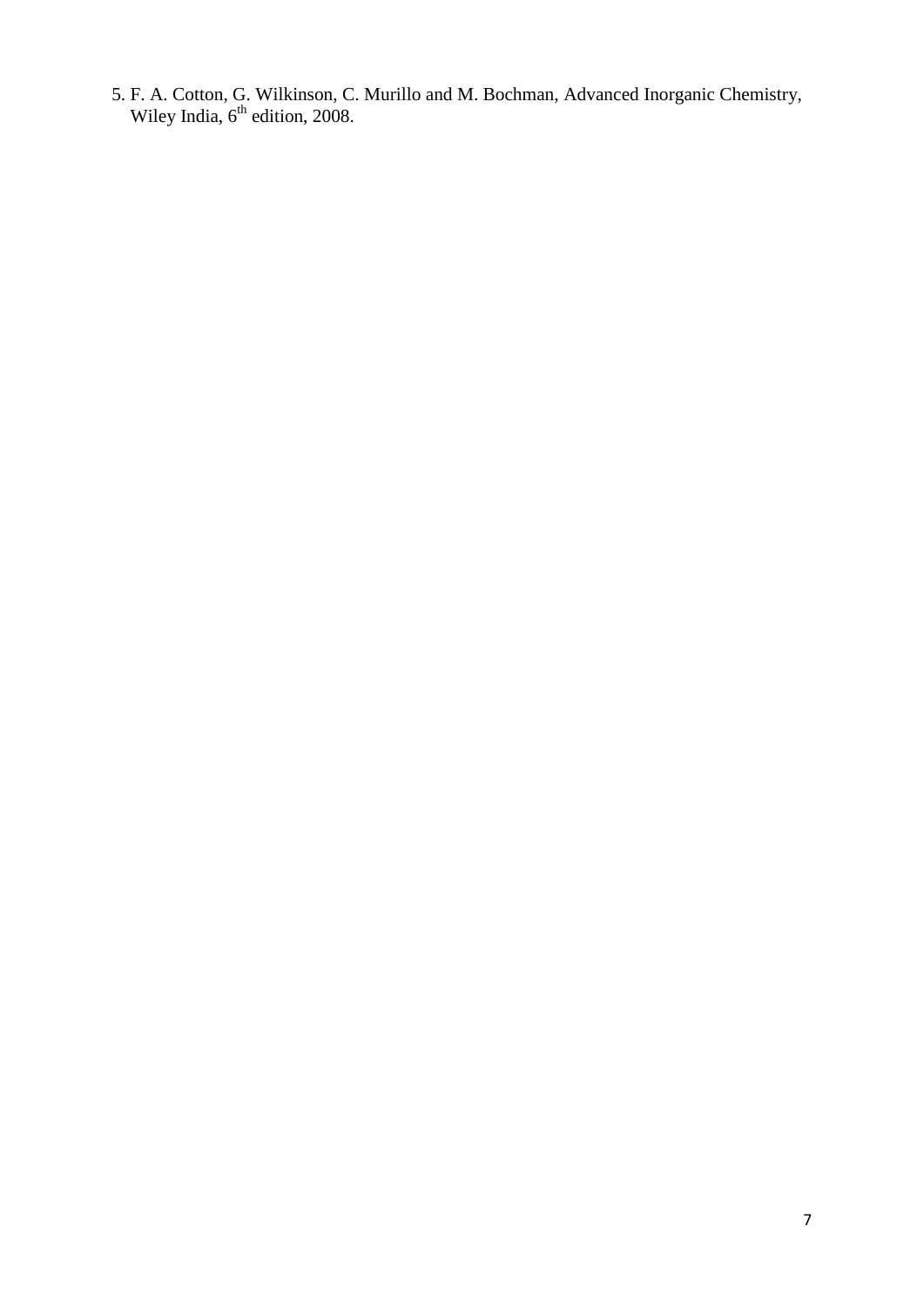5. F. A. Cotton, G. Wilkinson, C. Murillo and M. Bochman, Advanced Inorganic Chemistry, Wiley India, 6th edition, 2008.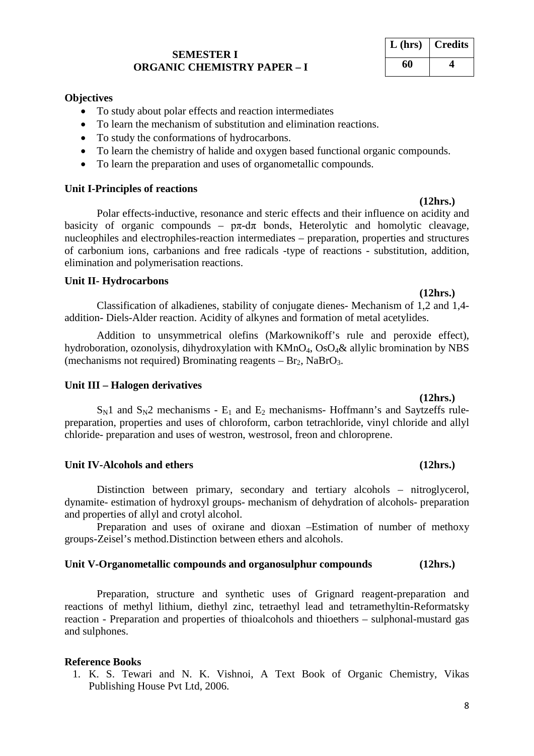**SEMESTER I**
**ORGANIC CHEMISTRY PAPER – I**

| L (hrs) | Credits |
|---|---|
| 60 | 4 |

**Objectives**

- To study about polar effects and reaction intermediates
- To learn the mechanism of substitution and elimination reactions.
- To study the conformations of hydrocarbons.
- To learn the chemistry of halide and oxygen based functional organic compounds.
- To learn the preparation and uses of organometallic compounds.

**Unit I-Principles of reactions**

**(12hrs.)**

Polar effects-inductive, resonance and steric effects and their influence on acidity and basicity of organic compounds – pπ-dπ bonds, Heterolytic and homolytic cleavage, nucleophiles and electrophiles-reaction intermediates – preparation, properties and structures of carbonium ions, carbanions and free radicals -type of reactions - substitution, addition, elimination and polymerisation reactions.

**Unit II- Hydrocarbons**

**(12hrs.)**

Classification of alkadienes, stability of conjugate dienes- Mechanism of 1,2 and 1,4-addition- Diels-Alder reaction. Acidity of alkynes and formation of metal acetylides.

Addition to unsymmetrical olefins (Markownikoff's rule and peroxide effect), hydroboration, ozonolysis, dihydroxylation with $KMnO_4$, $OsO_4$& allylic bromination by NBS (mechanisms not required) Brominating reagents – $Br_2$, $NaBrO_3$.

**Unit III – Halogen derivatives**

**(12hrs.)**

$S_N1$ and $S_N2$ mechanisms - $E_1$ and $E_2$ mechanisms- Hoffmann's and Saytzeffs rule-preparation, properties and uses of chloroform, carbon tetrachloride, vinyl chloride and allyl chloride- preparation and uses of westron, westrosol, freon and chloroprene.

**Unit IV-Alcohols and ethers (12hrs.)**

Distinction between primary, secondary and tertiary alcohols – nitroglycerol, dynamite- estimation of hydroxyl groups- mechanism of dehydration of alcohols- preparation and properties of allyl and crotyl alcohol.

Preparation and uses of oxirane and dioxan –Estimation of number of methoxy groups-Zeisel's method.Distinction between ethers and alcohols.

**Unit V-Organometallic compounds and organosulphur compounds (12hrs.)**

Preparation, structure and synthetic uses of Grignard reagent-preparation and reactions of methyl lithium, diethyl zinc, tetraethyl lead and tetramethyltin-Reformatsky reaction - Preparation and properties of thioalcohols and thioethers – sulphonal-mustard gas and sulphones.

**Reference Books**

1. K. S. Tewari and N. K. Vishnoi, A Text Book of Organic Chemistry, Vikas Publishing House Pvt Ltd, 2006.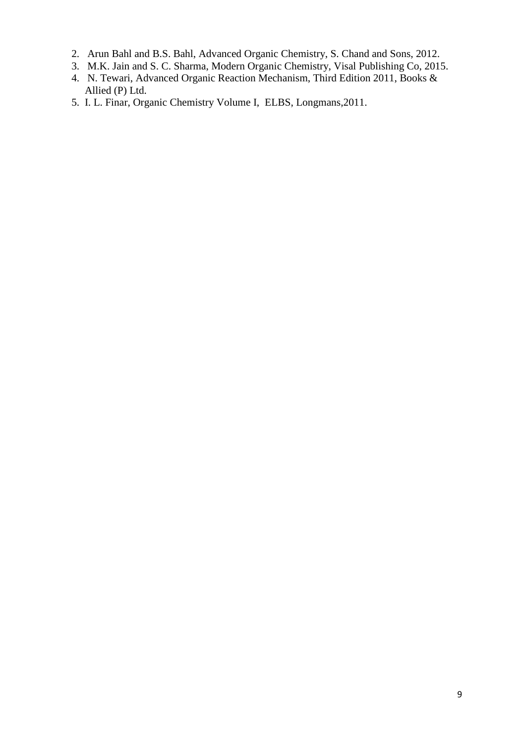2. Arun Bahl and B.S. Bahl, Advanced Organic Chemistry, S. Chand and Sons, 2012.
3. M.K. Jain and S. C. Sharma, Modern Organic Chemistry, Visal Publishing Co, 2015.
4. N. Tewari, Advanced Organic Reaction Mechanism, Third Edition 2011, Books & Allied (P) Ltd.
5. I. L. Finar, Organic Chemistry Volume I, ELBS, Longmans,2011.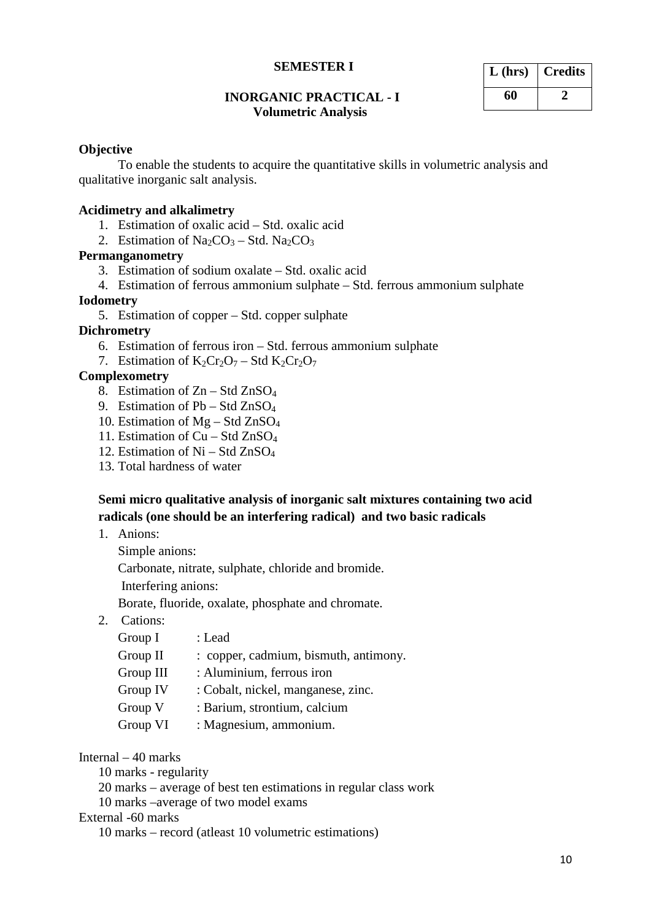**SEMESTER I**

| L (hrs) | Credits |
|---|---|
| 60 | 2 |

**INORGANIC PRACTICAL - I**
**Volumetric Analysis**

**Objective**

To enable the students to acquire the quantitative skills in volumetric analysis and qualitative inorganic salt analysis.

**Acidimetry and alkalimetry**

1. Estimation of oxalic acid – Std. oxalic acid
2. Estimation of $Na_2CO_3$ – Std. $Na_2CO_3$

**Permanganometry**

3. Estimation of sodium oxalate – Std. oxalic acid
4. Estimation of ferrous ammonium sulphate – Std. ferrous ammonium sulphate

**Iodometry**

5. Estimation of copper – Std. copper sulphate

**Dichrometry**

6. Estimation of ferrous iron – Std. ferrous ammonium sulphate
7. Estimation of $K_2Cr_2O_7$ – Std $K_2Cr_2O_7$

**Complexometry**

8. Estimation of Zn – Std $ZnSO_4$
9. Estimation of Pb – Std $ZnSO_4$
10. Estimation of Mg – Std $ZnSO_4$
11. Estimation of Cu – Std $ZnSO_4$
12. Estimation of Ni – Std $ZnSO_4$
13. Total hardness of water

**Semi micro qualitative analysis of inorganic salt mixtures containing two acid radicals (one should be an interfering radical) and two basic radicals**

1. Anions:

   Simple anions:

   Carbonate, nitrate, sulphate, chloride and bromide.

   Interfering anions:

   Borate, fluoride, oxalate, phosphate and chromate.

2. Cations:

   Group I : Lead

   Group II : copper, cadmium, bismuth, antimony.

   Group III : Aluminium, ferrous iron

   Group IV : Cobalt, nickel, manganese, zinc.

   Group V : Barium, strontium, calcium

   Group VI : Magnesium, ammonium.

Internal – 40 marks

- 10 marks - regularity
- 20 marks – average of best ten estimations in regular class work
- 10 marks –average of two model exams

External -60 marks

- 10 marks – record (atleast 10 volumetric estimations)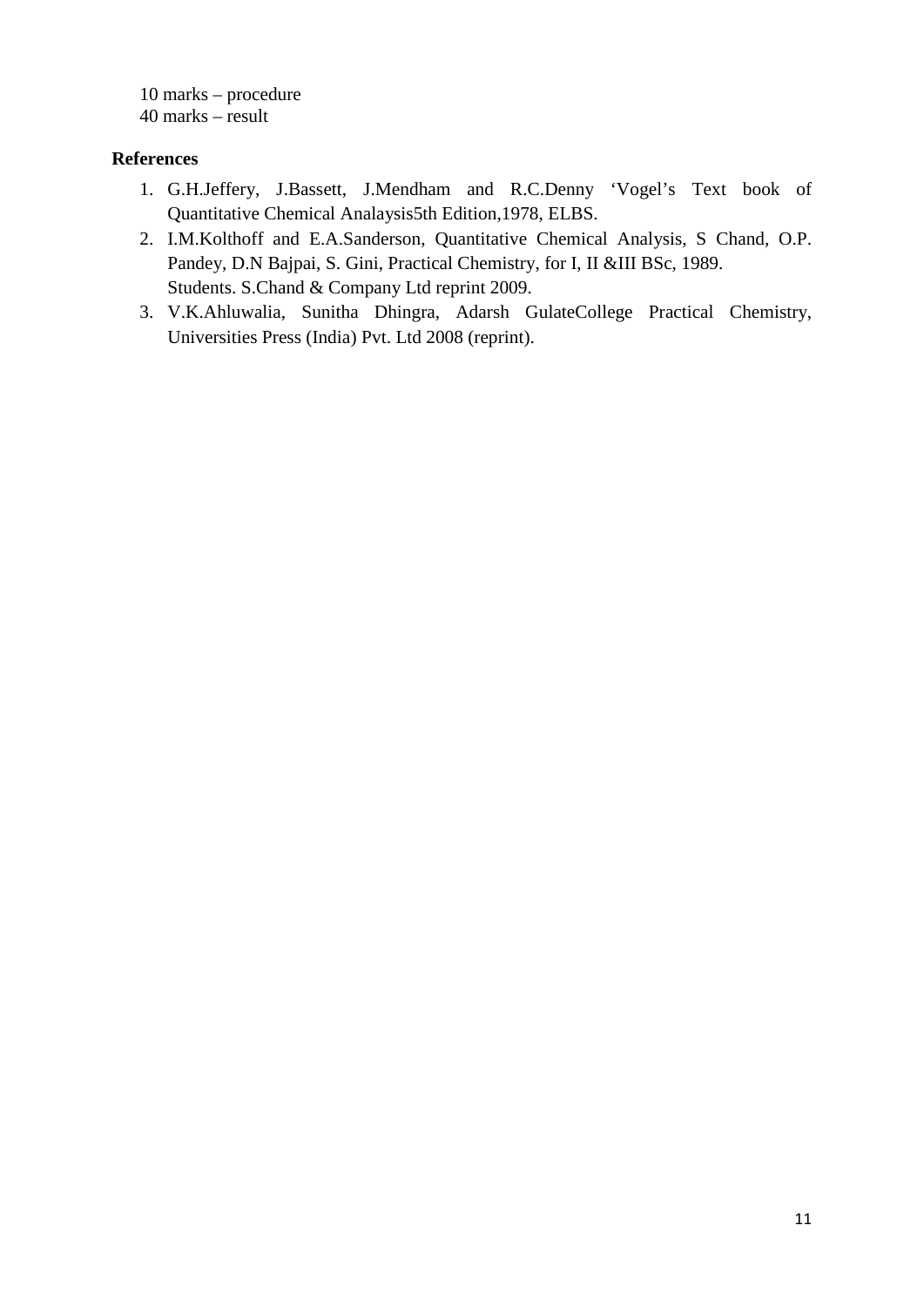10 marks – procedure
40 marks – result

**References**

1. G.H.Jeffery, J.Bassett, J.Mendham and R.C.Denny 'Vogel's Text book of Quantitative Chemical Analaysis5th Edition,1978, ELBS.
2. I.M.Kolthoff and E.A.Sanderson, Quantitative Chemical Analysis, S Chand, O.P. Pandey, D.N Bajpai, S. Gini, Practical Chemistry, for I, II &III BSc, 1989. Students. S.Chand & Company Ltd reprint 2009.
3. V.K.Ahluwalia, Sunitha Dhingra, Adarsh GulateCollege Practical Chemistry, Universities Press (India) Pvt. Ltd 2008 (reprint).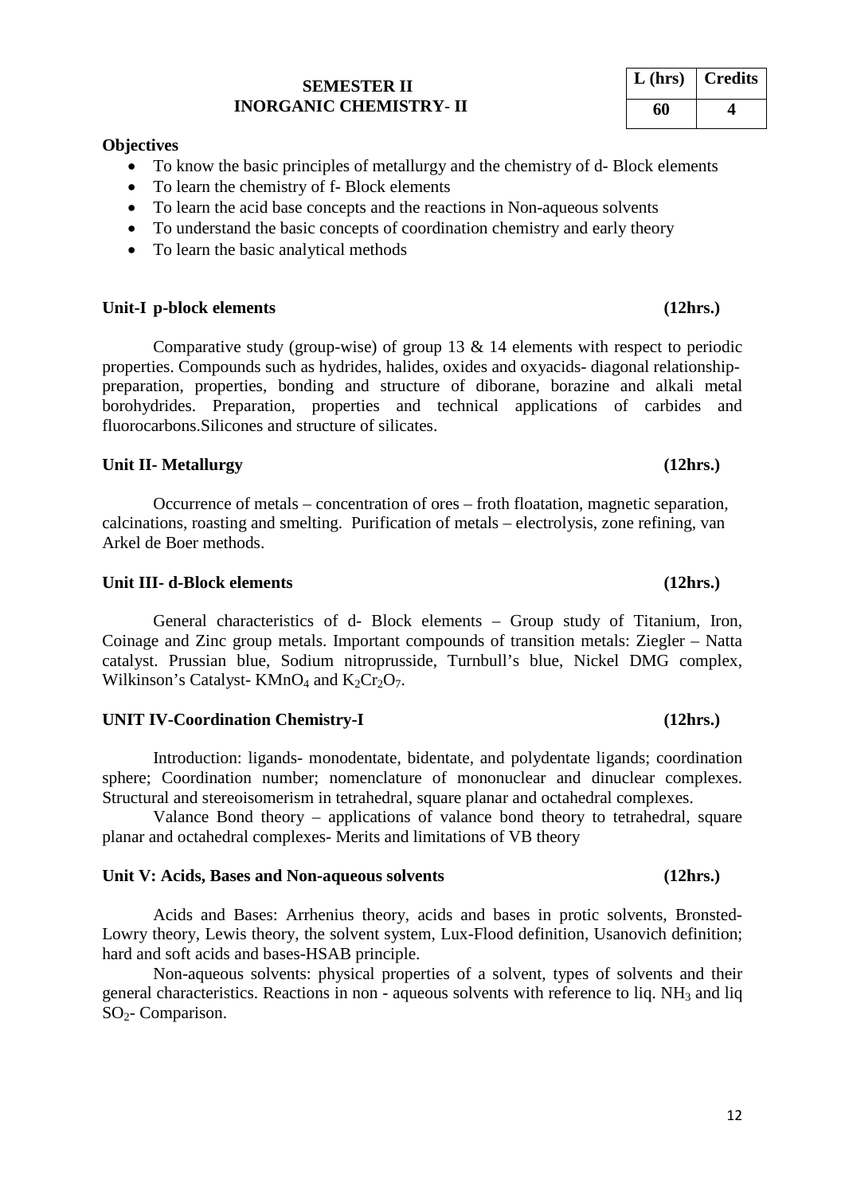## SEMESTER II
## INORGANIC CHEMISTRY- II

| L (hrs) | Credits |
|---|---|
| 60 | 4 |

**Objectives**

- To know the basic principles of metallurgy and the chemistry of d- Block elements
- To learn the chemistry of f- Block elements
- To learn the acid base concepts and the reactions in Non-aqueous solvents
- To understand the basic concepts of coordination chemistry and early theory
- To learn the basic analytical methods

**Unit-I p-block elements (12hrs.)**

Comparative study (group-wise) of group 13 & 14 elements with respect to periodic properties. Compounds such as hydrides, halides, oxides and oxyacids- diagonal relationship-preparation, properties, bonding and structure of diborane, borazine and alkali metal borohydrides. Preparation, properties and technical applications of carbides and fluorocarbons.Silicones and structure of silicates.

**Unit II- Metallurgy (12hrs.)**

Occurrence of metals – concentration of ores – froth floatation, magnetic separation, calcinations, roasting and smelting. Purification of metals – electrolysis, zone refining, van Arkel de Boer methods.

**Unit III- d-Block elements (12hrs.)**

General characteristics of d- Block elements – Group study of Titanium, Iron, Coinage and Zinc group metals. Important compounds of transition metals: Ziegler – Natta catalyst. Prussian blue, Sodium nitroprusside, Turnbull's blue, Nickel DMG complex, Wilkinson's Catalyst- $KMnO_4$ and $K_2Cr_2O_7$.

**UNIT IV-Coordination Chemistry-I (12hrs.)**

Introduction: ligands- monodentate, bidentate, and polydentate ligands; coordination sphere; Coordination number; nomenclature of mononuclear and dinuclear complexes. Structural and stereoisomerism in tetrahedral, square planar and octahedral complexes.

Valance Bond theory – applications of valance bond theory to tetrahedral, square planar and octahedral complexes- Merits and limitations of VB theory

**Unit V: Acids, Bases and Non-aqueous solvents (12hrs.)**

Acids and Bases: Arrhenius theory, acids and bases in protic solvents, Bronsted-Lowry theory, Lewis theory, the solvent system, Lux-Flood definition, Usanovich definition; hard and soft acids and bases-HSAB principle.

Non-aqueous solvents: physical properties of a solvent, types of solvents and their general characteristics. Reactions in non - aqueous solvents with reference to liq. $NH_3$ and liq $SO_2$- Comparison.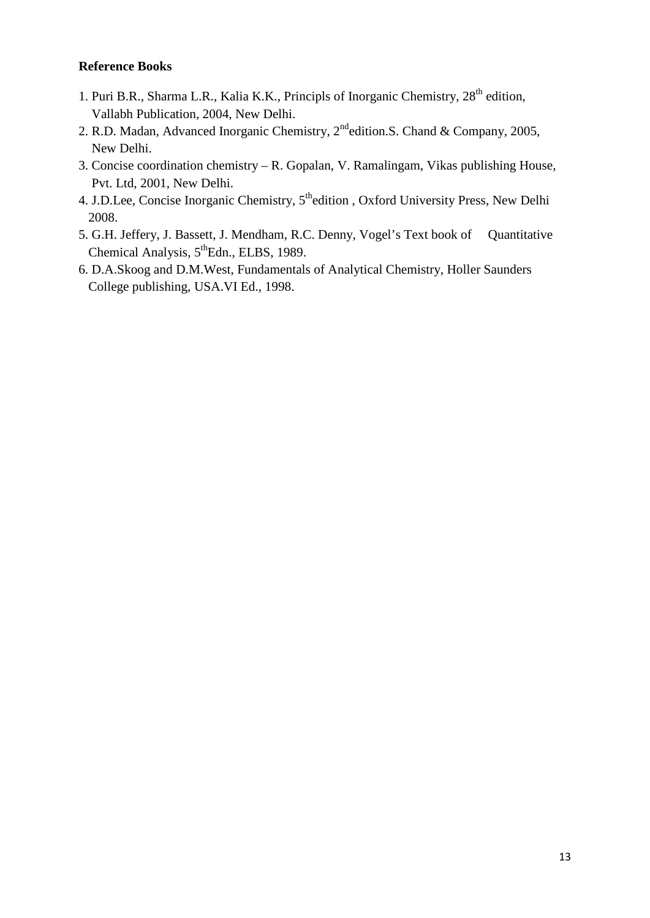**Reference Books**

1. Puri B.R., Sharma L.R., Kalia K.K., Principls of Inorganic Chemistry, 28th edition, Vallabh Publication, 2004, New Delhi.
2. R.D. Madan, Advanced Inorganic Chemistry, 2nd edition.S. Chand & Company, 2005, New Delhi.
3. Concise coordination chemistry – R. Gopalan, V. Ramalingam, Vikas publishing House, Pvt. Ltd, 2001, New Delhi.
4. J.D.Lee, Concise Inorganic Chemistry, 5th edition , Oxford University Press, New Delhi 2008.
5. G.H. Jeffery, J. Bassett, J. Mendham, R.C. Denny, Vogel's Text book of Quantitative Chemical Analysis, 5th Edn., ELBS, 1989.
6. D.A.Skoog and D.M.West, Fundamentals of Analytical Chemistry, Holler Saunders College publishing, USA.VI Ed., 1998.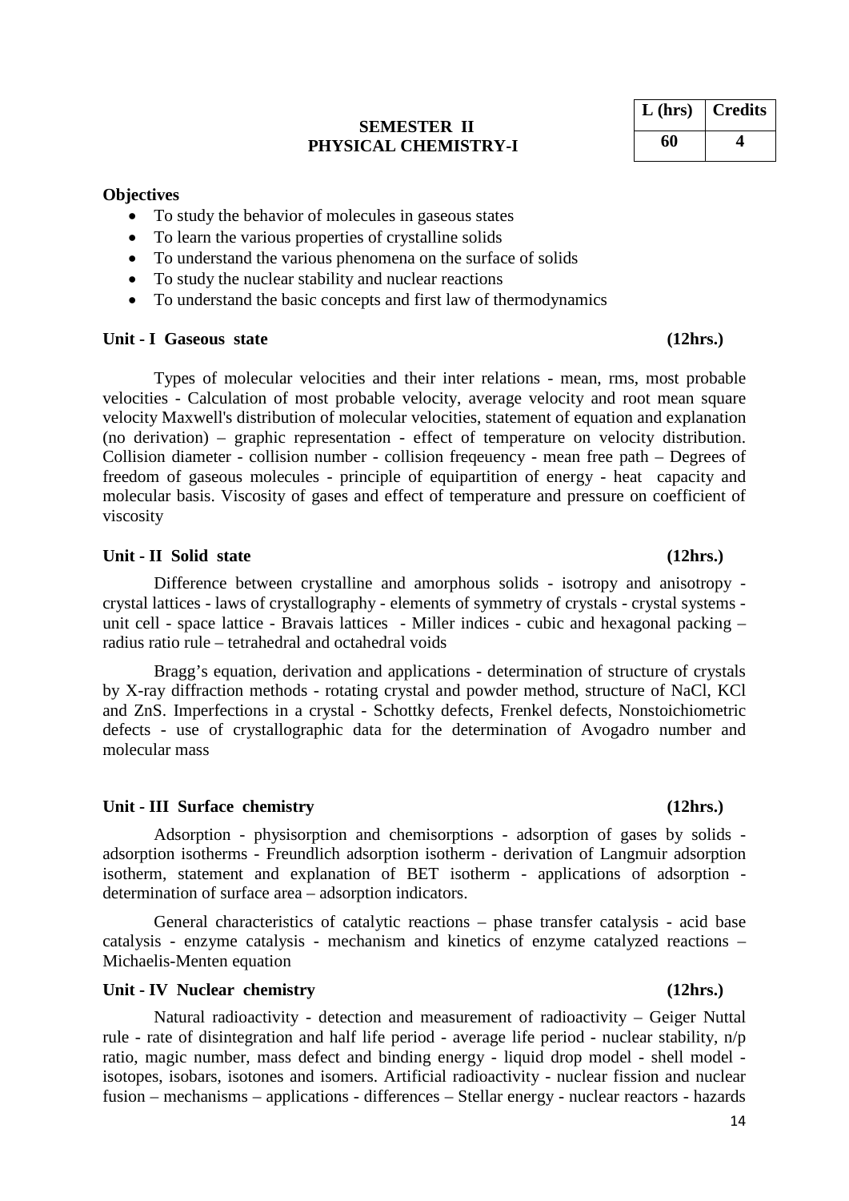## SEMESTER II
## PHYSICAL CHEMISTRY-I

| L (hrs) | Credits |
|---|---|
| 60 | 4 |

**Objectives**

- To study the behavior of molecules in gaseous states
- To learn the various properties of crystalline solids
- To understand the various phenomena on the surface of solids
- To study the nuclear stability and nuclear reactions
- To understand the basic concepts and first law of thermodynamics

**Unit - I Gaseous state (12hrs.)**

Types of molecular velocities and their inter relations - mean, rms, most probable velocities - Calculation of most probable velocity, average velocity and root mean square velocity Maxwell's distribution of molecular velocities, statement of equation and explanation (no derivation) – graphic representation - effect of temperature on velocity distribution. Collision diameter - collision number - collision freqeuency - mean free path – Degrees of freedom of gaseous molecules - principle of equipartition of energy - heat capacity and molecular basis. Viscosity of gases and effect of temperature and pressure on coefficient of viscosity

**Unit - II Solid state (12hrs.)**

Difference between crystalline and amorphous solids - isotropy and anisotropy - crystal lattices - laws of crystallography - elements of symmetry of crystals - crystal systems - unit cell - space lattice - Bravais lattices - Miller indices - cubic and hexagonal packing – radius ratio rule – tetrahedral and octahedral voids

Bragg's equation, derivation and applications - determination of structure of crystals by X-ray diffraction methods - rotating crystal and powder method, structure of NaCl, KCl and ZnS. Imperfections in a crystal - Schottky defects, Frenkel defects, Nonstoichiometric defects - use of crystallographic data for the determination of Avogadro number and molecular mass

**Unit - III Surface chemistry (12hrs.)**

Adsorption - physisorption and chemisorptions - adsorption of gases by solids - adsorption isotherms - Freundlich adsorption isotherm - derivation of Langmuir adsorption isotherm, statement and explanation of BET isotherm - applications of adsorption - determination of surface area – adsorption indicators.

General characteristics of catalytic reactions – phase transfer catalysis - acid base catalysis - enzyme catalysis - mechanism and kinetics of enzyme catalyzed reactions – Michaelis-Menten equation

**Unit - IV Nuclear chemistry (12hrs.)**

Natural radioactivity - detection and measurement of radioactivity – Geiger Nuttal rule - rate of disintegration and half life period - average life period - nuclear stability, n/p ratio, magic number, mass defect and binding energy - liquid drop model - shell model - isotopes, isobars, isotones and isomers. Artificial radioactivity - nuclear fission and nuclear fusion – mechanisms – applications - differences – Stellar energy - nuclear reactors - hazards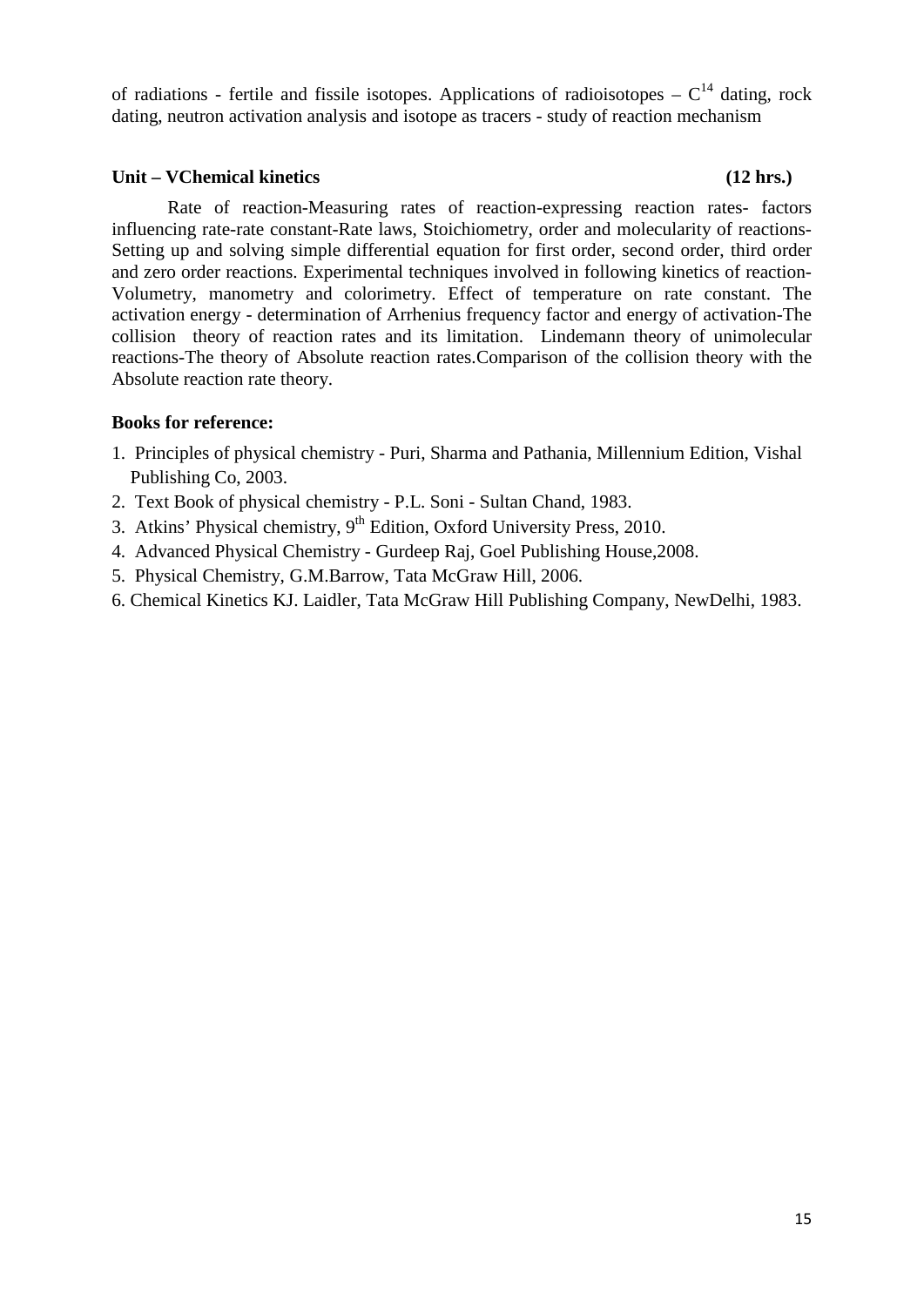of radiations - fertile and fissile isotopes. Applications of radioisotopes – $C^{14}$ dating, rock dating, neutron activation analysis and isotope as tracers - study of reaction mechanism

**Unit – VChemical kinetics (12 hrs.)**

Rate of reaction-Measuring rates of reaction-expressing reaction rates- factors influencing rate-rate constant-Rate laws, Stoichiometry, order and molecularity of reactions-Setting up and solving simple differential equation for first order, second order, third order and zero order reactions. Experimental techniques involved in following kinetics of reaction-Volumetry, manometry and colorimetry. Effect of temperature on rate constant. The activation energy - determination of Arrhenius frequency factor and energy of activation-The collision theory of reaction rates and its limitation. Lindemann theory of unimolecular reactions-The theory of Absolute reaction rates.Comparison of the collision theory with the Absolute reaction rate theory.

**Books for reference:**

1. Principles of physical chemistry - Puri, Sharma and Pathania, Millennium Edition, Vishal Publishing Co, 2003.
2. Text Book of physical chemistry - P.L. Soni - Sultan Chand, 1983.
3. Atkins' Physical chemistry, 9th Edition, Oxford University Press, 2010.
4. Advanced Physical Chemistry - Gurdeep Raj, Goel Publishing House,2008.
5. Physical Chemistry, G.M.Barrow, Tata McGraw Hill, 2006.
6. Chemical Kinetics KJ. Laidler, Tata McGraw Hill Publishing Company, NewDelhi, 1983.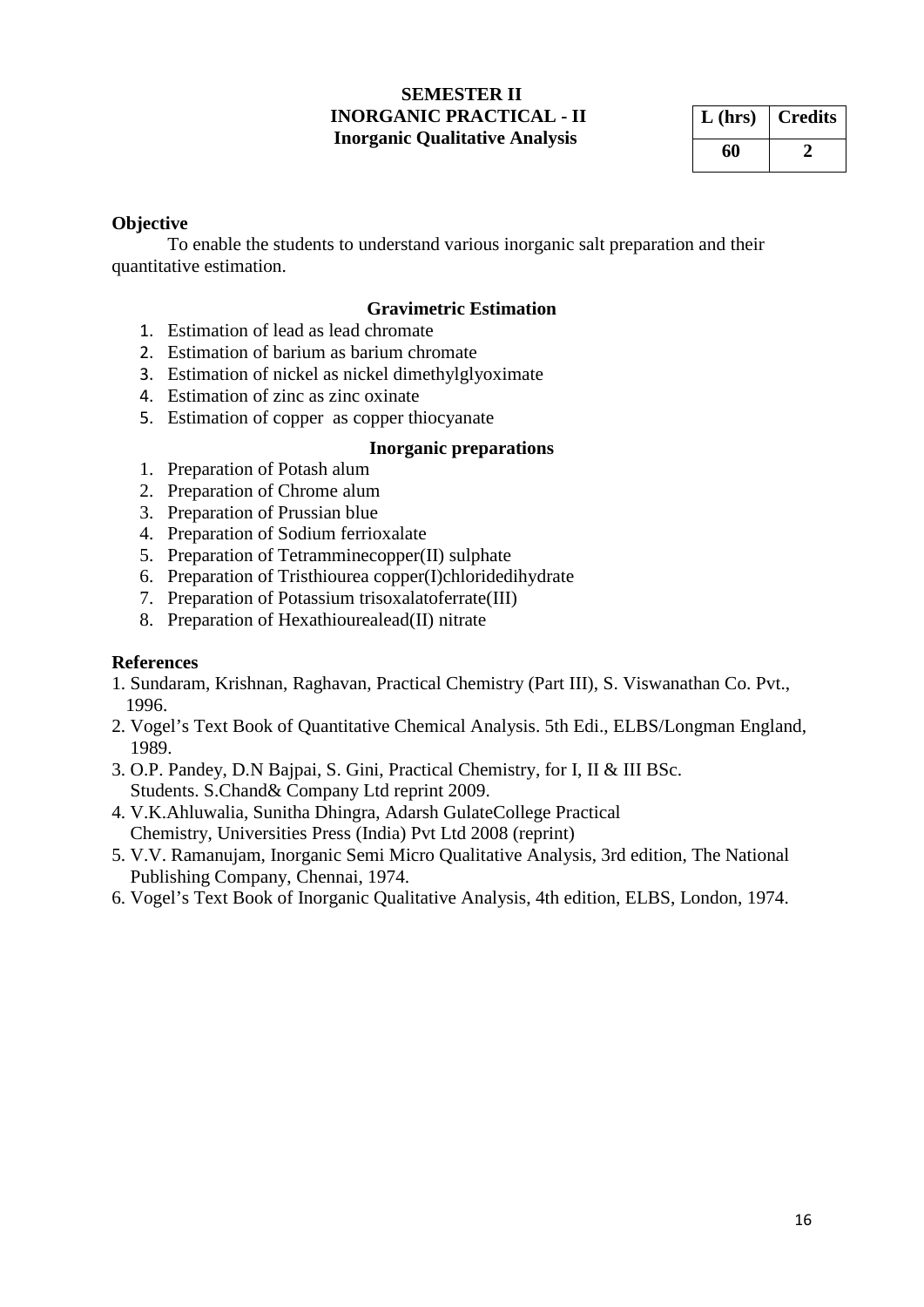**SEMESTER II**
**INORGANIC PRACTICAL - II**
**Inorganic Qualitative Analysis**

| L (hrs) | Credits |
|---|---|
| 60 | 2 |

**Objective**

To enable the students to understand various inorganic salt preparation and their quantitative estimation.

**Gravimetric Estimation**

1. Estimation of lead as lead chromate
2. Estimation of barium as barium chromate
3. Estimation of nickel as nickel dimethylglyoximate
4. Estimation of zinc as zinc oxinate
5. Estimation of copper as copper thiocyanate

**Inorganic preparations**

1. Preparation of Potash alum
2. Preparation of Chrome alum
3. Preparation of Prussian blue
4. Preparation of Sodium ferrioxalate
5. Preparation of Tetramminecopper(II) sulphate
6. Preparation of Tristhiourea copper(I)chloridedihydrate
7. Preparation of Potassium trisoxalatoferrate(III)
8. Preparation of Hexathiourealead(II) nitrate

**References**

1. Sundaram, Krishnan, Raghavan, Practical Chemistry (Part III), S. Viswanathan Co. Pvt., 1996.
2. Vogel's Text Book of Quantitative Chemical Analysis. 5th Edi., ELBS/Longman England, 1989.
3. O.P. Pandey, D.N Bajpai, S. Gini, Practical Chemistry, for I, II & III BSc. Students. S.Chand& Company Ltd reprint 2009.
4. V.K.Ahluwalia, Sunitha Dhingra, Adarsh GulateCollege Practical Chemistry, Universities Press (India) Pvt Ltd 2008 (reprint)
5. V.V. Ramanujam, Inorganic Semi Micro Qualitative Analysis, 3rd edition, The National Publishing Company, Chennai, 1974.
6. Vogel's Text Book of Inorganic Qualitative Analysis, 4th edition, ELBS, London, 1974.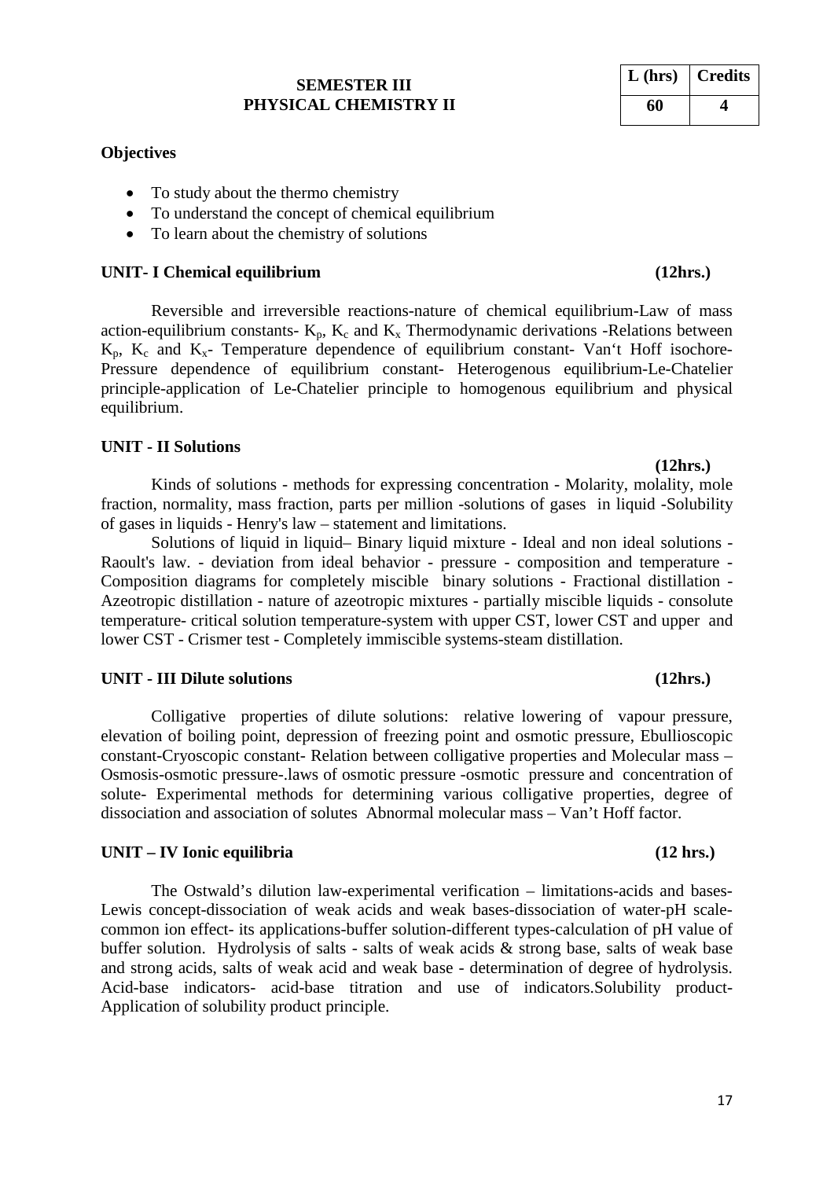**SEMESTER III**
**PHYSICAL CHEMISTRY II**

| L (hrs) | Credits |
|---|---|
| 60 | 4 |

**Objectives**

- To study about the thermo chemistry
- To understand the concept of chemical equilibrium
- To learn about the chemistry of solutions

**UNIT- I Chemical equilibrium (12hrs.)**

Reversible and irreversible reactions-nature of chemical equilibrium-Law of mass action-equilibrium constants- $K_p$, $K_c$ and $K_x$ Thermodynamic derivations -Relations between $K_p$, $K_c$ and $K_x$- Temperature dependence of equilibrium constant- Van't Hoff isochore-Pressure dependence of equilibrium constant- Heterogenous equilibrium-Le-Chatelier principle-application of Le-Chatelier principle to homogenous equilibrium and physical equilibrium.

**UNIT - II Solutions (12hrs.)**

Kinds of solutions - methods for expressing concentration - Molarity, molality, mole fraction, normality, mass fraction, parts per million -solutions of gases in liquid -Solubility of gases in liquids - Henry's law – statement and limitations.

Solutions of liquid in liquid– Binary liquid mixture - Ideal and non ideal solutions - Raoult's law. - deviation from ideal behavior - pressure - composition and temperature - Composition diagrams for completely miscible binary solutions - Fractional distillation - Azeotropic distillation - nature of azeotropic mixtures - partially miscible liquids - consolute temperature- critical solution temperature-system with upper CST, lower CST and upper and lower CST - Crismer test - Completely immiscible systems-steam distillation.

**UNIT - III Dilute solutions (12hrs.)**

Colligative properties of dilute solutions: relative lowering of vapour pressure, elevation of boiling point, depression of freezing point and osmotic pressure, Ebullioscopic constant-Cryoscopic constant- Relation between colligative properties and Molecular mass – Osmosis-osmotic pressure-.laws of osmotic pressure -osmotic pressure and concentration of solute- Experimental methods for determining various colligative properties, degree of dissociation and association of solutes Abnormal molecular mass – Van't Hoff factor.

**UNIT – IV Ionic equilibria (12 hrs.)**

The Ostwald's dilution law-experimental verification – limitations-acids and bases-Lewis concept-dissociation of weak acids and weak bases-dissociation of water-pH scale-common ion effect- its applications-buffer solution-different types-calculation of pH value of buffer solution. Hydrolysis of salts - salts of weak acids & strong base, salts of weak base and strong acids, salts of weak acid and weak base - determination of degree of hydrolysis. Acid-base indicators- acid-base titration and use of indicators.Solubility product-Application of solubility product principle.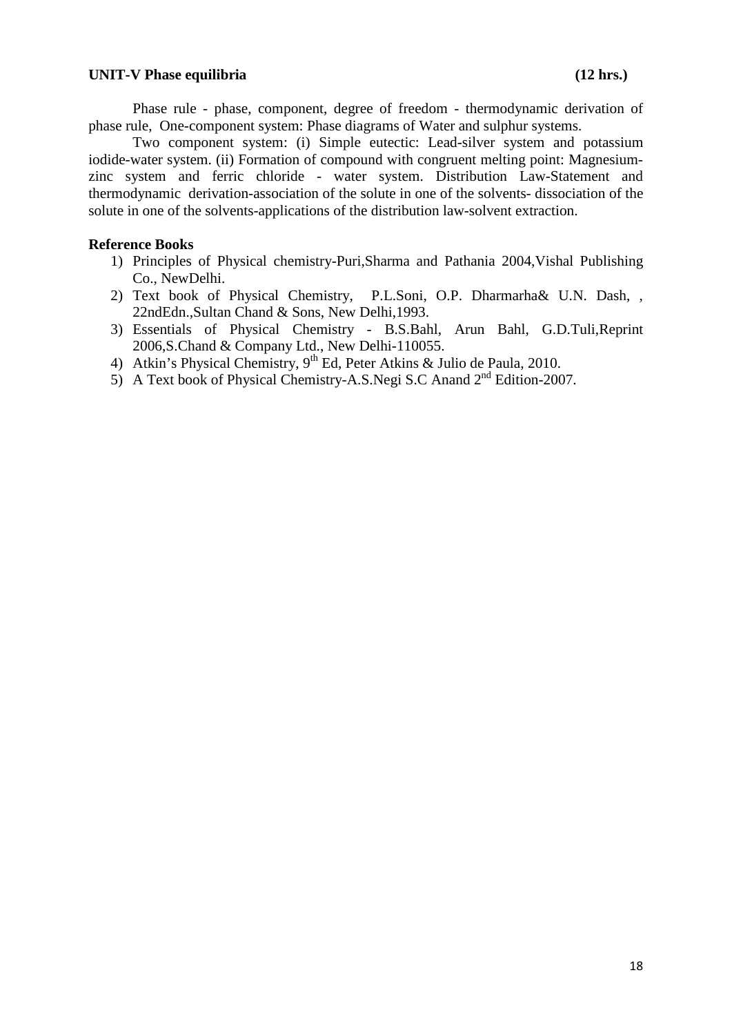**UNIT-V Phase equilibria (12 hrs.)**

Phase rule - phase, component, degree of freedom - thermodynamic derivation of phase rule, One-component system: Phase diagrams of Water and sulphur systems.

Two component system: (i) Simple eutectic: Lead-silver system and potassium iodide-water system. (ii) Formation of compound with congruent melting point: Magnesium-zinc system and ferric chloride - water system. Distribution Law-Statement and thermodynamic derivation-association of the solute in one of the solvents- dissociation of the solute in one of the solvents-applications of the distribution law-solvent extraction.

**Reference Books**

1) Principles of Physical chemistry-Puri,Sharma and Pathania 2004,Vishal Publishing Co., NewDelhi.
2) Text book of Physical Chemistry, P.L.Soni, O.P. Dharmarha& U.N. Dash, , 22ndEdn.,Sultan Chand & Sons, New Delhi,1993.
3) Essentials of Physical Chemistry - B.S.Bahl, Arun Bahl, G.D.Tuli,Reprint 2006,S.Chand & Company Ltd., New Delhi-110055.
4) Atkin's Physical Chemistry, 9th Ed, Peter Atkins & Julio de Paula, 2010.
5) A Text book of Physical Chemistry-A.S.Negi S.C Anand 2nd Edition-2007.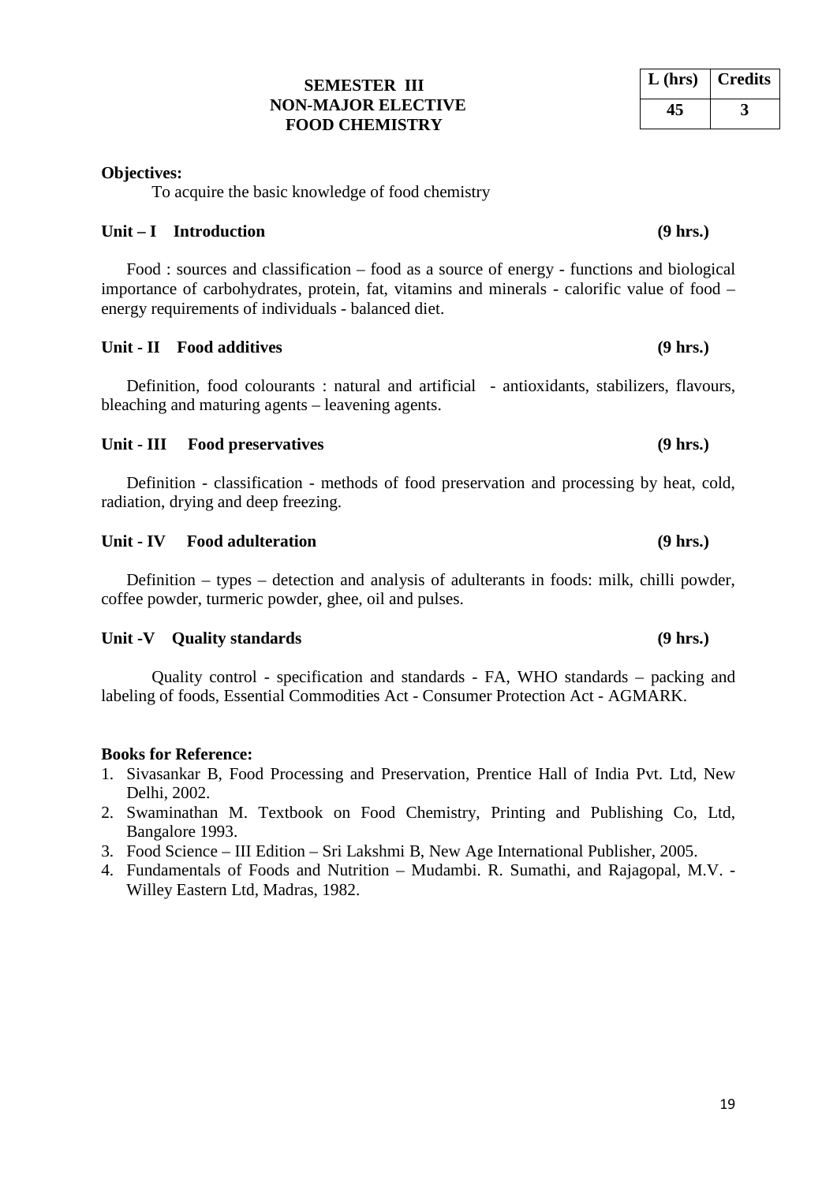**SEMESTER III**
**NON-MAJOR ELECTIVE**
**FOOD CHEMISTRY**

| L (hrs) | Credits |
|---|---|
| 45 | 3 |

**Objectives:**

To acquire the basic knowledge of food chemistry

**Unit – I Introduction** **(9 hrs.)**

Food : sources and classification – food as a source of energy - functions and biological importance of carbohydrates, protein, fat, vitamins and minerals - calorific value of food – energy requirements of individuals - balanced diet.

**Unit - II Food additives** **(9 hrs.)**

Definition, food colourants : natural and artificial - antioxidants, stabilizers, flavours, bleaching and maturing agents – leavening agents.

**Unit - III Food preservatives** **(9 hrs.)**

Definition - classification - methods of food preservation and processing by heat, cold, radiation, drying and deep freezing.

**Unit - IV Food adulteration** **(9 hrs.)**

Definition – types – detection and analysis of adulterants in foods: milk, chilli powder, coffee powder, turmeric powder, ghee, oil and pulses.

**Unit -V Quality standards** **(9 hrs.)**

Quality control - specification and standards - FA, WHO standards – packing and labeling of foods, Essential Commodities Act - Consumer Protection Act - AGMARK.

**Books for Reference:**

1. Sivasankar B, Food Processing and Preservation, Prentice Hall of India Pvt. Ltd, New Delhi, 2002.
2. Swaminathan M. Textbook on Food Chemistry, Printing and Publishing Co, Ltd, Bangalore 1993.
3. Food Science – III Edition – Sri Lakshmi B, New Age International Publisher, 2005.
4. Fundamentals of Foods and Nutrition – Mudambi. R. Sumathi, and Rajagopal, M.V. - Willey Eastern Ltd, Madras, 1982.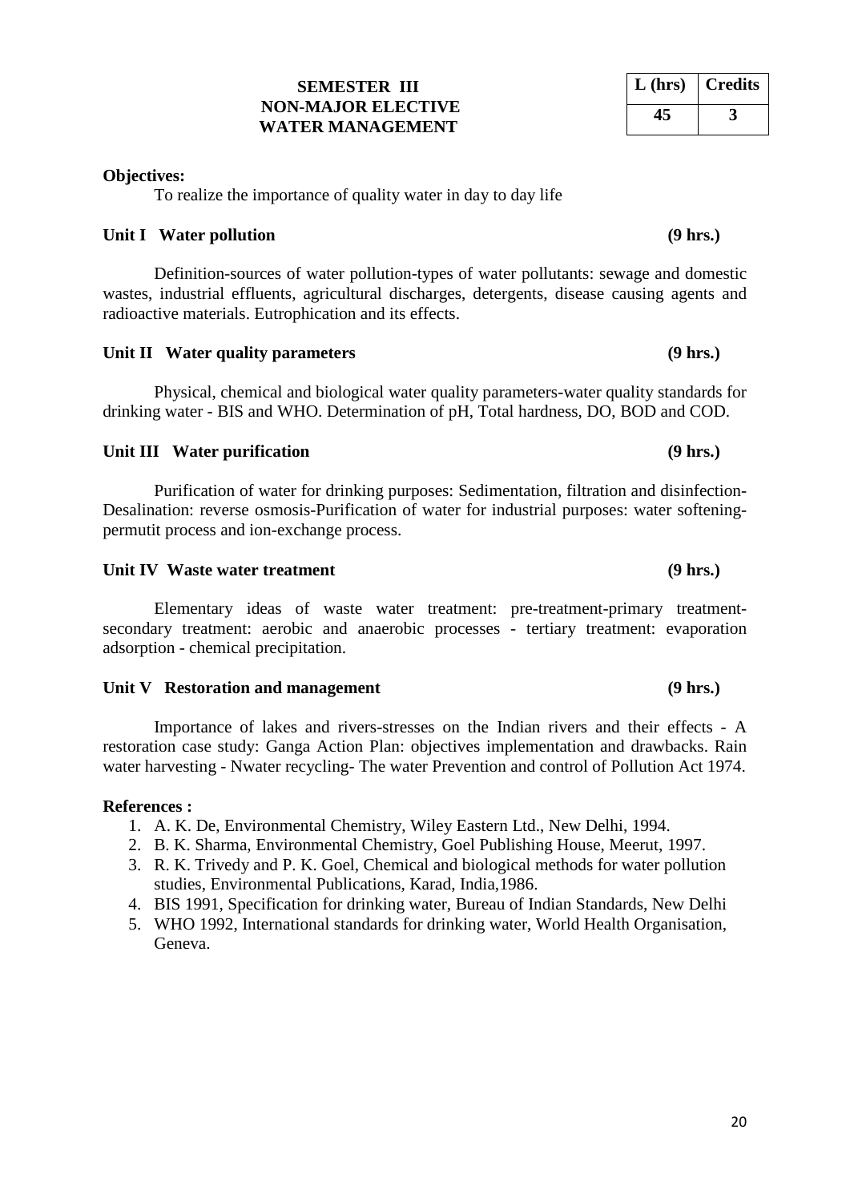# SEMESTER III
## NON-MAJOR ELECTIVE
## WATER MANAGEMENT

| L (hrs) | Credits |
| --- | --- |
| 45 | 3 |

**Objectives:**

To realize the importance of quality water in day to day life

**Unit I Water pollution (9 hrs.)**

Definition-sources of water pollution-types of water pollutants: sewage and domestic wastes, industrial effluents, agricultural discharges, detergents, disease causing agents and radioactive materials. Eutrophication and its effects.

**Unit II Water quality parameters (9 hrs.)**

Physical, chemical and biological water quality parameters-water quality standards for drinking water - BIS and WHO. Determination of pH, Total hardness, DO, BOD and COD.

**Unit III Water purification (9 hrs.)**

Purification of water for drinking purposes: Sedimentation, filtration and disinfection-Desalination: reverse osmosis-Purification of water for industrial purposes: water softening-permutit process and ion-exchange process.

**Unit IV Waste water treatment (9 hrs.)**

Elementary ideas of waste water treatment: pre-treatment-primary treatment-secondary treatment: aerobic and anaerobic processes - tertiary treatment: evaporation adsorption - chemical precipitation.

**Unit V Restoration and management (9 hrs.)**

Importance of lakes and rivers-stresses on the Indian rivers and their effects - A restoration case study: Ganga Action Plan: objectives implementation and drawbacks. Rain water harvesting - Nwater recycling- The water Prevention and control of Pollution Act 1974.

**References :**

1. A. K. De, Environmental Chemistry, Wiley Eastern Ltd., New Delhi, 1994.
2. B. K. Sharma, Environmental Chemistry, Goel Publishing House, Meerut, 1997.
3. R. K. Trivedy and P. K. Goel, Chemical and biological methods for water pollution studies, Environmental Publications, Karad, India,1986.
4. BIS 1991, Specification for drinking water, Bureau of Indian Standards, New Delhi
5. WHO 1992, International standards for drinking water, World Health Organisation, Geneva.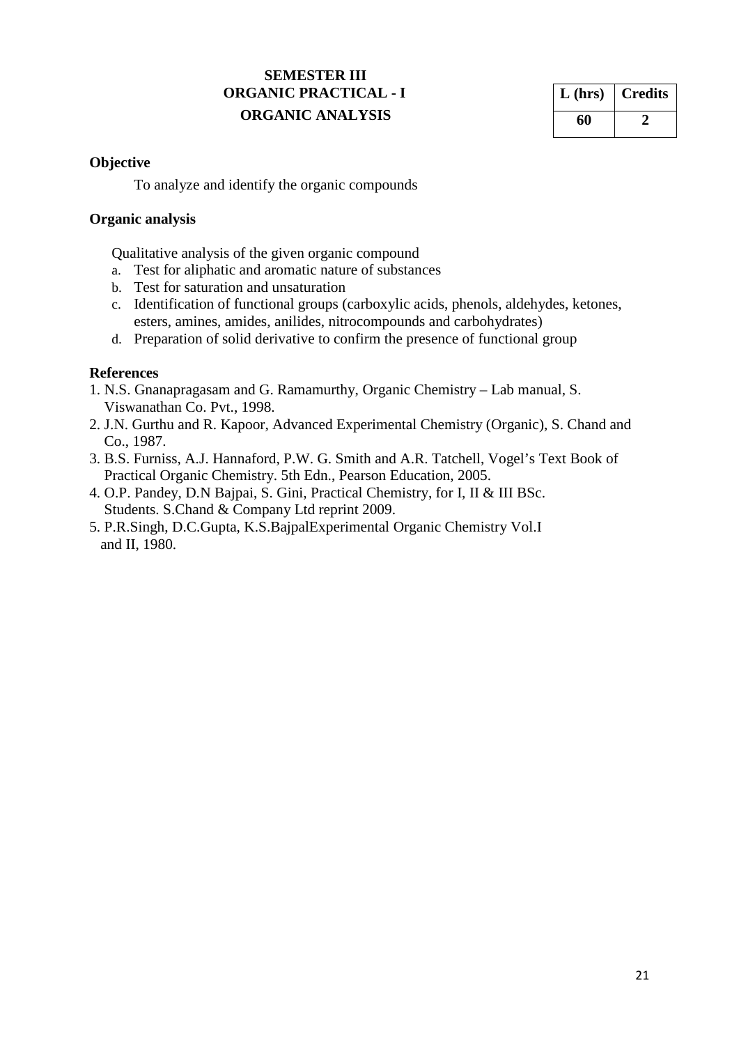**SEMESTER III**

**ORGANIC PRACTICAL - I**

**ORGANIC ANALYSIS**

| L (hrs) | Credits |
|---|---|
| 60 | 2 |

**Objective**

To analyze and identify the organic compounds

**Organic analysis**

Qualitative analysis of the given organic compound

a. Test for aliphatic and aromatic nature of substances
b. Test for saturation and unsaturation
c. Identification of functional groups (carboxylic acids, phenols, aldehydes, ketones, esters, amines, amides, anilides, nitrocompounds and carbohydrates)
d. Preparation of solid derivative to confirm the presence of functional group

**References**

1. N.S. Gnanapragasam and G. Ramamurthy, Organic Chemistry – Lab manual, S. Viswanathan Co. Pvt., 1998.
2. J.N. Gurthu and R. Kapoor, Advanced Experimental Chemistry (Organic), S. Chand and Co., 1987.
3. B.S. Furniss, A.J. Hannaford, P.W. G. Smith and A.R. Tatchell, Vogel's Text Book of Practical Organic Chemistry. 5th Edn., Pearson Education, 2005.
4. O.P. Pandey, D.N Bajpai, S. Gini, Practical Chemistry, for I, II & III BSc. Students. S.Chand & Company Ltd reprint 2009.
5. P.R.Singh, D.C.Gupta, K.S.BajpalExperimental Organic Chemistry Vol.I and II, 1980.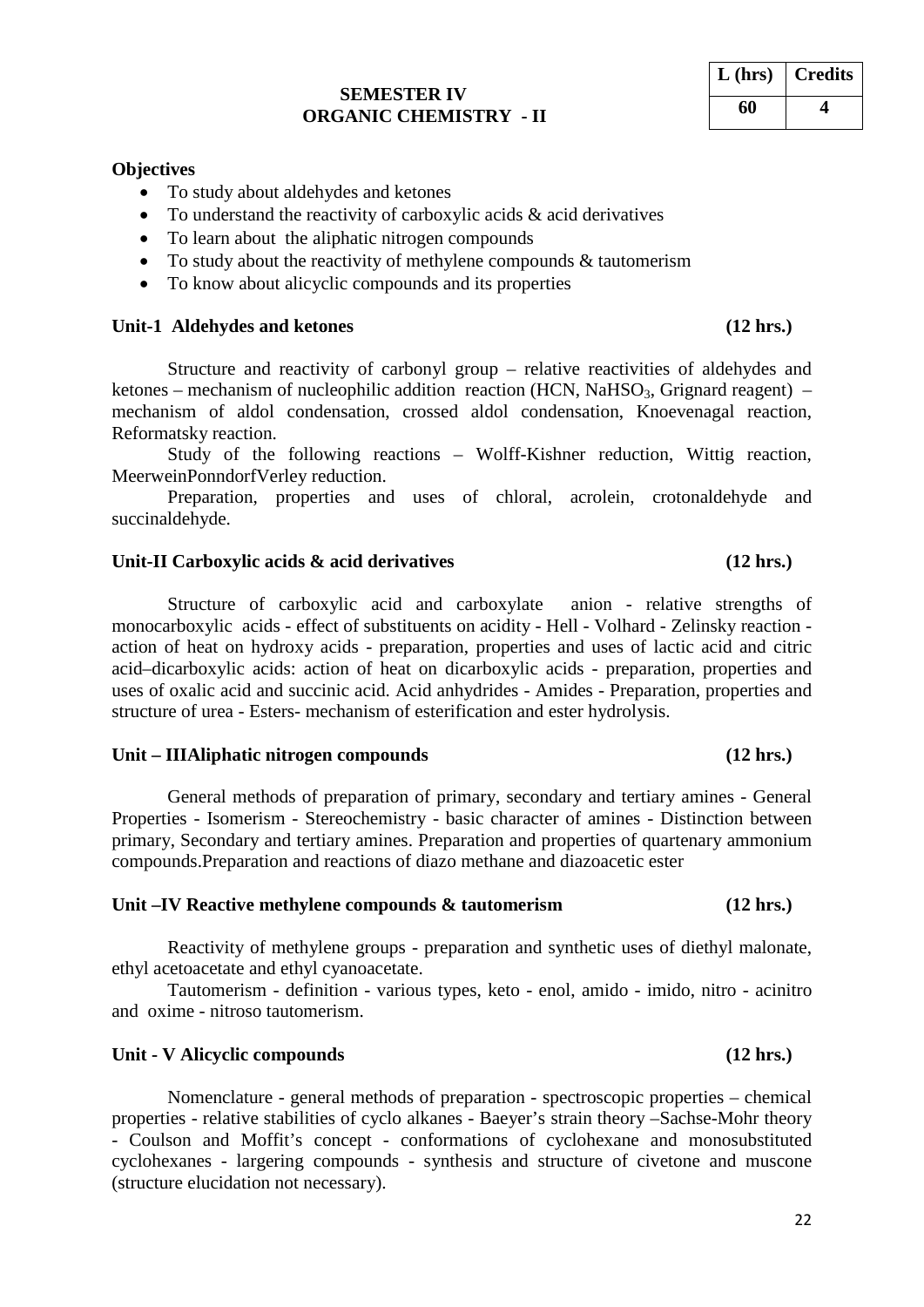| L (hrs) | Credits |
|---|---|
| 60 | 4 |

## SEMESTER IV
## ORGANIC CHEMISTRY - II

**Objectives**

- To study about aldehydes and ketones
- To understand the reactivity of carboxylic acids & acid derivatives
- To learn about the aliphatic nitrogen compounds
- To study about the reactivity of methylene compounds & tautomerism
- To know about alicyclic compounds and its properties

### Unit-1 Aldehydes and ketones (12 hrs.)

Structure and reactivity of carbonyl group – relative reactivities of aldehydes and ketones – mechanism of nucleophilic addition reaction (HCN, $NaHSO_3$, Grignard reagent) – mechanism of aldol condensation, crossed aldol condensation, Knoevenagal reaction, Reformatsky reaction.

Study of the following reactions – Wolff-Kishner reduction, Wittig reaction, MeerweinPonndorfVerley reduction.

Preparation, properties and uses of chloral, acrolein, crotonaldehyde and succinaldehyde.

### Unit-II Carboxylic acids & acid derivatives (12 hrs.)

Structure of carboxylic acid and carboxylate anion - relative strengths of monocarboxylic acids - effect of substituents on acidity - Hell - Volhard - Zelinsky reaction - action of heat on hydroxy acids - preparation, properties and uses of lactic acid and citric acid–dicarboxylic acids: action of heat on dicarboxylic acids - preparation, properties and uses of oxalic acid and succinic acid. Acid anhydrides - Amides - Preparation, properties and structure of urea - Esters- mechanism of esterification and ester hydrolysis.

### Unit – IIIAliphatic nitrogen compounds (12 hrs.)

General methods of preparation of primary, secondary and tertiary amines - General Properties - Isomerism - Stereochemistry - basic character of amines - Distinction between primary, Secondary and tertiary amines. Preparation and properties of quartenary ammonium compounds.Preparation and reactions of diazo methane and diazoacetic ester

### Unit –IV Reactive methylene compounds & tautomerism (12 hrs.)

Reactivity of methylene groups - preparation and synthetic uses of diethyl malonate, ethyl acetoacetate and ethyl cyanoacetate.

Tautomerism - definition - various types, keto - enol, amido - imido, nitro - acinitro and oxime - nitroso tautomerism.

### Unit - V Alicyclic compounds (12 hrs.)

Nomenclature - general methods of preparation - spectroscopic properties – chemical properties - relative stabilities of cyclo alkanes - Baeyer's strain theory –Sachse-Mohr theory - Coulson and Moffit's concept - conformations of cyclohexane and monosubstituted cyclohexanes - largering compounds - synthesis and structure of civetone and muscone (structure elucidation not necessary).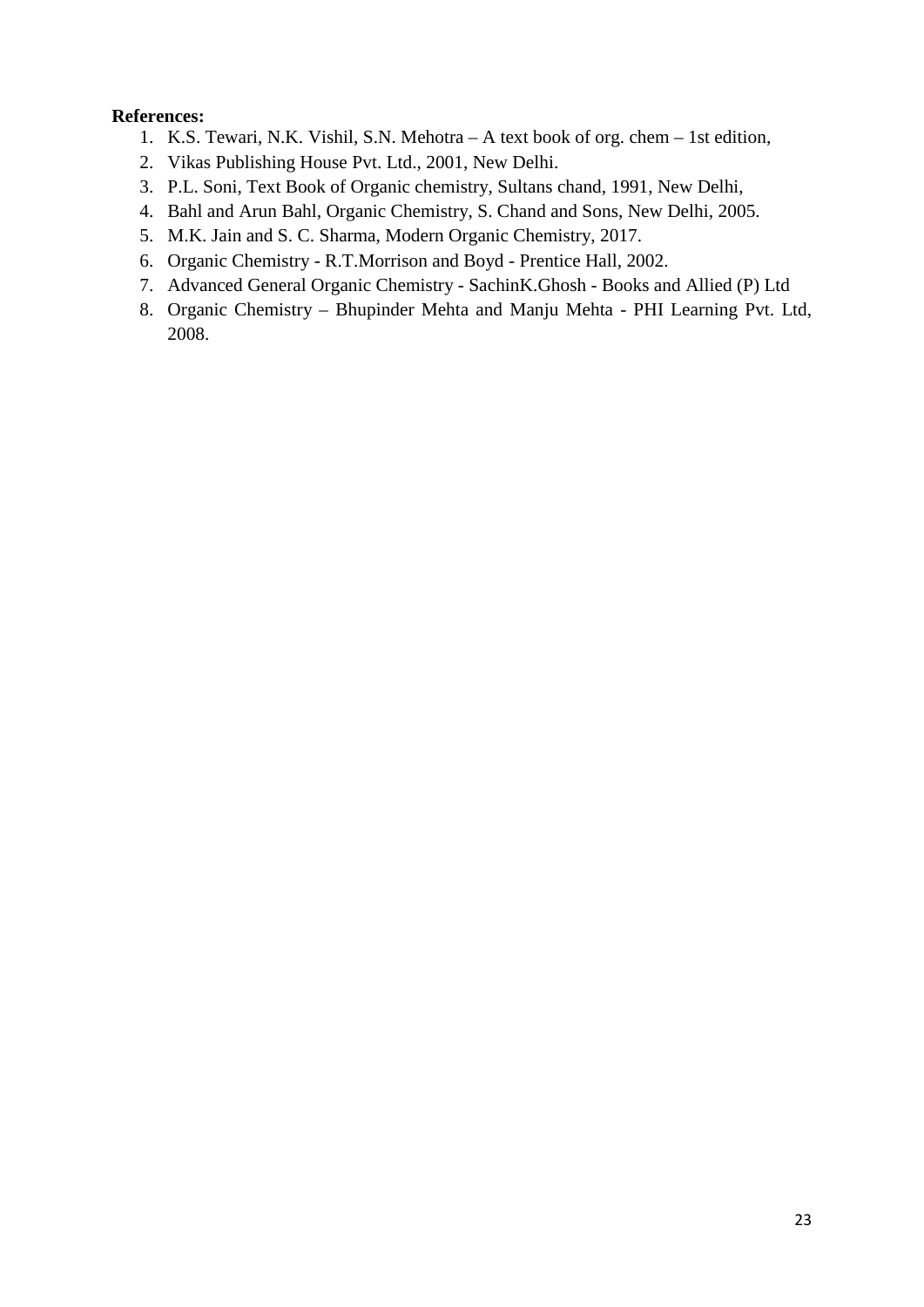**References:**

1. K.S. Tewari, N.K. Vishil, S.N. Mehotra – A text book of org. chem – 1st edition,
2. Vikas Publishing House Pvt. Ltd., 2001, New Delhi.
3. P.L. Soni, Text Book of Organic chemistry, Sultans chand, 1991, New Delhi,
4. Bahl and Arun Bahl, Organic Chemistry, S. Chand and Sons, New Delhi, 2005.
5. M.K. Jain and S. C. Sharma, Modern Organic Chemistry, 2017.
6. Organic Chemistry - R.T.Morrison and Boyd - Prentice Hall, 2002.
7. Advanced General Organic Chemistry - SachinK.Ghosh - Books and Allied (P) Ltd
8. Organic Chemistry – Bhupinder Mehta and Manju Mehta - PHI Learning Pvt. Ltd, 2008.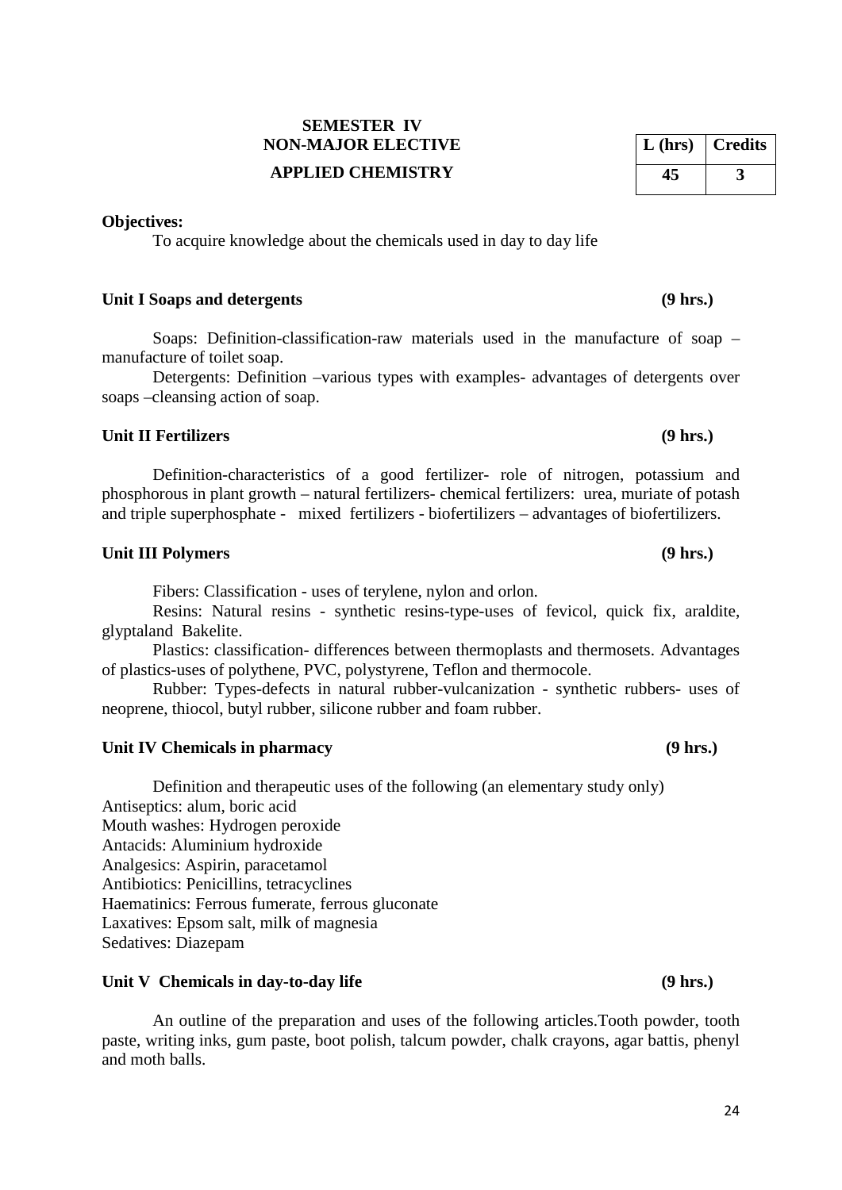**SEMESTER IV**

**NON-MAJOR ELECTIVE**

**APPLIED CHEMISTRY**

| L (hrs) | Credits |
|---|---|
| 45 | 3 |

**Objectives:**

To acquire knowledge about the chemicals used in day to day life

**Unit I Soaps and detergents (9 hrs.)**

Soaps: Definition-classification-raw materials used in the manufacture of soap – manufacture of toilet soap.

Detergents: Definition –various types with examples- advantages of detergents over soaps –cleansing action of soap.

**Unit II Fertilizers (9 hrs.)**

Definition-characteristics of a good fertilizer- role of nitrogen, potassium and phosphorous in plant growth – natural fertilizers- chemical fertilizers: urea, muriate of potash and triple superphosphate - mixed fertilizers - biofertilizers – advantages of biofertilizers.

**Unit III Polymers (9 hrs.)**

Fibers: Classification - uses of terylene, nylon and orlon.

Resins: Natural resins - synthetic resins-type-uses of fevicol, quick fix, araldite, glyptaland Bakelite.

Plastics: classification- differences between thermoplasts and thermosets. Advantages of plastics-uses of polythene, PVC, polystyrene, Teflon and thermocole.

Rubber: Types-defects in natural rubber-vulcanization - synthetic rubbers- uses of neoprene, thiocol, butyl rubber, silicone rubber and foam rubber.

**Unit IV Chemicals in pharmacy (9 hrs.)**

Definition and therapeutic uses of the following (an elementary study only)

Antiseptics: alum, boric acid
Mouth washes: Hydrogen peroxide
Antacids: Aluminium hydroxide
Analgesics: Aspirin, paracetamol
Antibiotics: Penicillins, tetracyclines
Haematinics: Ferrous fumerate, ferrous gluconate
Laxatives: Epsom salt, milk of magnesia
Sedatives: Diazepam

**Unit V Chemicals in day-to-day life (9 hrs.)**

An outline of the preparation and uses of the following articles.Tooth powder, tooth paste, writing inks, gum paste, boot polish, talcum powder, chalk crayons, agar battis, phenyl and moth balls.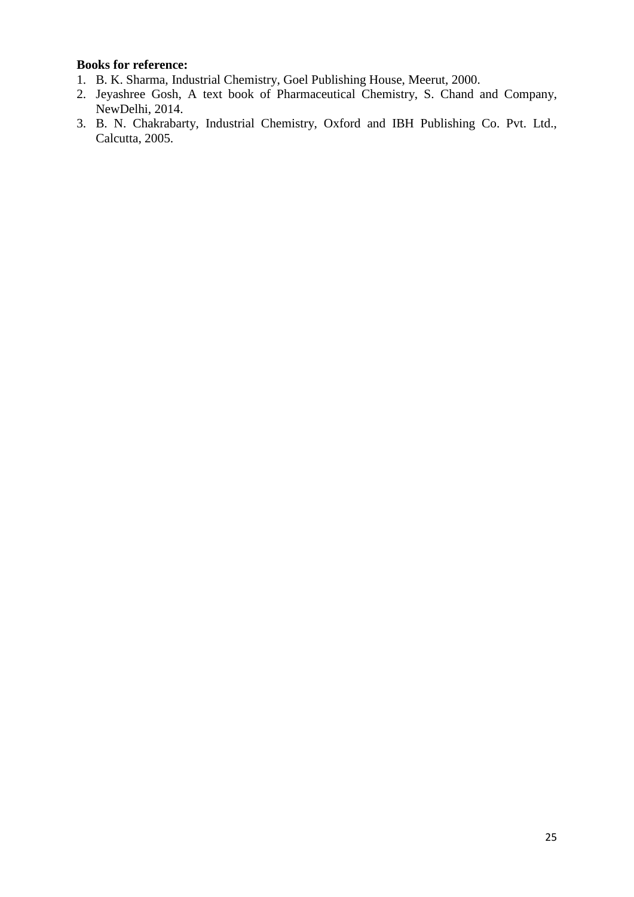**Books for reference:**

1. B. K. Sharma, Industrial Chemistry, Goel Publishing House, Meerut, 2000.
2. Jeyashree Gosh, A text book of Pharmaceutical Chemistry, S. Chand and Company, NewDelhi, 2014.
3. B. N. Chakrabarty, Industrial Chemistry, Oxford and IBH Publishing Co. Pvt. Ltd., Calcutta, 2005.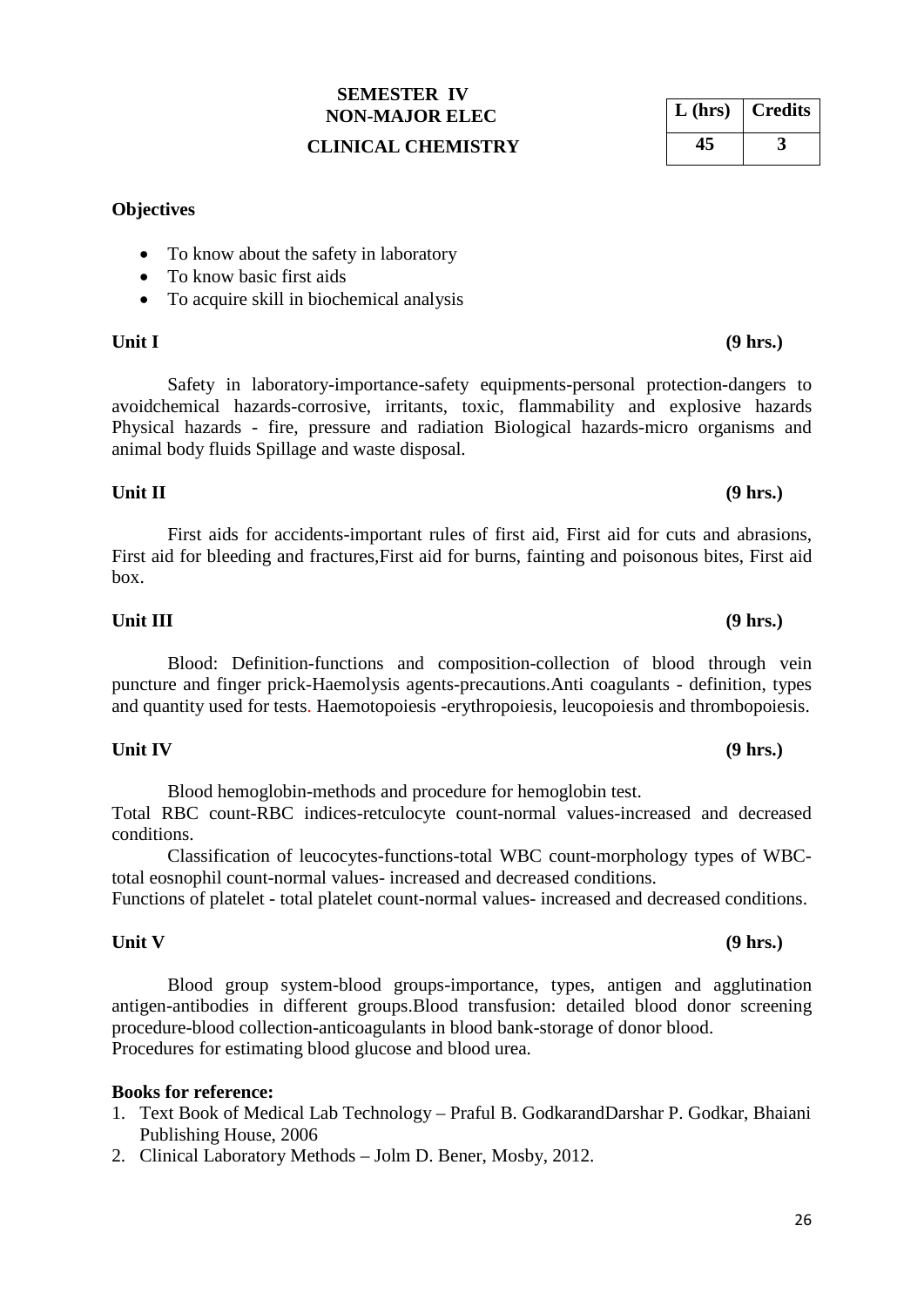## SEMESTER IV

## NON-MAJOR ELEC

## CLINICAL CHEMISTRY

| L (hrs) | Credits |
|---|---|
| 45 | 3 |

**Objectives**

- To know about the safety in laboratory
- To know basic first aids
- To acquire skill in biochemical analysis

**Unit I** **(9 hrs.)**

Safety in laboratory-importance-safety equipments-personal protection-dangers to avoidchemical hazards-corrosive, irritants, toxic, flammability and explosive hazards Physical hazards - fire, pressure and radiation Biological hazards-micro organisms and animal body fluids Spillage and waste disposal.

**Unit II** **(9 hrs.)**

First aids for accidents-important rules of first aid, First aid for cuts and abrasions, First aid for bleeding and fractures,First aid for burns, fainting and poisonous bites, First aid box.

**Unit III** **(9 hrs.)**

Blood: Definition-functions and composition-collection of blood through vein puncture and finger prick-Haemolysis agents-precautions.Anti coagulants - definition, types and quantity used for tests. Haemotopoiesis -erythropoiesis, leucopoiesis and thrombopoiesis.

**Unit IV** **(9 hrs.)**

Blood hemoglobin-methods and procedure for hemoglobin test.
Total RBC count-RBC indices-retculocyte count-normal values-increased and decreased conditions.

Classification of leucocytes-functions-total WBC count-morphology types of WBC-total eosnophil count-normal values- increased and decreased conditions.
Functions of platelet - total platelet count-normal values- increased and decreased conditions.

**Unit V** **(9 hrs.)**

Blood group system-blood groups-importance, types, antigen and agglutination antigen-antibodies in different groups.Blood transfusion: detailed blood donor screening procedure-blood collection-anticoagulants in blood bank-storage of donor blood.
Procedures for estimating blood glucose and blood urea.

**Books for reference:**

1. Text Book of Medical Lab Technology – Praful B. GodkarandDarshar P. Godkar, Bhaiani Publishing House, 2006
2. Clinical Laboratory Methods – Jolm D. Bener, Mosby, 2012.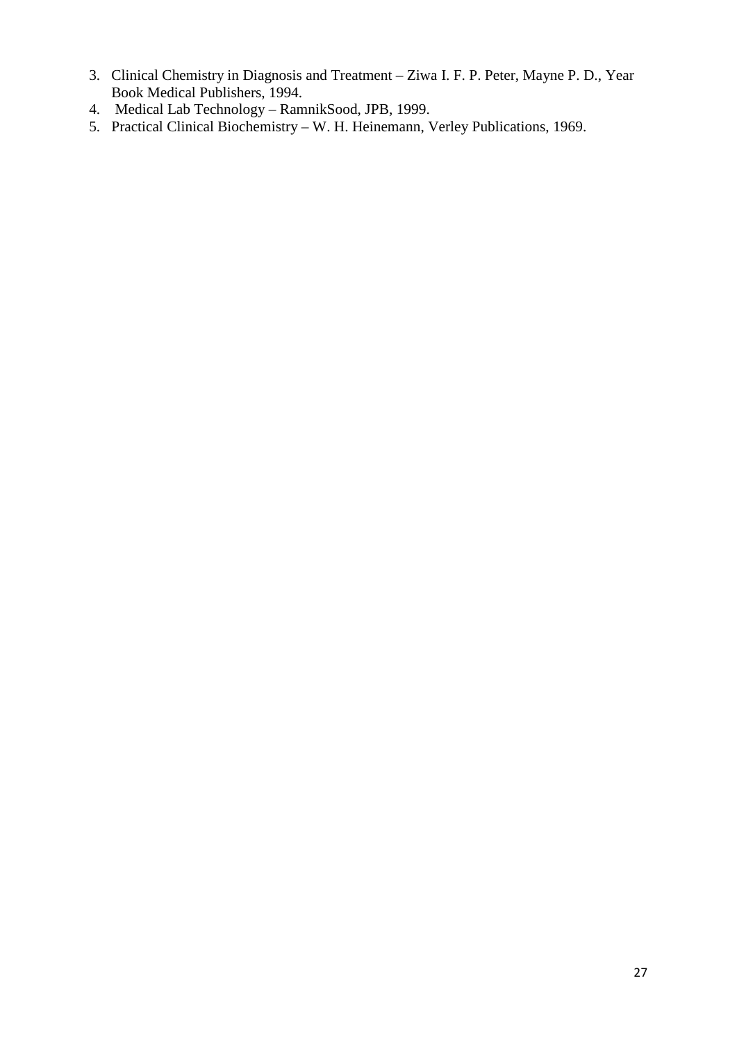3. Clinical Chemistry in Diagnosis and Treatment – Ziwa I. F. P. Peter, Mayne P. D., Year Book Medical Publishers, 1994.
4. Medical Lab Technology – RamnikSood, JPB, 1999.
5. Practical Clinical Biochemistry – W. H. Heinemann, Verley Publications, 1969.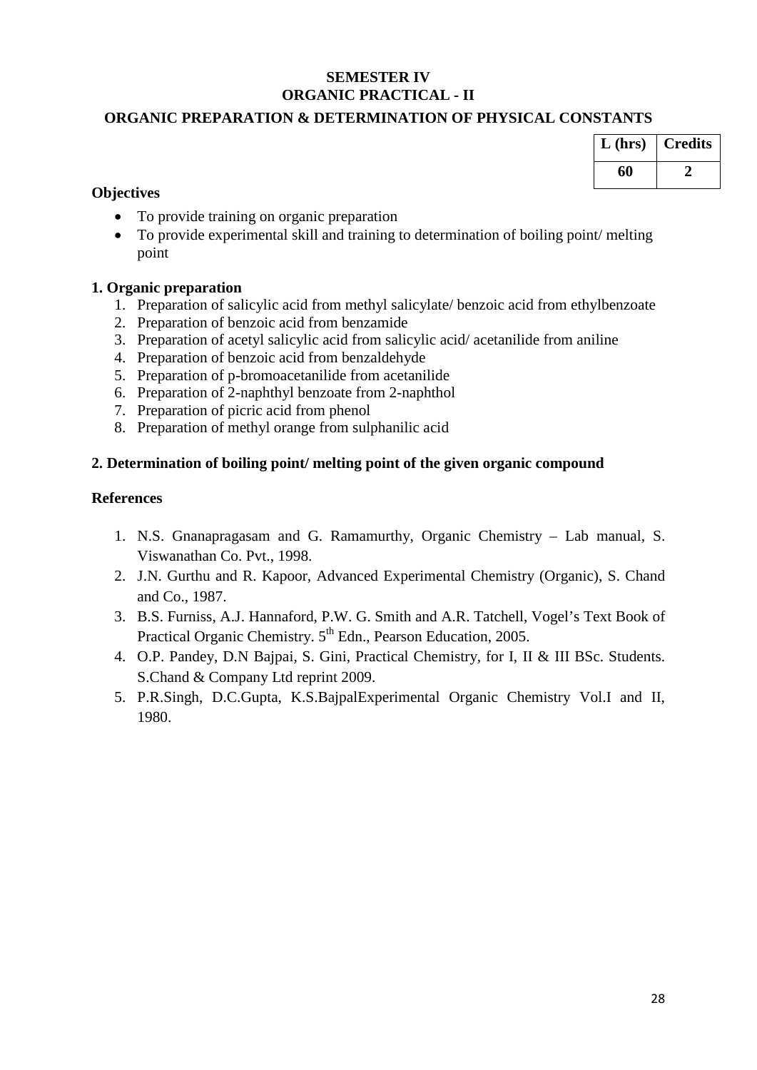**SEMESTER IV**

**ORGANIC PRACTICAL - II**

**ORGANIC PREPARATION & DETERMINATION OF PHYSICAL CONSTANTS**

| L (hrs) | Credits |
|---|---|
| 60 | 2 |

**Objectives**

- To provide training on organic preparation
- To provide experimental skill and training to determination of boiling point/ melting point

**1. Organic preparation**

1. Preparation of salicylic acid from methyl salicylate/ benzoic acid from ethylbenzoate
2. Preparation of benzoic acid from benzamide
3. Preparation of acetyl salicylic acid from salicylic acid/ acetanilide from aniline
4. Preparation of benzoic acid from benzaldehyde
5. Preparation of p-bromoacetanilide from acetanilide
6. Preparation of 2-naphthyl benzoate from 2-naphthol
7. Preparation of picric acid from phenol
8. Preparation of methyl orange from sulphanilic acid

**2. Determination of boiling point/ melting point of the given organic compound**

**References**

1. N.S. Gnanapragasam and G. Ramamurthy, Organic Chemistry – Lab manual, S. Viswanathan Co. Pvt., 1998.
2. J.N. Gurthu and R. Kapoor, Advanced Experimental Chemistry (Organic), S. Chand and Co., 1987.
3. B.S. Furniss, A.J. Hannaford, P.W. G. Smith and A.R. Tatchell, Vogel's Text Book of Practical Organic Chemistry. 5th Edn., Pearson Education, 2005.
4. O.P. Pandey, D.N Bajpai, S. Gini, Practical Chemistry, for I, II & III BSc. Students. S.Chand & Company Ltd reprint 2009.
5. P.R.Singh, D.C.Gupta, K.S.BajpalExperimental Organic Chemistry Vol.I and II, 1980.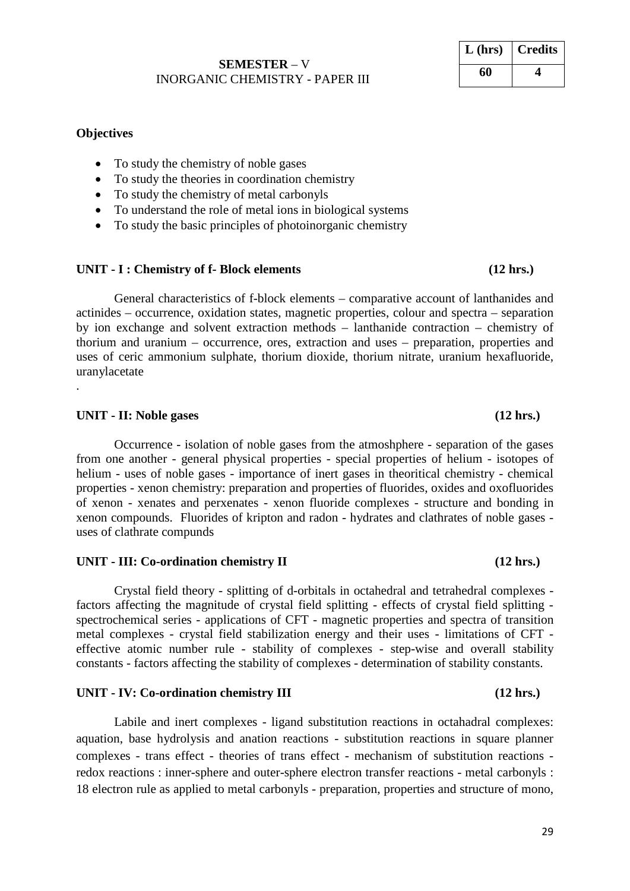**SEMESTER** – V
INORGANIC CHEMISTRY - PAPER III

| L (hrs) | Credits |
|---|---|
| 60 | 4 |

**Objectives**

- To study the chemistry of noble gases
- To study the theories in coordination chemistry
- To study the chemistry of metal carbonyls
- To understand the role of metal ions in biological systems
- To study the basic principles of photoinorganic chemistry

**UNIT - I : Chemistry of f- Block elements (12 hrs.)**

General characteristics of f-block elements – comparative account of lanthanides and actinides – occurrence, oxidation states, magnetic properties, colour and spectra – separation by ion exchange and solvent extraction methods – lanthanide contraction – chemistry of thorium and uranium – occurrence, ores, extraction and uses – preparation, properties and uses of ceric ammonium sulphate, thorium dioxide, thorium nitrate, uranium hexafluoride, uranylacetate

.

**UNIT - II: Noble gases (12 hrs.)**

Occurrence - isolation of noble gases from the atmoshphere - separation of the gases from one another - general physical properties - special properties of helium - isotopes of helium - uses of noble gases - importance of inert gases in theoritical chemistry - chemical properties - xenon chemistry: preparation and properties of fluorides, oxides and oxofluorides of xenon - xenates and perxenates - xenon fluoride complexes - structure and bonding in xenon compounds. Fluorides of kripton and radon - hydrates and clathrates of noble gases - uses of clathrate compunds

**UNIT - III: Co-ordination chemistry II (12 hrs.)**

Crystal field theory - splitting of d-orbitals in octahedral and tetrahedral complexes - factors affecting the magnitude of crystal field splitting - effects of crystal field splitting - spectrochemical series - applications of CFT - magnetic properties and spectra of transition metal complexes - crystal field stabilization energy and their uses - limitations of CFT - effective atomic number rule - stability of complexes - step-wise and overall stability constants - factors affecting the stability of complexes - determination of stability constants.

**UNIT - IV: Co-ordination chemistry III (12 hrs.)**

Labile and inert complexes - ligand substitution reactions in octahadral complexes: aquation, base hydrolysis and anation reactions - substitution reactions in square planner complexes - trans effect - theories of trans effect - mechanism of substitution reactions - redox reactions : inner-sphere and outer-sphere electron transfer reactions - metal carbonyls : 18 electron rule as applied to metal carbonyls - preparation, properties and structure of mono,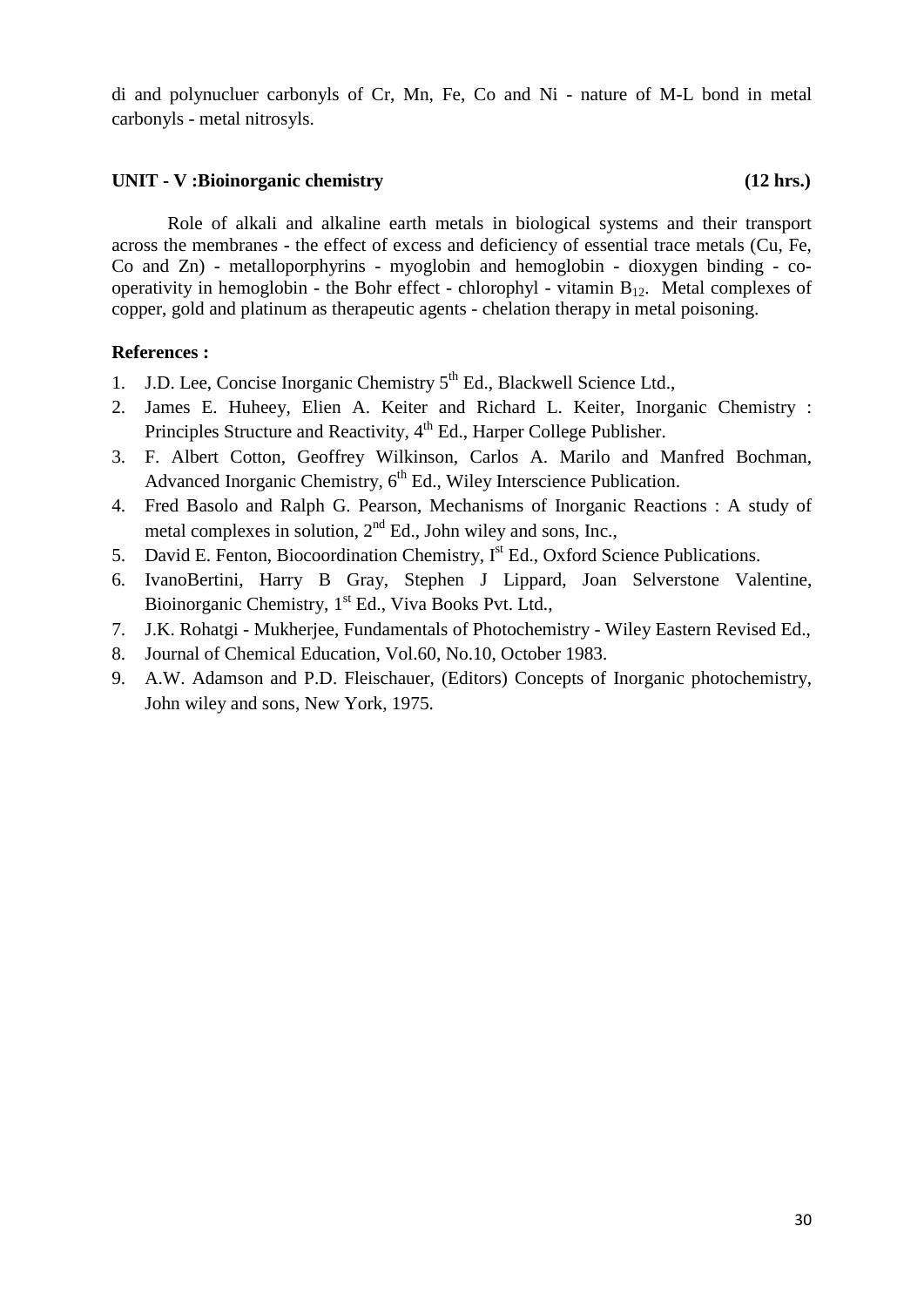di and polynucluer carbonyls of Cr, Mn, Fe, Co and Ni - nature of M-L bond in metal carbonyls - metal nitrosyls.

**UNIT - V :Bioinorganic chemistry** **(12 hrs.)**

Role of alkali and alkaline earth metals in biological systems and their transport across the membranes - the effect of excess and deficiency of essential trace metals (Cu, Fe, Co and Zn) - metalloporphyrins - myoglobin and hemoglobin - dioxygen binding - co-operativity in hemoglobin - the Bohr effect - chlorophyl - vitamin $B_{12}$. Metal complexes of copper, gold and platinum as therapeutic agents - chelation therapy in metal poisoning.

**References :**

1. J.D. Lee, Concise Inorganic Chemistry 5th Ed., Blackwell Science Ltd.,
2. James E. Huheey, Elien A. Keiter and Richard L. Keiter, Inorganic Chemistry : Principles Structure and Reactivity, 4th Ed., Harper College Publisher.
3. F. Albert Cotton, Geoffrey Wilkinson, Carlos A. Marilo and Manfred Bochman, Advanced Inorganic Chemistry, 6th Ed., Wiley Interscience Publication.
4. Fred Basolo and Ralph G. Pearson, Mechanisms of Inorganic Reactions : A study of metal complexes in solution, 2nd Ed., John wiley and sons, Inc.,
5. David E. Fenton, Biocoordination Chemistry, Ist Ed., Oxford Science Publications.
6. IvanoBertini, Harry B Gray, Stephen J Lippard, Joan Selverstone Valentine, Bioinorganic Chemistry, 1st Ed., Viva Books Pvt. Ltd.,
7. J.K. Rohatgi - Mukherjee, Fundamentals of Photochemistry - Wiley Eastern Revised Ed.,
8. Journal of Chemical Education, Vol.60, No.10, October 1983.
9. A.W. Adamson and P.D. Fleischauer, (Editors) Concepts of Inorganic photochemistry, John wiley and sons, New York, 1975.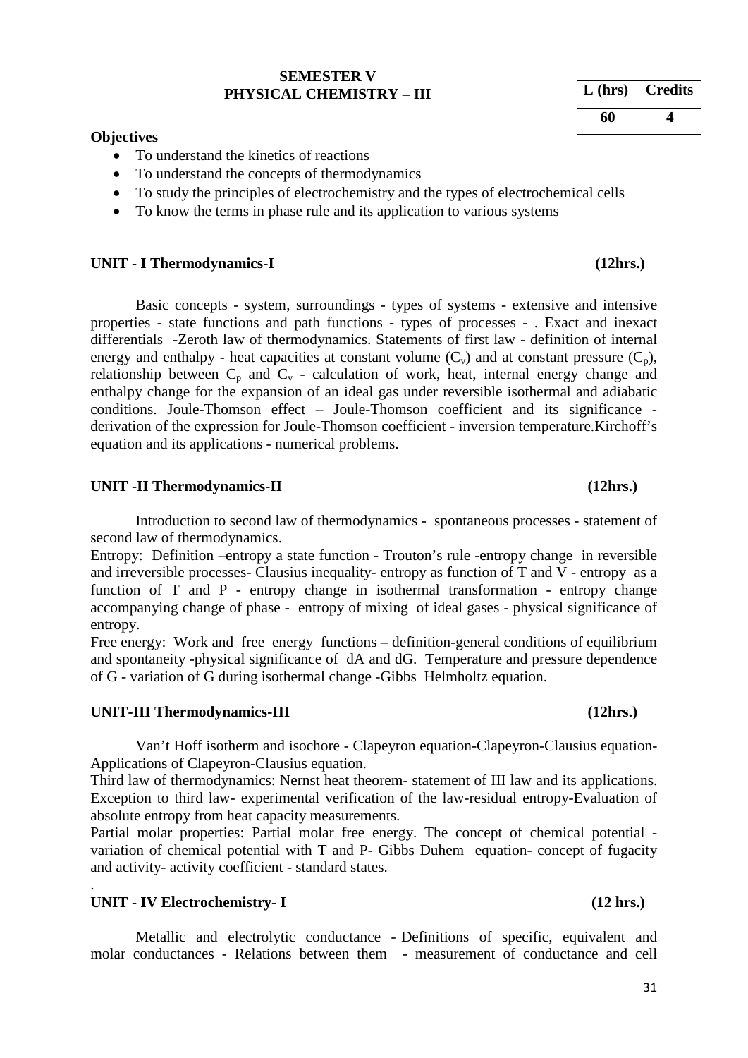**SEMESTER V**
**PHYSICAL CHEMISTRY – III**

| L (hrs) | Credits |
|---|---|
| 60 | 4 |

**Objectives**

- To understand the kinetics of reactions
- To understand the concepts of thermodynamics
- To study the principles of electrochemistry and the types of electrochemical cells
- To know the terms in phase rule and its application to various systems

**UNIT - I Thermodynamics-I (12hrs.)**

Basic concepts - system, surroundings - types of systems - extensive and intensive properties - state functions and path functions - types of processes - . Exact and inexact differentials -Zeroth law of thermodynamics. Statements of first law - definition of internal energy and enthalpy - heat capacities at constant volume ($C_v$) and at constant pressure ($C_p$), relationship between $C_p$ and $C_v$ - calculation of work, heat, internal energy change and enthalpy change for the expansion of an ideal gas under reversible isothermal and adiabatic conditions. Joule-Thomson effect – Joule-Thomson coefficient and its significance - derivation of the expression for Joule-Thomson coefficient - inversion temperature.Kirchoff's equation and its applications - numerical problems.

**UNIT -II Thermodynamics-II (12hrs.)**

Introduction to second law of thermodynamics - spontaneous processes - statement of second law of thermodynamics.

Entropy: Definition –entropy a state function - Trouton's rule -entropy change in reversible and irreversible processes- Clausius inequality- entropy as function of T and V - entropy as a function of T and P - entropy change in isothermal transformation - entropy change accompanying change of phase - entropy of mixing of ideal gases - physical significance of entropy.

Free energy: Work and free energy functions – definition-general conditions of equilibrium and spontaneity -physical significance of dA and dG. Temperature and pressure dependence of G - variation of G during isothermal change -Gibbs Helmholtz equation.

**UNIT-III Thermodynamics-III (12hrs.)**

Van't Hoff isotherm and isochore - Clapeyron equation-Clapeyron-Clausius equation-Applications of Clapeyron-Clausius equation.

Third law of thermodynamics: Nernst heat theorem- statement of III law and its applications. Exception to third law- experimental verification of the law-residual entropy-Evaluation of absolute entropy from heat capacity measurements.

Partial molar properties: Partial molar free energy. The concept of chemical potential - variation of chemical potential with T and P- Gibbs Duhem equation- concept of fugacity and activity- activity coefficient - standard states.

.

**UNIT - IV Electrochemistry- I (12 hrs.)**

Metallic and electrolytic conductance - Definitions of specific, equivalent and molar conductances - Relations between them - measurement of conductance and cell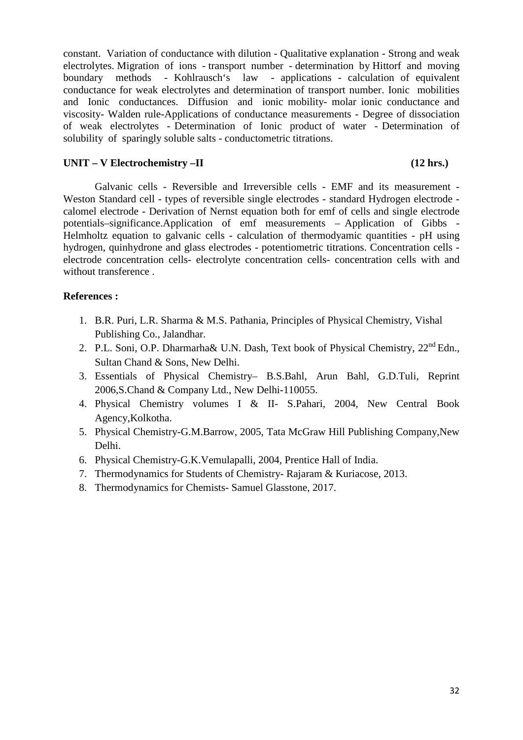constant. Variation of conductance with dilution - Qualitative explanation - Strong and weak electrolytes. Migration of ions - transport number - determination by Hittorf and moving boundary methods - Kohlrausch's law - applications - calculation of equivalent conductance for weak electrolytes and determination of transport number. Ionic mobilities and Ionic conductances. Diffusion and ionic mobility- molar ionic conductance and viscosity- Walden rule-Applications of conductance measurements - Degree of dissociation of weak electrolytes - Determination of Ionic product of water - Determination of solubility of sparingly soluble salts - conductometric titrations.

**UNIT – V Electrochemistry –II (12 hrs.)**

Galvanic cells - Reversible and Irreversible cells - EMF and its measurement - Weston Standard cell - types of reversible single electrodes - standard Hydrogen electrode - calomel electrode - Derivation of Nernst equation both for emf of cells and single electrode potentials–significance.Application of emf measurements – Application of Gibbs - Helmholtz equation to galvanic cells - calculation of thermodyamic quantities - pH using hydrogen, quinhydrone and glass electrodes - potentiometric titrations. Concentration cells - electrode concentration cells- electrolyte concentration cells- concentration cells with and without transference .

**References :**

1. B.R. Puri, L.R. Sharma & M.S. Pathania, Principles of Physical Chemistry, Vishal Publishing Co., Jalandhar.
2. P.L. Soni, O.P. Dharmarha& U.N. Dash, Text book of Physical Chemistry, 22nd Edn., Sultan Chand & Sons, New Delhi.
3. Essentials of Physical Chemistry– B.S.Bahl, Arun Bahl, G.D.Tuli, Reprint 2006,S.Chand & Company Ltd., New Delhi-110055.
4. Physical Chemistry volumes I & II- S.Pahari, 2004, New Central Book Agency,Kolkotha.
5. Physical Chemistry-G.M.Barrow, 2005, Tata McGraw Hill Publishing Company,New Delhi.
6. Physical Chemistry-G.K.Vemulapalli, 2004, Prentice Hall of India.
7. Thermodynamics for Students of Chemistry- Rajaram & Kuriacose, 2013.
8. Thermodynamics for Chemists- Samuel Glasstone, 2017.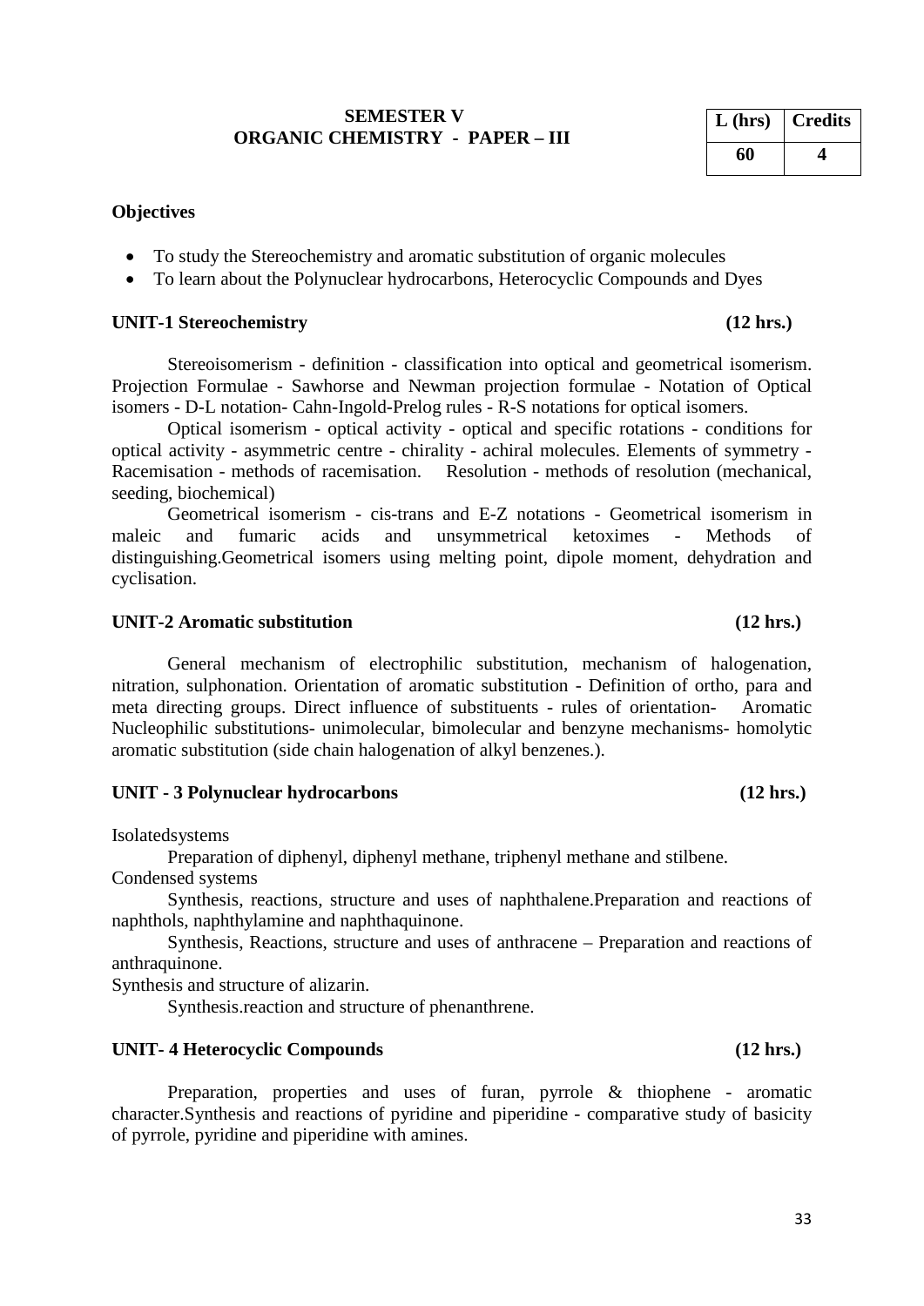**SEMESTER V**
**ORGANIC CHEMISTRY - PAPER – III**

| L (hrs) | Credits |
|---|---|
| 60 | 4 |

**Objectives**

- To study the Stereochemistry and aromatic substitution of organic molecules
- To learn about the Polynuclear hydrocarbons, Heterocyclic Compounds and Dyes

**UNIT-1 Stereochemistry (12 hrs.)**

Stereoisomerism - definition - classification into optical and geometrical isomerism. Projection Formulae - Sawhorse and Newman projection formulae - Notation of Optical isomers - D-L notation- Cahn-Ingold-Prelog rules - R-S notations for optical isomers.

Optical isomerism - optical activity - optical and specific rotations - conditions for optical activity - asymmetric centre - chirality - achiral molecules. Elements of symmetry - Racemisation - methods of racemisation. Resolution - methods of resolution (mechanical, seeding, biochemical)

Geometrical isomerism - cis-trans and E-Z notations - Geometrical isomerism in maleic and fumaric acids and unsymmetrical ketoximes - Methods of distinguishing.Geometrical isomers using melting point, dipole moment, dehydration and cyclisation.

**UNIT-2 Aromatic substitution (12 hrs.)**

General mechanism of electrophilic substitution, mechanism of halogenation, nitration, sulphonation. Orientation of aromatic substitution - Definition of ortho, para and meta directing groups. Direct influence of substituents - rules of orientation- Aromatic Nucleophilic substitutions- unimolecular, bimolecular and benzyne mechanisms- homolytic aromatic substitution (side chain halogenation of alkyl benzenes.).

**UNIT - 3 Polynuclear hydrocarbons (12 hrs.)**

Isolatedsystems

Preparation of diphenyl, diphenyl methane, triphenyl methane and stilbene.

Condensed systems

Synthesis, reactions, structure and uses of naphthalene.Preparation and reactions of naphthols, naphthylamine and naphthaquinone.

Synthesis, Reactions, structure and uses of anthracene – Preparation and reactions of anthraquinone.

Synthesis and structure of alizarin.

Synthesis.reaction and structure of phenanthrene.

**UNIT- 4 Heterocyclic Compounds (12 hrs.)**

Preparation, properties and uses of furan, pyrrole & thiophene - aromatic character.Synthesis and reactions of pyridine and piperidine - comparative study of basicity of pyrrole, pyridine and piperidine with amines.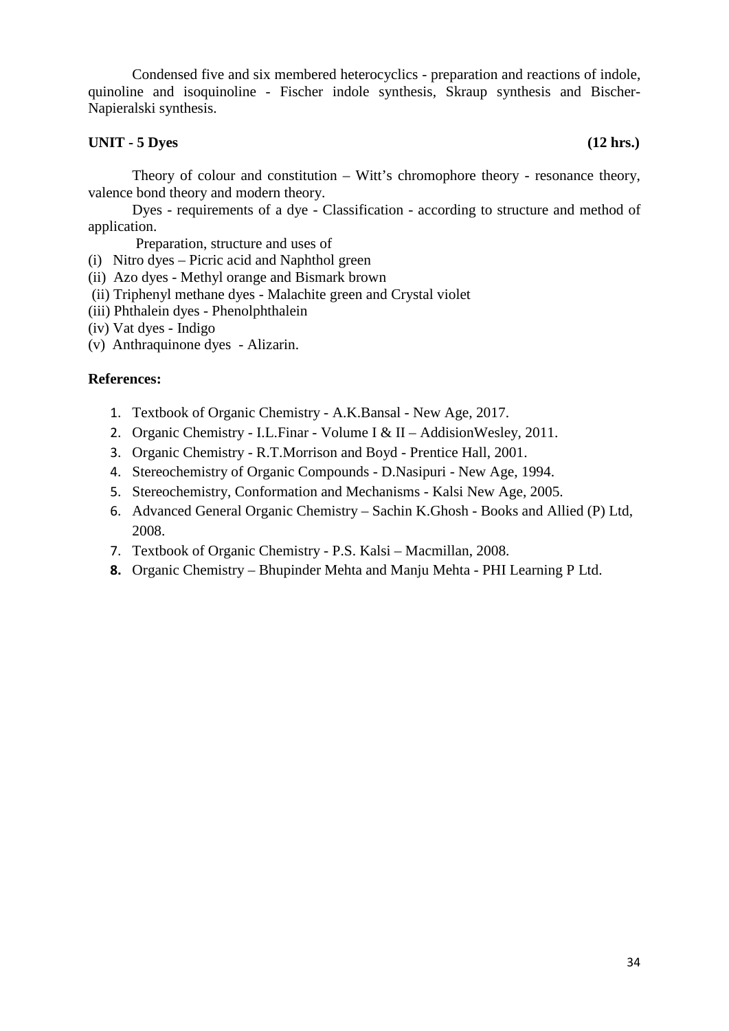Condensed five and six membered heterocyclics - preparation and reactions of indole, quinoline and isoquinoline - Fischer indole synthesis, Skraup synthesis and Bischer-Napieralski synthesis.

**UNIT - 5 Dyes (12 hrs.)**

Theory of colour and constitution – Witt's chromophore theory - resonance theory, valence bond theory and modern theory.

Dyes - requirements of a dye - Classification - according to structure and method of application.

Preparation, structure and uses of

(i) Nitro dyes – Picric acid and Naphthol green
(ii) Azo dyes - Methyl orange and Bismark brown
(ii) Triphenyl methane dyes - Malachite green and Crystal violet
(iii) Phthalein dyes - Phenolphthalein
(iv) Vat dyes - Indigo
(v) Anthraquinone dyes - Alizarin.

**References:**

1. Textbook of Organic Chemistry - A.K.Bansal - New Age, 2017.
2. Organic Chemistry - I.L.Finar - Volume I & II – AddisionWesley, 2011.
3. Organic Chemistry - R.T.Morrison and Boyd - Prentice Hall, 2001.
4. Stereochemistry of Organic Compounds - D.Nasipuri - New Age, 1994.
5. Stereochemistry, Conformation and Mechanisms - Kalsi New Age, 2005.
6. Advanced General Organic Chemistry – Sachin K.Ghosh - Books and Allied (P) Ltd, 2008.
7. Textbook of Organic Chemistry - P.S. Kalsi – Macmillan, 2008.
8. Organic Chemistry – Bhupinder Mehta and Manju Mehta - PHI Learning P Ltd.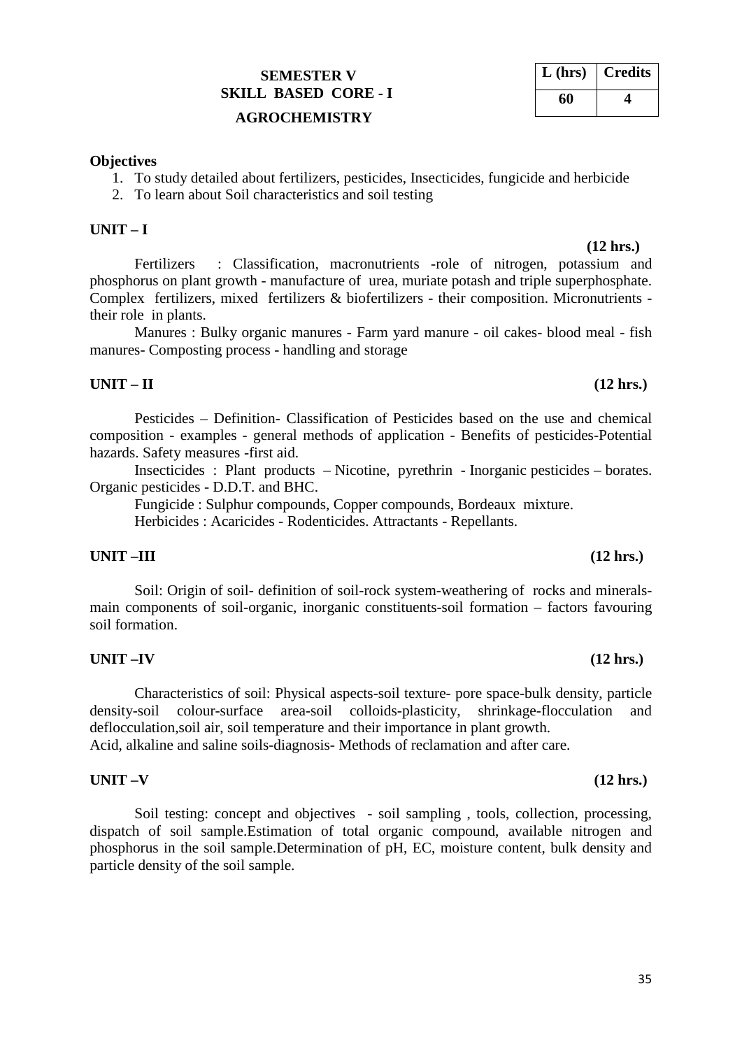**SEMESTER V**
**SKILL BASED CORE - I**
**AGROCHEMISTRY**

| L (hrs) | Credits |
|---|---|
| 60 | 4 |

**Objectives**

1. To study detailed about fertilizers, pesticides, Insecticides, fungicide and herbicide
2. To learn about Soil characteristics and soil testing

**UNIT – I** **(12 hrs.)**

Fertilizers : Classification, macronutrients -role of nitrogen, potassium and phosphorus on plant growth - manufacture of urea, muriate potash and triple superphosphate. Complex fertilizers, mixed fertilizers & biofertilizers - their composition. Micronutrients - their role in plants.

Manures : Bulky organic manures - Farm yard manure - oil cakes- blood meal - fish manures- Composting process - handling and storage

**UNIT – II** **(12 hrs.)**

Pesticides – Definition- Classification of Pesticides based on the use and chemical composition - examples - general methods of application - Benefits of pesticides-Potential hazards. Safety measures -first aid.

Insecticides : Plant products – Nicotine, pyrethrin - Inorganic pesticides – borates. Organic pesticides - D.D.T. and BHC.

Fungicide : Sulphur compounds, Copper compounds, Bordeaux mixture.

Herbicides : Acaricides - Rodenticides. Attractants - Repellants.

**UNIT –III** **(12 hrs.)**

Soil: Origin of soil- definition of soil-rock system-weathering of rocks and minerals-main components of soil-organic, inorganic constituents-soil formation – factors favouring soil formation.

**UNIT –IV** **(12 hrs.)**

Characteristics of soil: Physical aspects-soil texture- pore space-bulk density, particle density-soil colour-surface area-soil colloids-plasticity, shrinkage-flocculation and deflocculation,soil air, soil temperature and their importance in plant growth.
Acid, alkaline and saline soils-diagnosis- Methods of reclamation and after care.

**UNIT –V** **(12 hrs.)**

Soil testing: concept and objectives - soil sampling , tools, collection, processing, dispatch of soil sample.Estimation of total organic compound, available nitrogen and phosphorus in the soil sample.Determination of pH, EC, moisture content, bulk density and particle density of the soil sample.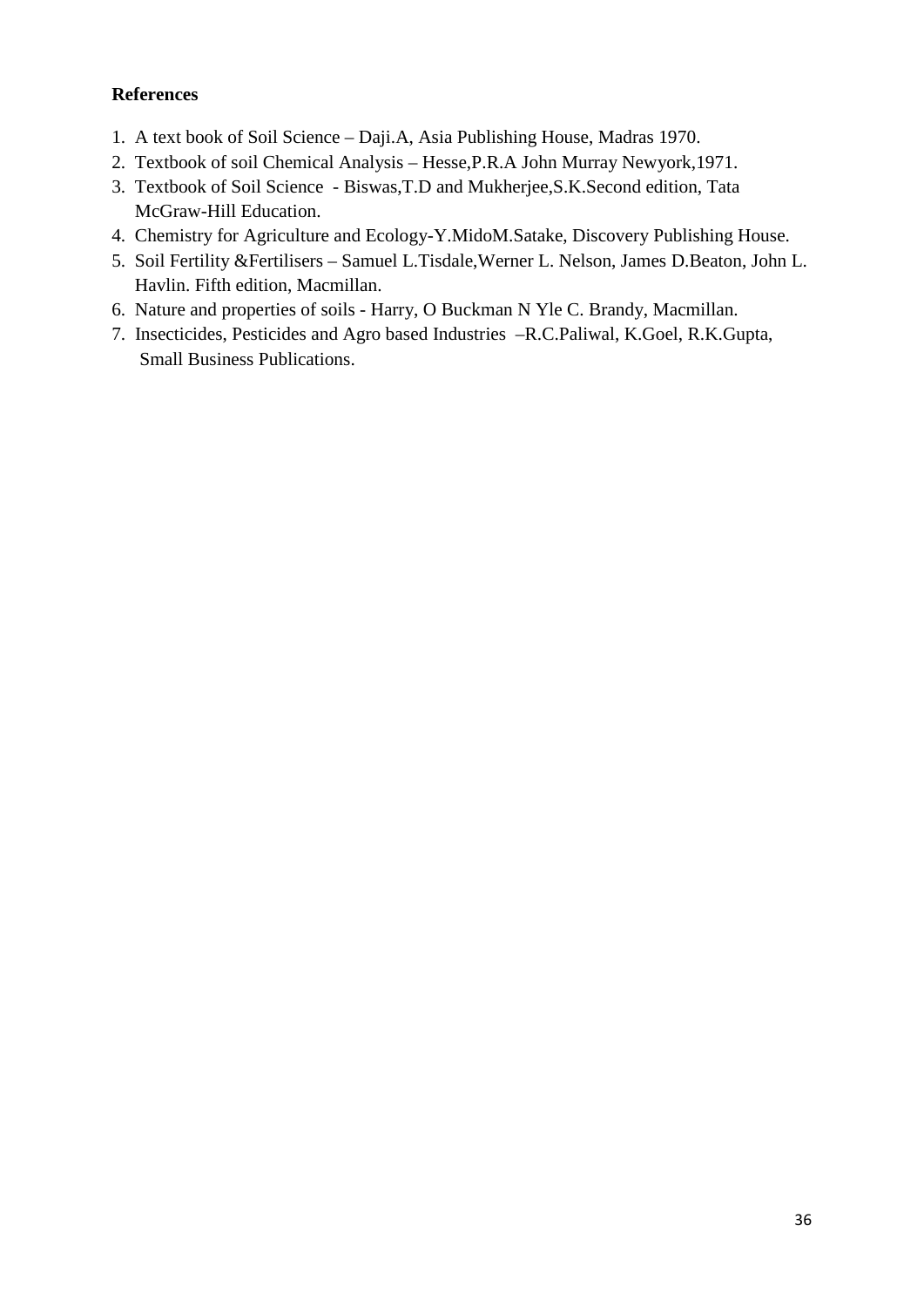**References**

1. A text book of Soil Science – Daji.A, Asia Publishing House, Madras 1970.
2. Textbook of soil Chemical Analysis – Hesse,P.R.A John Murray Newyork,1971.
3. Textbook of Soil Science - Biswas,T.D and Mukherjee,S.K.Second edition, Tata McGraw-Hill Education.
4. Chemistry for Agriculture and Ecology-Y.MidoM.Satake, Discovery Publishing House.
5. Soil Fertility &Fertilisers – Samuel L.Tisdale,Werner L. Nelson, James D.Beaton, John L. Havlin. Fifth edition, Macmillan.
6. Nature and properties of soils - Harry, O Buckman N Yle C. Brandy, Macmillan.
7. Insecticides, Pesticides and Agro based Industries –R.C.Paliwal, K.Goel, R.K.Gupta, Small Business Publications.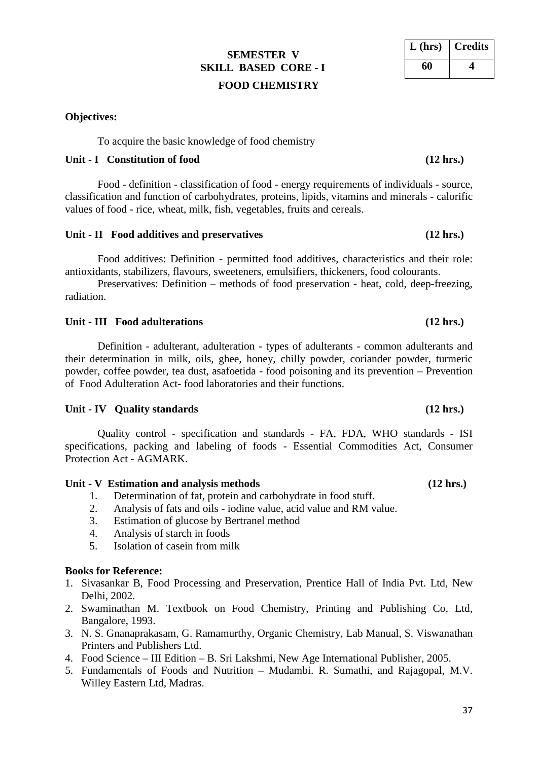| L (hrs) | Credits |
|---|---|
| 60 | 4 |

## SEMESTER V
## SKILL BASED CORE - I
## FOOD CHEMISTRY

**Objectives:**

To acquire the basic knowledge of food chemistry

**Unit - I Constitution of food (12 hrs.)**

Food - definition - classification of food - energy requirements of individuals - source, classification and function of carbohydrates, proteins, lipids, vitamins and minerals - calorific values of food - rice, wheat, milk, fish, vegetables, fruits and cereals.

**Unit - II Food additives and preservatives (12 hrs.)**

Food additives: Definition - permitted food additives, characteristics and their role: antioxidants, stabilizers, flavours, sweeteners, emulsifiers, thickeners, food colourants.

Preservatives: Definition – methods of food preservation - heat, cold, deep-freezing, radiation.

**Unit - III Food adulterations (12 hrs.)**

Definition - adulterant, adulteration - types of adulterants - common adulterants and their determination in milk, oils, ghee, honey, chilly powder, coriander powder, turmeric powder, coffee powder, tea dust, asafoetida - food poisoning and its prevention – Prevention of Food Adulteration Act- food laboratories and their functions.

**Unit - IV Quality standards (12 hrs.)**

Quality control - specification and standards - FA, FDA, WHO standards - ISI specifications, packing and labeling of foods - Essential Commodities Act, Consumer Protection Act - AGMARK.

**Unit - V Estimation and analysis methods (12 hrs.)**

1. Determination of fat, protein and carbohydrate in food stuff.
2. Analysis of fats and oils - iodine value, acid value and RM value.
3. Estimation of glucose by Bertranel method
4. Analysis of starch in foods
5. Isolation of casein from milk

**Books for Reference:**

1. Sivasankar B, Food Processing and Preservation, Prentice Hall of India Pvt. Ltd, New Delhi, 2002.
2. Swaminathan M. Textbook on Food Chemistry, Printing and Publishing Co, Ltd, Bangalore, 1993.
3. N. S. Gnanaprakasam, G. Ramamurthy, Organic Chemistry, Lab Manual, S. Viswanathan Printers and Publishers Ltd.
4. Food Science – III Edition – B. Sri Lakshmi, New Age International Publisher, 2005.
5. Fundamentals of Foods and Nutrition – Mudambi. R. Sumathi, and Rajagopal, M.V. Willey Eastern Ltd, Madras.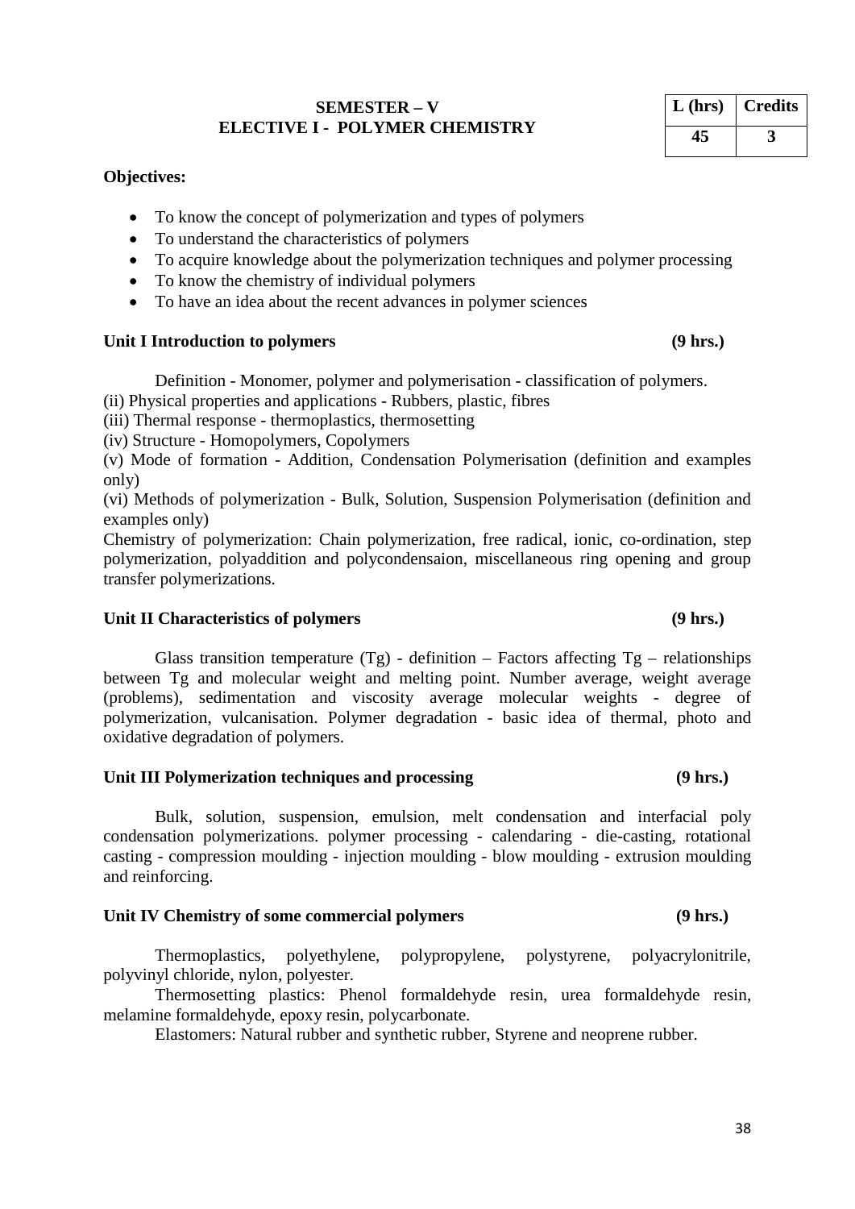**SEMESTER – V**
**ELECTIVE I - POLYMER CHEMISTRY**

| L (hrs) | Credits |
|---|---|
| 45 | 3 |

**Objectives:**

- To know the concept of polymerization and types of polymers
- To understand the characteristics of polymers
- To acquire knowledge about the polymerization techniques and polymer processing
- To know the chemistry of individual polymers
- To have an idea about the recent advances in polymer sciences

**Unit I Introduction to polymers (9 hrs.)**

Definition - Monomer, polymer and polymerisation - classification of polymers.
(ii) Physical properties and applications - Rubbers, plastic, fibres
(iii) Thermal response - thermoplastics, thermosetting
(iv) Structure - Homopolymers, Copolymers
(v) Mode of formation - Addition, Condensation Polymerisation (definition and examples only)
(vi) Methods of polymerization - Bulk, Solution, Suspension Polymerisation (definition and examples only)
Chemistry of polymerization: Chain polymerization, free radical, ionic, co-ordination, step polymerization, polyaddition and polycondensaion, miscellaneous ring opening and group transfer polymerizations.

**Unit II Characteristics of polymers (9 hrs.)**

Glass transition temperature (Tg) - definition – Factors affecting Tg – relationships between Tg and molecular weight and melting point. Number average, weight average (problems), sedimentation and viscosity average molecular weights - degree of polymerization, vulcanisation. Polymer degradation - basic idea of thermal, photo and oxidative degradation of polymers.

**Unit III Polymerization techniques and processing (9 hrs.)**

Bulk, solution, suspension, emulsion, melt condensation and interfacial poly condensation polymerizations. polymer processing - calendaring - die-casting, rotational casting - compression moulding - injection moulding - blow moulding - extrusion moulding and reinforcing.

**Unit IV Chemistry of some commercial polymers (9 hrs.)**

Thermoplastics, polyethylene, polypropylene, polystyrene, polyacrylonitrile, polyvinyl chloride, nylon, polyester.

Thermosetting plastics: Phenol formaldehyde resin, urea formaldehyde resin, melamine formaldehyde, epoxy resin, polycarbonate.

Elastomers: Natural rubber and synthetic rubber, Styrene and neoprene rubber.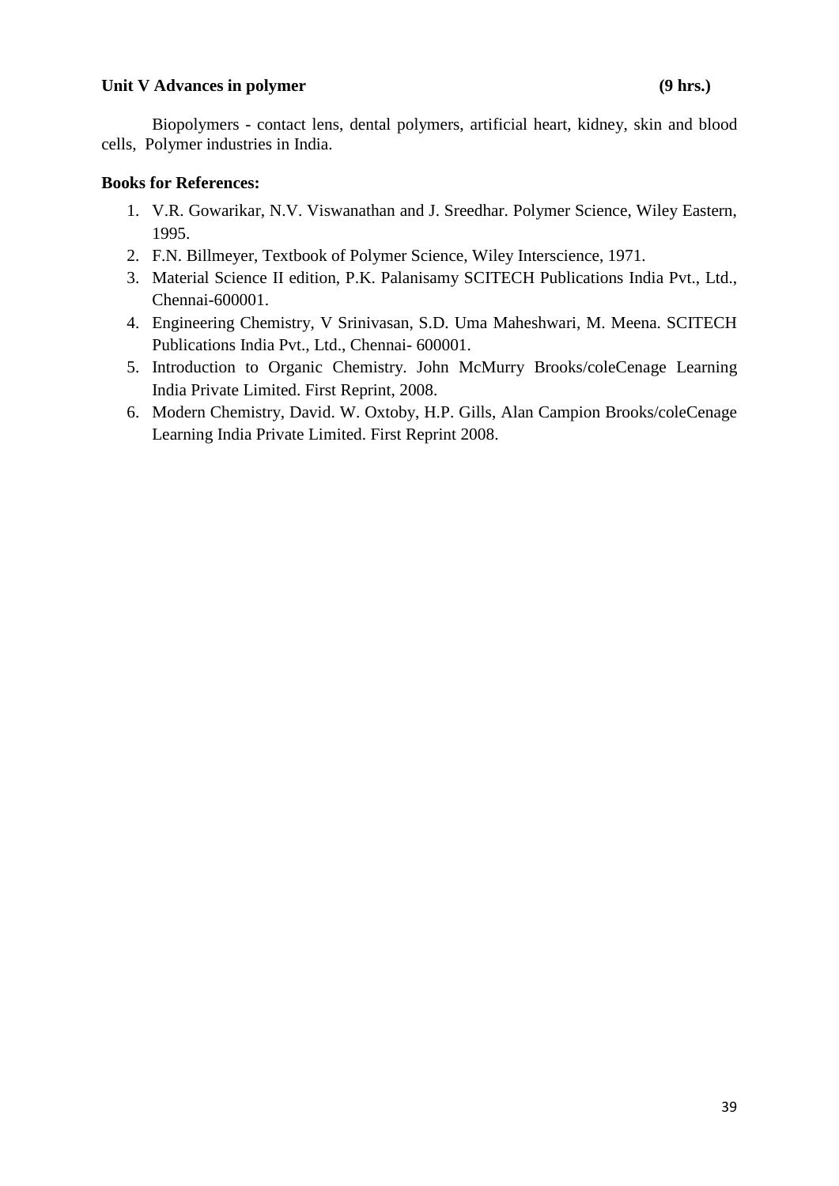**Unit V Advances in polymer (9 hrs.)**

Biopolymers - contact lens, dental polymers, artificial heart, kidney, skin and blood cells, Polymer industries in India.

**Books for References:**

1. V.R. Gowarikar, N.V. Viswanathan and J. Sreedhar. Polymer Science, Wiley Eastern, 1995.
2. F.N. Billmeyer, Textbook of Polymer Science, Wiley Interscience, 1971.
3. Material Science II edition, P.K. Palanisamy SCITECH Publications India Pvt., Ltd., Chennai-600001.
4. Engineering Chemistry, V Srinivasan, S.D. Uma Maheshwari, M. Meena. SCITECH Publications India Pvt., Ltd., Chennai- 600001.
5. Introduction to Organic Chemistry. John McMurry Brooks/coleCenage Learning India Private Limited. First Reprint, 2008.
6. Modern Chemistry, David. W. Oxtoby, H.P. Gills, Alan Campion Brooks/coleCenage Learning India Private Limited. First Reprint 2008.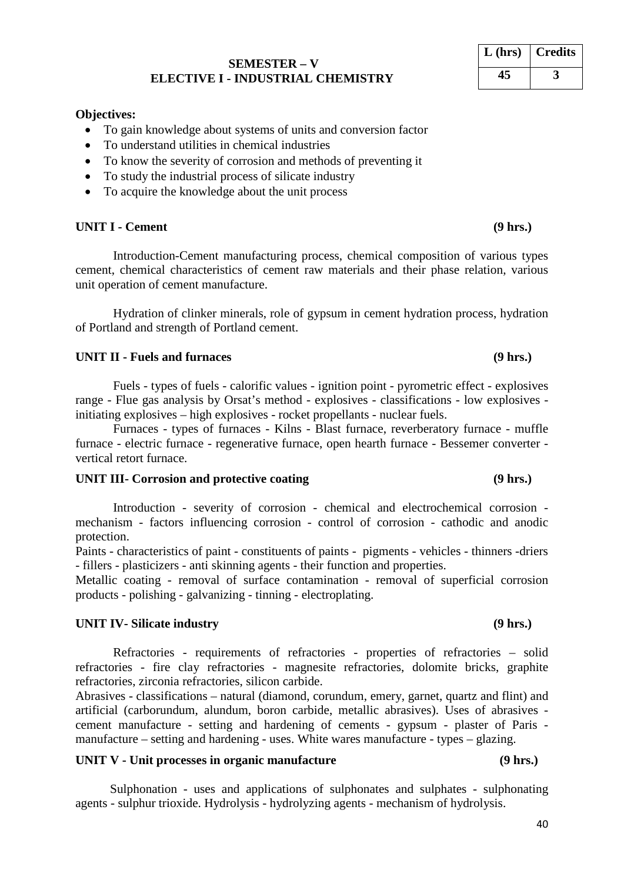**SEMESTER – V**
**ELECTIVE I - INDUSTRIAL CHEMISTRY**

| L (hrs) | Credits |
|---|---|
| 45 | 3 |

**Objectives:**

- To gain knowledge about systems of units and conversion factor
- To understand utilities in chemical industries
- To know the severity of corrosion and methods of preventing it
- To study the industrial process of silicate industry
- To acquire the knowledge about the unit process

**UNIT I - Cement (9 hrs.)**

Introduction-Cement manufacturing process, chemical composition of various types cement, chemical characteristics of cement raw materials and their phase relation, various unit operation of cement manufacture.

Hydration of clinker minerals, role of gypsum in cement hydration process, hydration of Portland and strength of Portland cement.

**UNIT II - Fuels and furnaces (9 hrs.)**

Fuels - types of fuels - calorific values - ignition point - pyrometric effect - explosives range - Flue gas analysis by Orsat's method - explosives - classifications - low explosives - initiating explosives – high explosives - rocket propellants - nuclear fuels.

Furnaces - types of furnaces - Kilns - Blast furnace, reverberatory furnace - muffle furnace - electric furnace - regenerative furnace, open hearth furnace - Bessemer converter - vertical retort furnace.

**UNIT III- Corrosion and protective coating (9 hrs.)**

Introduction - severity of corrosion - chemical and electrochemical corrosion - mechanism - factors influencing corrosion - control of corrosion - cathodic and anodic protection.

Paints - characteristics of paint - constituents of paints - pigments - vehicles - thinners -driers - fillers - plasticizers - anti skinning agents - their function and properties.

Metallic coating - removal of surface contamination - removal of superficial corrosion products - polishing - galvanizing - tinning - electroplating.

**UNIT IV- Silicate industry (9 hrs.)**

Refractories - requirements of refractories - properties of refractories – solid refractories - fire clay refractories - magnesite refractories, dolomite bricks, graphite refractories, zirconia refractories, silicon carbide.

Abrasives - classifications – natural (diamond, corundum, emery, garnet, quartz and flint) and artificial (carborundum, alundum, boron carbide, metallic abrasives). Uses of abrasives - cement manufacture - setting and hardening of cements - gypsum - plaster of Paris - manufacture – setting and hardening - uses. White wares manufacture - types – glazing.

**UNIT V - Unit processes in organic manufacture (9 hrs.)**

Sulphonation - uses and applications of sulphonates and sulphates - sulphonating agents - sulphur trioxide. Hydrolysis - hydrolyzing agents - mechanism of hydrolysis.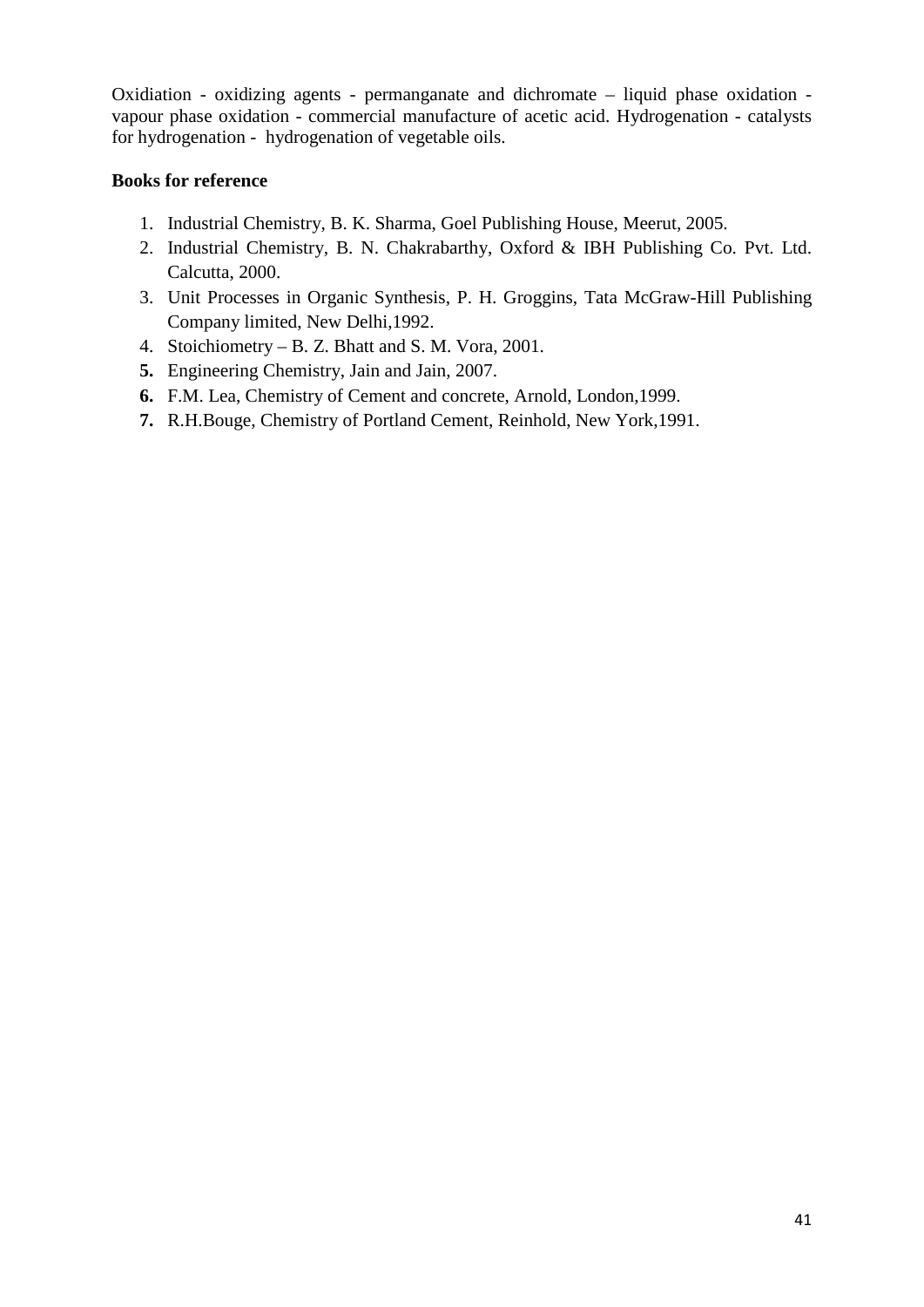Oxidiation - oxidizing agents - permanganate and dichromate – liquid phase oxidation - vapour phase oxidation - commercial manufacture of acetic acid. Hydrogenation - catalysts for hydrogenation - hydrogenation of vegetable oils.

**Books for reference**

1. Industrial Chemistry, B. K. Sharma, Goel Publishing House, Meerut, 2005.
2. Industrial Chemistry, B. N. Chakrabarthy, Oxford & IBH Publishing Co. Pvt. Ltd. Calcutta, 2000.
3. Unit Processes in Organic Synthesis, P. H. Groggins, Tata McGraw-Hill Publishing Company limited, New Delhi,1992.
4. Stoichiometry – B. Z. Bhatt and S. M. Vora, 2001.
5. Engineering Chemistry, Jain and Jain, 2007.
6. F.M. Lea, Chemistry of Cement and concrete, Arnold, London,1999.
7. R.H.Bouge, Chemistry of Portland Cement, Reinhold, New York,1991.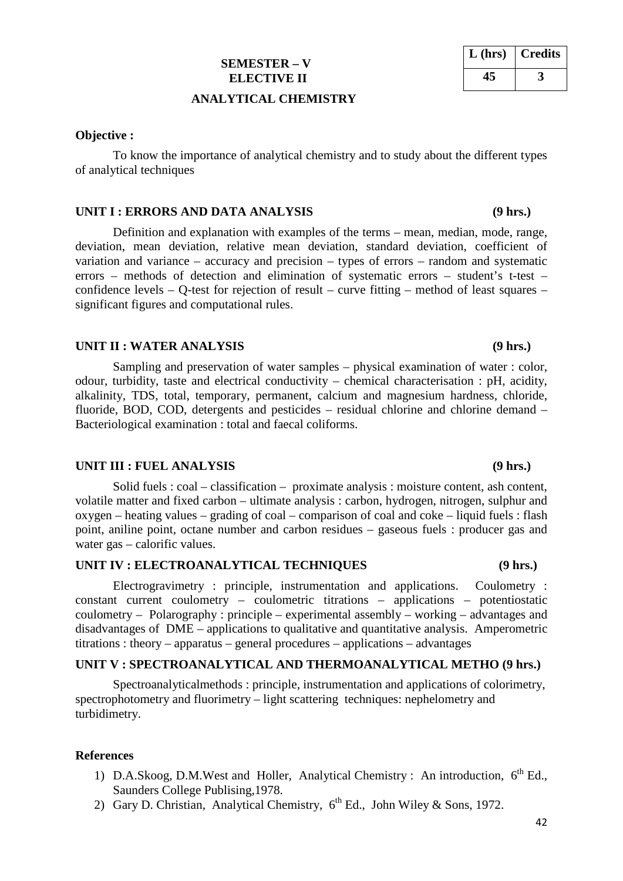| L (hrs) | Credits |
|---|---|
| 45 | 3 |

**SEMESTER – V**
**ELECTIVE II**

## ANALYTICAL CHEMISTRY

**Objective :**

To know the importance of analytical chemistry and to study about the different types of analytical techniques

### UNIT I : ERRORS AND DATA ANALYSIS (9 hrs.)

Definition and explanation with examples of the terms – mean, median, mode, range, deviation, mean deviation, relative mean deviation, standard deviation, coefficient of variation and variance – accuracy and precision – types of errors – random and systematic errors – methods of detection and elimination of systematic errors – student's t-test – confidence levels – Q-test for rejection of result – curve fitting – method of least squares – significant figures and computational rules.

### UNIT II : WATER ANALYSIS (9 hrs.)

Sampling and preservation of water samples – physical examination of water : color, odour, turbidity, taste and electrical conductivity – chemical characterisation : pH, acidity, alkalinity, TDS, total, temporary, permanent, calcium and magnesium hardness, chloride, fluoride, BOD, COD, detergents and pesticides – residual chlorine and chlorine demand – Bacteriological examination : total and faecal coliforms.

### UNIT III : FUEL ANALYSIS (9 hrs.)

Solid fuels : coal – classification – proximate analysis : moisture content, ash content, volatile matter and fixed carbon – ultimate analysis : carbon, hydrogen, nitrogen, sulphur and oxygen – heating values – grading of coal – comparison of coal and coke – liquid fuels : flash point, aniline point, octane number and carbon residues – gaseous fuels : producer gas and water gas – calorific values.

### UNIT IV : ELECTROANALYTICAL TECHNIQUES (9 hrs.)

Electrogravimetry : principle, instrumentation and applications. Coulometry : constant current coulometry – coulometric titrations – applications – potentiostatic coulometry – Polarography : principle – experimental assembly – working – advantages and disadvantages of DME – applications to qualitative and quantitative analysis. Amperometric titrations : theory – apparatus – general procedures – applications – advantages

### UNIT V : SPECTROANALYTICAL AND THERMOANALYTICAL METHO (9 hrs.)

Spectroanalyticalmethods : principle, instrumentation and applications of colorimetry, spectrophotometry and fluorimetry – light scattering techniques: nephelometry and turbidimetry.

**References**

1) D.A.Skoog, D.M.West and Holler, Analytical Chemistry : An introduction, 6th Ed., Saunders College Publising,1978.
2) Gary D. Christian, Analytical Chemistry, 6th Ed., John Wiley & Sons, 1972.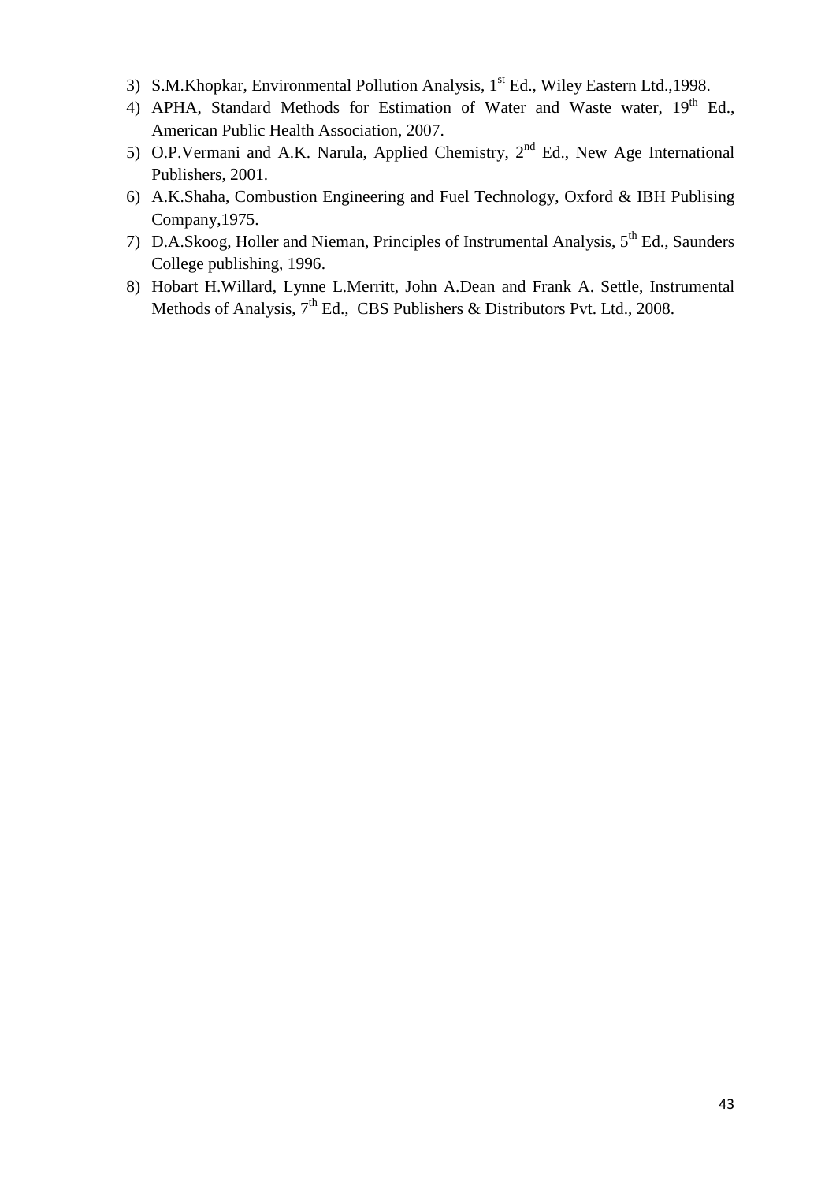3) S.M.Khopkar, Environmental Pollution Analysis, 1st Ed., Wiley Eastern Ltd.,1998.
4) APHA, Standard Methods for Estimation of Water and Waste water, 19th Ed., American Public Health Association, 2007.
5) O.P.Vermani and A.K. Narula, Applied Chemistry, 2nd Ed., New Age International Publishers, 2001.
6) A.K.Shaha, Combustion Engineering and Fuel Technology, Oxford & IBH Publising Company,1975.
7) D.A.Skoog, Holler and Nieman, Principles of Instrumental Analysis, 5th Ed., Saunders College publishing, 1996.
8) Hobart H.Willard, Lynne L.Merritt, John A.Dean and Frank A. Settle, Instrumental Methods of Analysis, 7th Ed., CBS Publishers & Distributors Pvt. Ltd., 2008.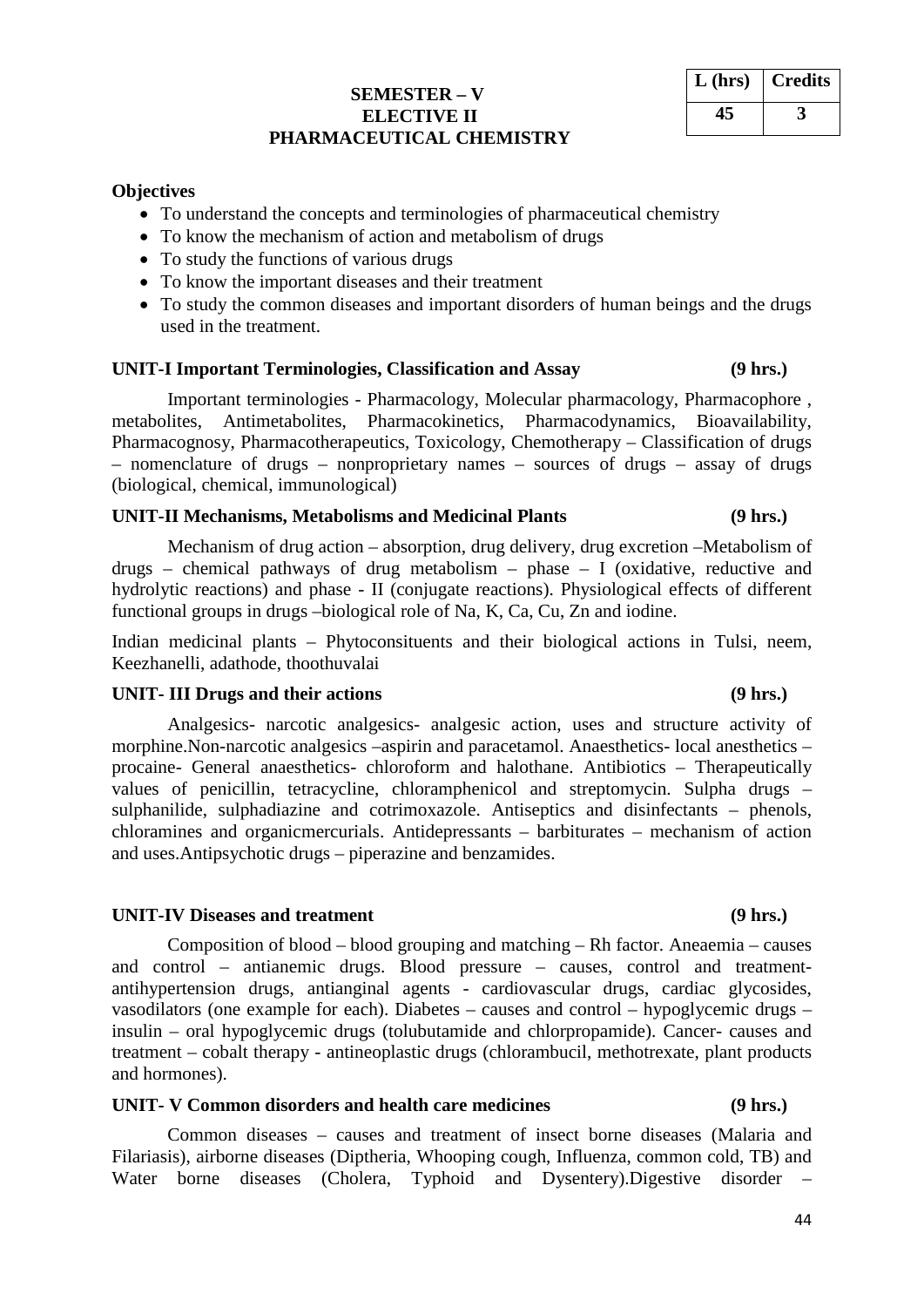| L (hrs) | Credits |
|---|---|
| 45 | 3 |

**SEMESTER – V**
**ELECTIVE II**
**PHARMACEUTICAL CHEMISTRY**

**Objectives**

- To understand the concepts and terminologies of pharmaceutical chemistry
- To know the mechanism of action and metabolism of drugs
- To study the functions of various drugs
- To know the important diseases and their treatment
- To study the common diseases and important disorders of human beings and the drugs used in the treatment.

**UNIT-I Important Terminologies, Classification and Assay (9 hrs.)**

Important terminologies - Pharmacology, Molecular pharmacology, Pharmacophore , metabolites, Antimetabolites, Pharmacokinetics, Pharmacodynamics, Bioavailability, Pharmacognosy, Pharmacotherapeutics, Toxicology, Chemotherapy – Classification of drugs – nomenclature of drugs – nonproprietary names – sources of drugs – assay of drugs (biological, chemical, immunological)

**UNIT-II Mechanisms, Metabolisms and Medicinal Plants (9 hrs.)**

Mechanism of drug action – absorption, drug delivery, drug excretion –Metabolism of drugs – chemical pathways of drug metabolism – phase – I (oxidative, reductive and hydrolytic reactions) and phase - II (conjugate reactions). Physiological effects of different functional groups in drugs –biological role of Na, K, Ca, Cu, Zn and iodine.

Indian medicinal plants – Phytoconsituents and their biological actions in Tulsi, neem, Keezhanelli, adathode, thoothuvalai

**UNIT- III Drugs and their actions (9 hrs.)**

Analgesics- narcotic analgesics- analgesic action, uses and structure activity of morphine.Non-narcotic analgesics –aspirin and paracetamol. Anaesthetics- local anesthetics – procaine- General anaesthetics- chloroform and halothane. Antibiotics – Therapeutically values of penicillin, tetracycline, chloramphenicol and streptomycin. Sulpha drugs – sulphanilide, sulphadiazine and cotrimoxazole. Antiseptics and disinfectants – phenols, chloramines and organicmercurials. Antidepressants – barbiturates – mechanism of action and uses.Antipsychotic drugs – piperazine and benzamides.

**UNIT-IV Diseases and treatment (9 hrs.)**

Composition of blood – blood grouping and matching – Rh factor. Aneaemia – causes and control – antianemic drugs. Blood pressure – causes, control and treatment- antihypertension drugs, antianginal agents - cardiovascular drugs, cardiac glycosides, vasodilators (one example for each). Diabetes – causes and control – hypoglycemic drugs – insulin – oral hypoglycemic drugs (tolubutamide and chlorpropamide). Cancer- causes and treatment – cobalt therapy - antineoplastic drugs (chlorambucil, methotrexate, plant products and hormones).

**UNIT- V Common disorders and health care medicines (9 hrs.)**

Common diseases – causes and treatment of insect borne diseases (Malaria and Filariasis), airborne diseases (Diptheria, Whooping cough, Influenza, common cold, TB) and Water borne diseases (Cholera, Typhoid and Dysentery).Digestive disorder –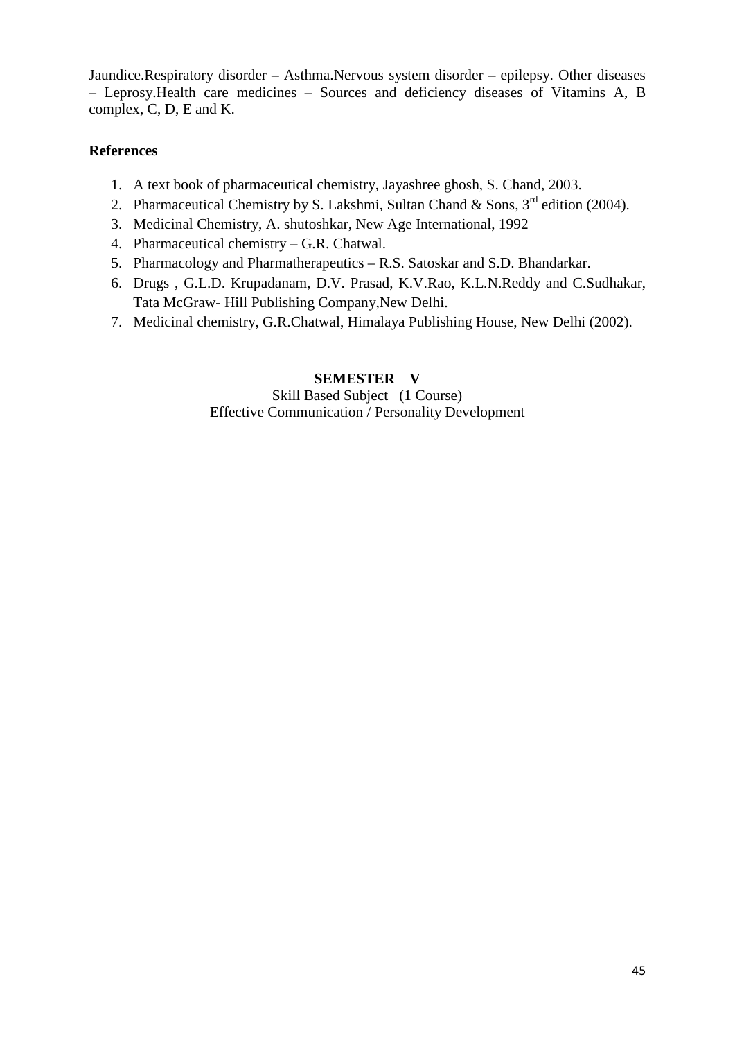Jaundice.Respiratory disorder – Asthma.Nervous system disorder – epilepsy. Other diseases – Leprosy.Health care medicines – Sources and deficiency diseases of Vitamins A, B complex, C, D, E and K.

**References**

1. A text book of pharmaceutical chemistry, Jayashree ghosh, S. Chand, 2003.
2. Pharmaceutical Chemistry by S. Lakshmi, Sultan Chand & Sons, 3rd edition (2004).
3. Medicinal Chemistry, A. shutoshkar, New Age International, 1992
4. Pharmaceutical chemistry – G.R. Chatwal.
5. Pharmacology and Pharmatherapeutics – R.S. Satoskar and S.D. Bhandarkar.
6. Drugs , G.L.D. Krupadanam, D.V. Prasad, K.V.Rao, K.L.N.Reddy and C.Sudhakar, Tata McGraw- Hill Publishing Company,New Delhi.
7. Medicinal chemistry, G.R.Chatwal, Himalaya Publishing House, New Delhi (2002).

**SEMESTER V**

Skill Based Subject (1 Course)

Effective Communication / Personality Development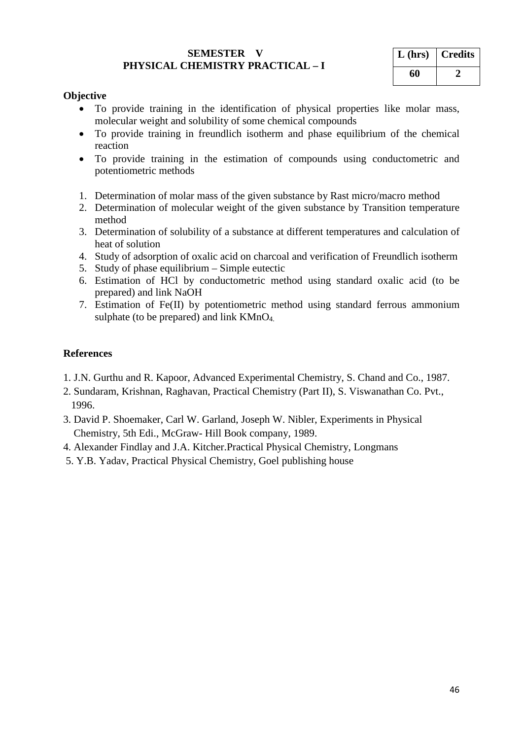## SEMESTER V
## PHYSICAL CHEMISTRY PRACTICAL – I

| L (hrs) | Credits |
|---|---|
| 60 | 2 |

**Objective**

- To provide training in the identification of physical properties like molar mass, molecular weight and solubility of some chemical compounds
- To provide training in freundlich isotherm and phase equilibrium of the chemical reaction
- To provide training in the estimation of compounds using conductometric and potentiometric methods

1. Determination of molar mass of the given substance by Rast micro/macro method
2. Determination of molecular weight of the given substance by Transition temperature method
3. Determination of solubility of a substance at different temperatures and calculation of heat of solution
4. Study of adsorption of oxalic acid on charcoal and verification of Freundlich isotherm
5. Study of phase equilibrium – Simple eutectic
6. Estimation of HCl by conductometric method using standard oxalic acid (to be prepared) and link NaOH
7. Estimation of Fe(II) by potentiometric method using standard ferrous ammonium sulphate (to be prepared) and link $KMnO_4$.

**References**

1. J.N. Gurthu and R. Kapoor, Advanced Experimental Chemistry, S. Chand and Co., 1987.
2. Sundaram, Krishnan, Raghavan, Practical Chemistry (Part II), S. Viswanathan Co. Pvt., 1996.
3. David P. Shoemaker, Carl W. Garland, Joseph W. Nibler, Experiments in Physical Chemistry, 5th Edi., McGraw- Hill Book company, 1989.
4. Alexander Findlay and J.A. Kitcher.Practical Physical Chemistry, Longmans
5. Y.B. Yadav, Practical Physical Chemistry, Goel publishing house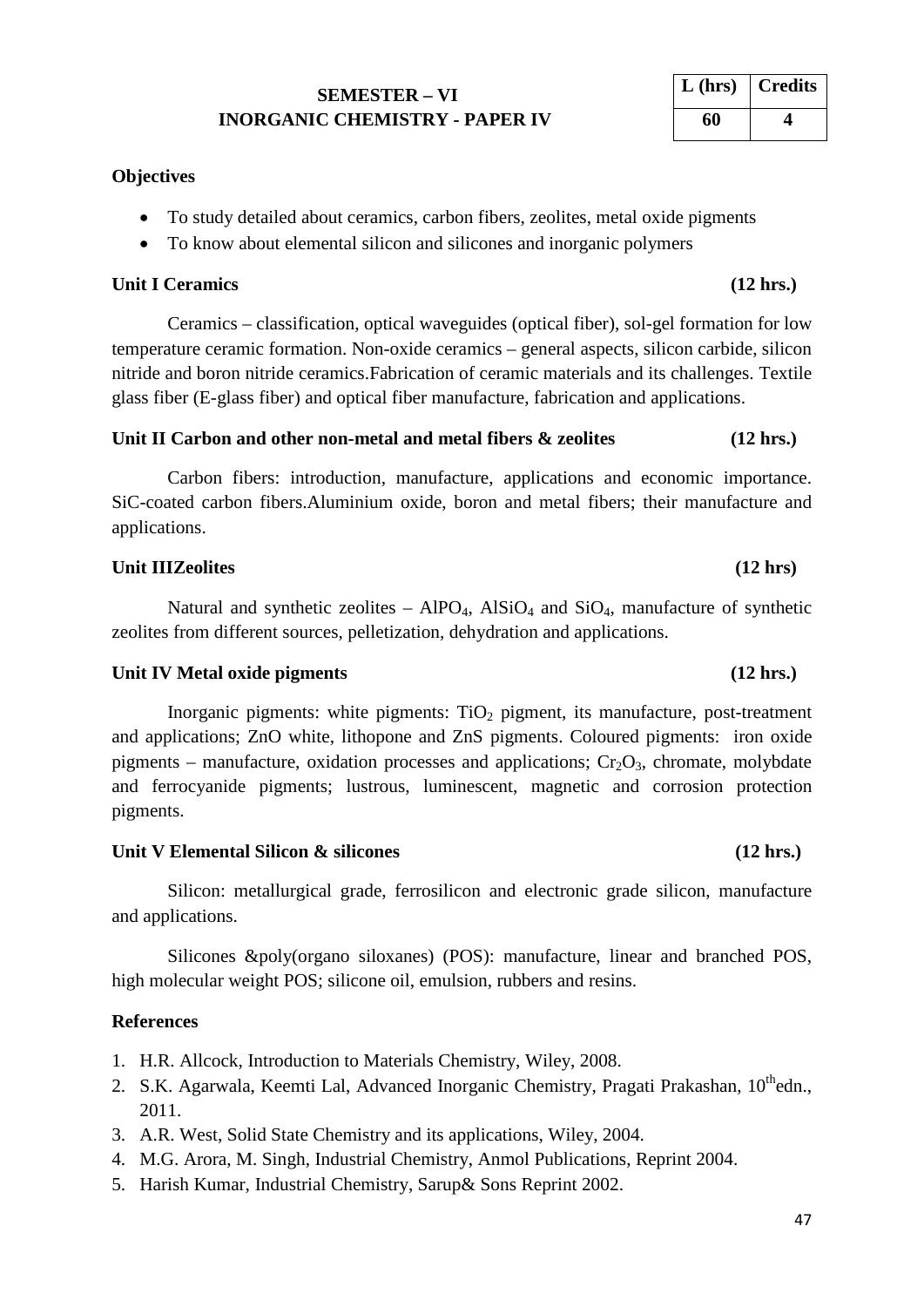## SEMESTER – VI
## INORGANIC CHEMISTRY - PAPER IV

| L (hrs) | Credits |
|---|---|
| 60 | 4 |

**Objectives**

- To study detailed about ceramics, carbon fibers, zeolites, metal oxide pigments
- To know about elemental silicon and silicones and inorganic polymers

**Unit I Ceramics (12 hrs.)**

Ceramics – classification, optical waveguides (optical fiber), sol-gel formation for low temperature ceramic formation. Non-oxide ceramics – general aspects, silicon carbide, silicon nitride and boron nitride ceramics.Fabrication of ceramic materials and its challenges. Textile glass fiber (E-glass fiber) and optical fiber manufacture, fabrication and applications.

**Unit II Carbon and other non-metal and metal fibers & zeolites (12 hrs.)**

Carbon fibers: introduction, manufacture, applications and economic importance. SiC-coated carbon fibers.Aluminium oxide, boron and metal fibers; their manufacture and applications.

**Unit IIIZeolites (12 hrs)**

Natural and synthetic zeolites – $AlPO_4$, $AlSiO_4$ and $SiO_4$, manufacture of synthetic zeolites from different sources, pelletization, dehydration and applications.

**Unit IV Metal oxide pigments (12 hrs.)**

Inorganic pigments: white pigments: $TiO_2$ pigment, its manufacture, post-treatment and applications; ZnO white, lithopone and ZnS pigments. Coloured pigments: iron oxide pigments – manufacture, oxidation processes and applications; $Cr_2O_3$, chromate, molybdate and ferrocyanide pigments; lustrous, luminescent, magnetic and corrosion protection pigments.

**Unit V Elemental Silicon & silicones (12 hrs.)**

Silicon: metallurgical grade, ferrosilicon and electronic grade silicon, manufacture and applications.

Silicones &poly(organo siloxanes) (POS): manufacture, linear and branched POS, high molecular weight POS; silicone oil, emulsion, rubbers and resins.

**References**

1. H.R. Allcock, Introduction to Materials Chemistry, Wiley, 2008.
2. S.K. Agarwala, Keemti Lal, Advanced Inorganic Chemistry, Pragati Prakashan, 10th edn., 2011.
3. A.R. West, Solid State Chemistry and its applications, Wiley, 2004.
4. M.G. Arora, M. Singh, Industrial Chemistry, Anmol Publications, Reprint 2004.
5. Harish Kumar, Industrial Chemistry, Sarup& Sons Reprint 2002.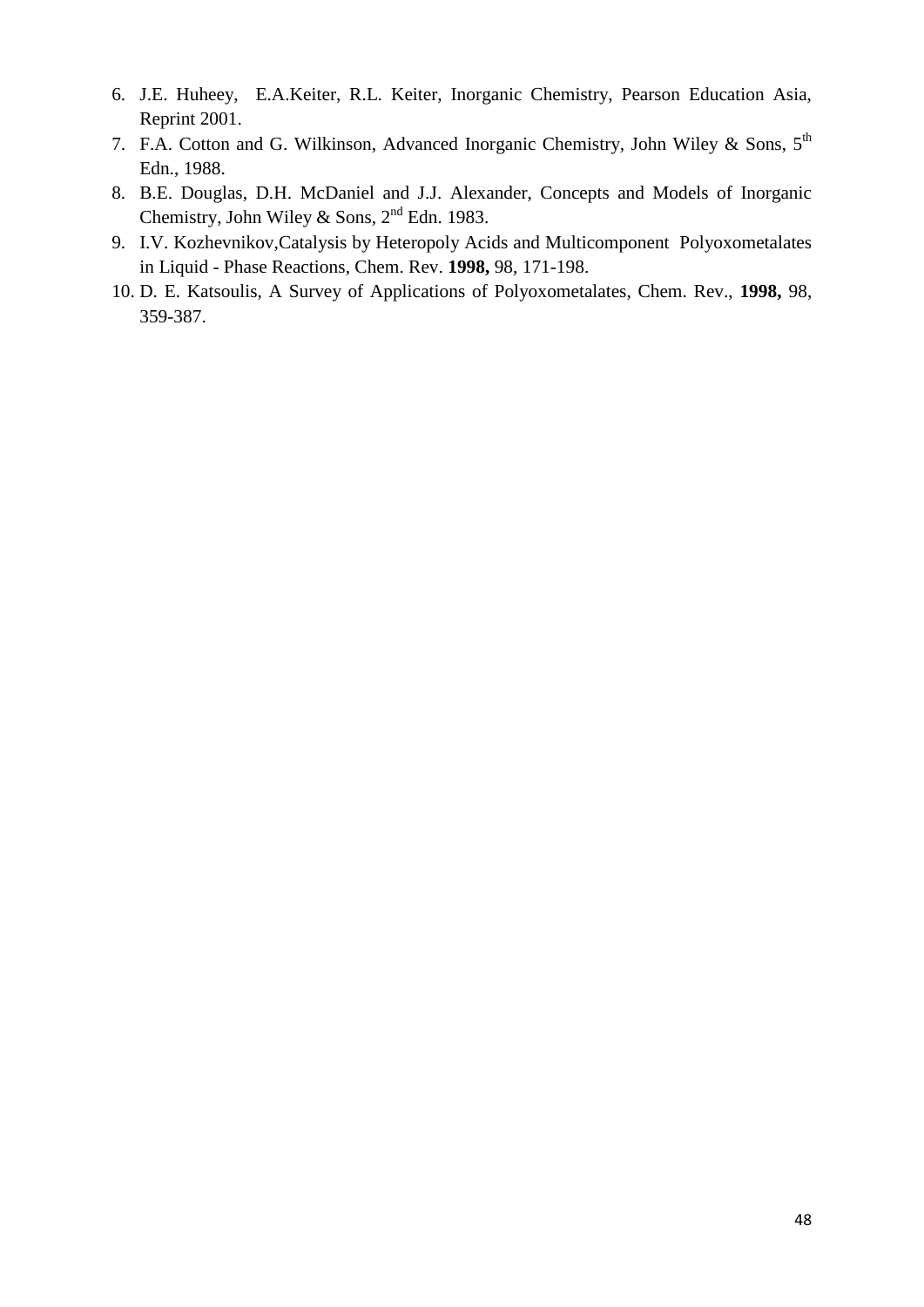6. J.E. Huheey, E.A.Keiter, R.L. Keiter, Inorganic Chemistry, Pearson Education Asia, Reprint 2001.
7. F.A. Cotton and G. Wilkinson, Advanced Inorganic Chemistry, John Wiley & Sons, $5^{th}$ Edn., 1988.
8. B.E. Douglas, D.H. McDaniel and J.J. Alexander, Concepts and Models of Inorganic Chemistry, John Wiley & Sons, $2^{nd}$ Edn. 1983.
9. I.V. Kozhevnikov,Catalysis by Heteropoly Acids and Multicomponent Polyoxometalates in Liquid - Phase Reactions, Chem. Rev. **1998,** 98, 171-198.
10. D. E. Katsoulis, A Survey of Applications of Polyoxometalates, Chem. Rev., **1998,** 98, 359-387.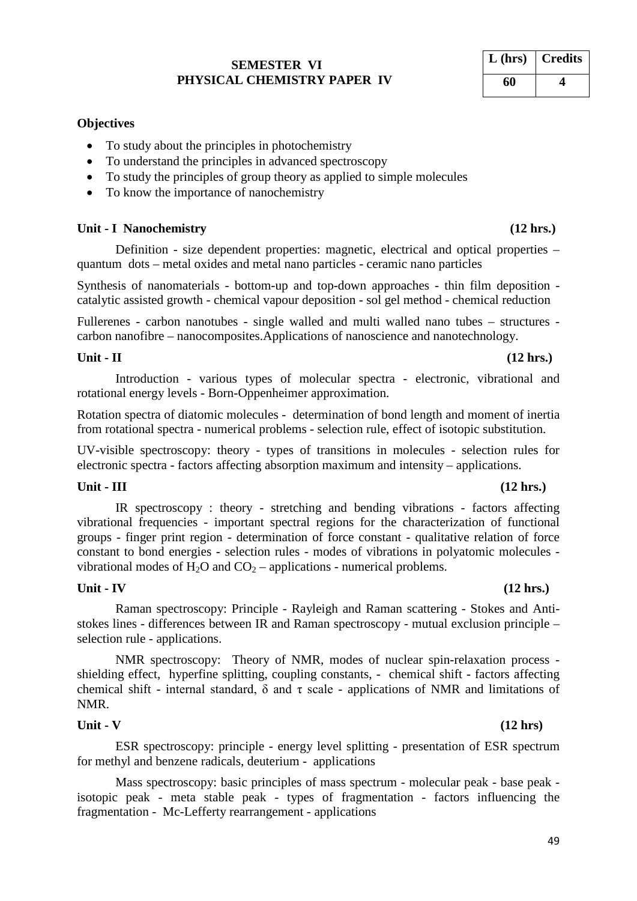## SEMESTER VI
## PHYSICAL CHEMISTRY PAPER IV

| L (hrs) | Credits |
|---|---|
| 60 | 4 |

**Objectives**

- To study about the principles in photochemistry
- To understand the principles in advanced spectroscopy
- To study the principles of group theory as applied to simple molecules
- To know the importance of nanochemistry

### Unit - I Nanochemistry (12 hrs.)

Definition - size dependent properties: magnetic, electrical and optical properties – quantum dots – metal oxides and metal nano particles - ceramic nano particles

Synthesis of nanomaterials - bottom-up and top-down approaches - thin film deposition - catalytic assisted growth - chemical vapour deposition - sol gel method - chemical reduction

Fullerenes - carbon nanotubes - single walled and multi walled nano tubes – structures - carbon nanofibre – nanocomposites.Applications of nanoscience and nanotechnology.

### Unit - II (12 hrs.)

Introduction - various types of molecular spectra - electronic, vibrational and rotational energy levels - Born-Oppenheimer approximation.

Rotation spectra of diatomic molecules - determination of bond length and moment of inertia from rotational spectra - numerical problems - selection rule, effect of isotopic substitution.

UV-visible spectroscopy: theory - types of transitions in molecules - selection rules for electronic spectra - factors affecting absorption maximum and intensity – applications.

### Unit - III (12 hrs.)

IR spectroscopy : theory - stretching and bending vibrations - factors affecting vibrational frequencies - important spectral regions for the characterization of functional groups - finger print region - determination of force constant - qualitative relation of force constant to bond energies - selection rules - modes of vibrations in polyatomic molecules - vibrational modes of $H_2O$ and $CO_2$ – applications - numerical problems.

### Unit - IV (12 hrs.)

Raman spectroscopy: Principle - Rayleigh and Raman scattering - Stokes and Anti-stokes lines - differences between IR and Raman spectroscopy - mutual exclusion principle – selection rule - applications.

NMR spectroscopy: Theory of NMR, modes of nuclear spin-relaxation process - shielding effect, hyperfine splitting, coupling constants, - chemical shift - factors affecting chemical shift - internal standard, $\delta$ and $\tau$ scale - applications of NMR and limitations of NMR.

### Unit - V (12 hrs)

ESR spectroscopy: principle - energy level splitting - presentation of ESR spectrum for methyl and benzene radicals, deuterium - applications

Mass spectroscopy: basic principles of mass spectrum - molecular peak - base peak - isotopic peak - meta stable peak - types of fragmentation - factors influencing the fragmentation - Mc-Lefferty rearrangement - applications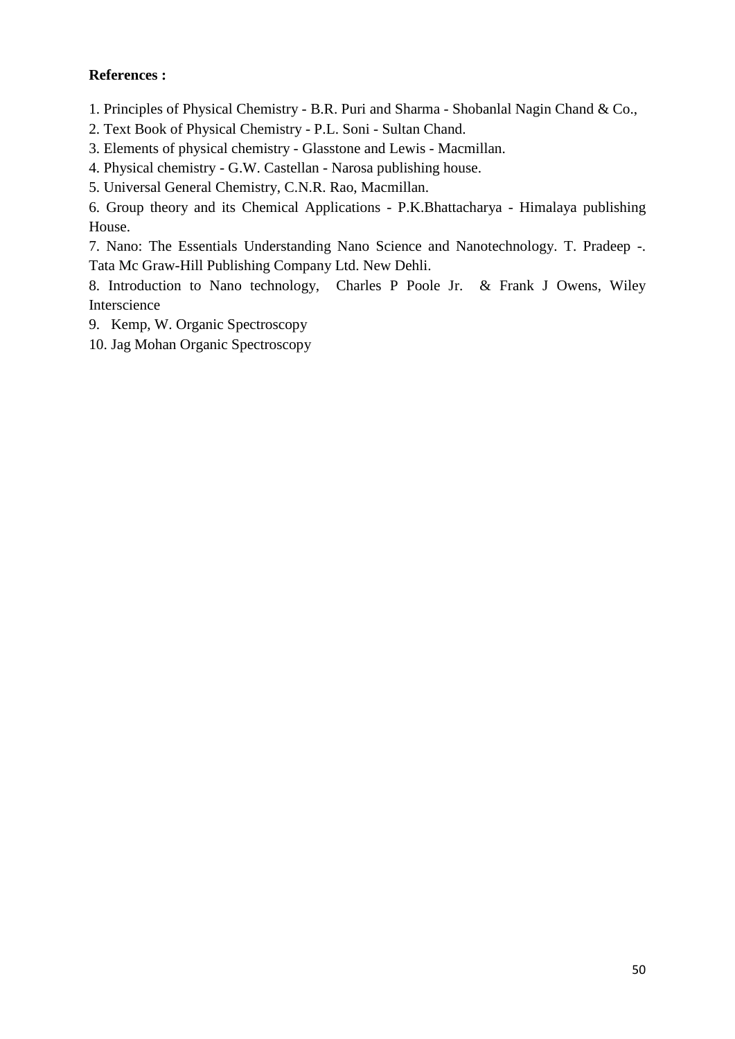**References :**

1. Principles of Physical Chemistry - B.R. Puri and Sharma - Shobanlal Nagin Chand & Co.,
2. Text Book of Physical Chemistry - P.L. Soni - Sultan Chand.
3. Elements of physical chemistry - Glasstone and Lewis - Macmillan.
4. Physical chemistry - G.W. Castellan - Narosa publishing house.
5. Universal General Chemistry, C.N.R. Rao, Macmillan.
6. Group theory and its Chemical Applications - P.K.Bhattacharya - Himalaya publishing House.
7. Nano: The Essentials Understanding Nano Science and Nanotechnology. T. Pradeep -. Tata Mc Graw-Hill Publishing Company Ltd. New Dehli.
8. Introduction to Nano technology, Charles P Poole Jr. & Frank J Owens, Wiley Interscience
9. Kemp, W. Organic Spectroscopy
10. Jag Mohan Organic Spectroscopy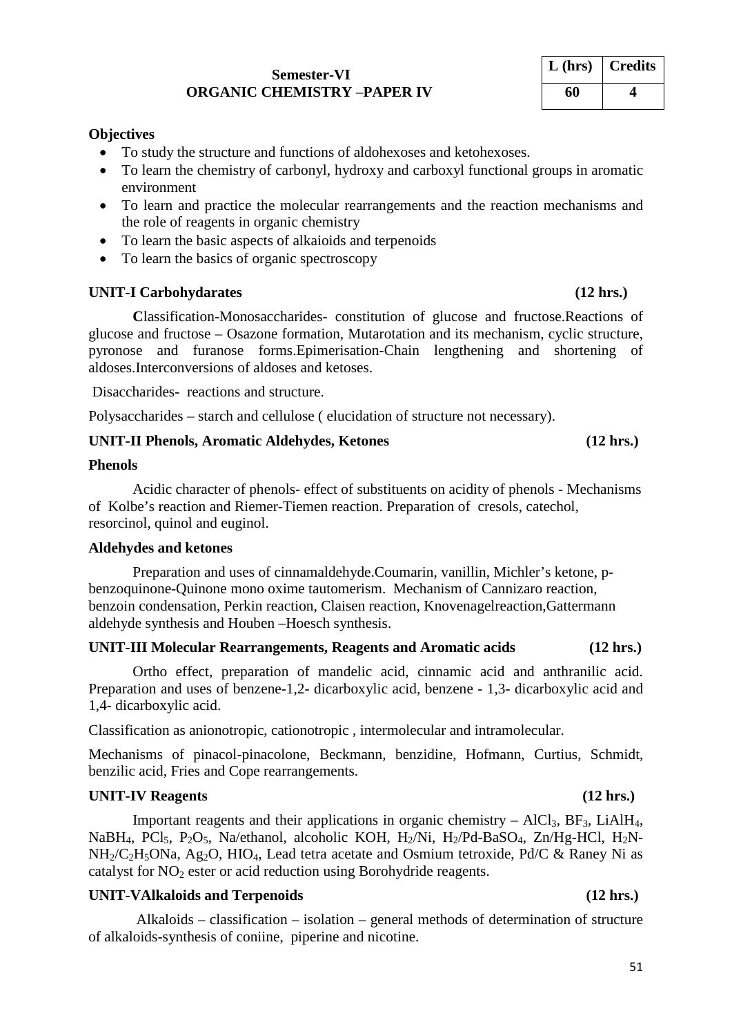## Semester-VI
## ORGANIC CHEMISTRY –PAPER IV

| L (hrs) | Credits |
|---|---|
| 60 | 4 |

**Objectives**

- To study the structure and functions of aldohexoses and ketohexoses.
- To learn the chemistry of carbonyl, hydroxy and carboxyl functional groups in aromatic environment
- To learn and practice the molecular rearrangements and the reaction mechanisms and the role of reagents in organic chemistry
- To learn the basic aspects of alkaioids and terpenoids
- To learn the basics of organic spectroscopy

**UNIT-I Carbohydarates (12 hrs.)**

**C**lassification-Monosaccharides- constitution of glucose and fructose.Reactions of glucose and fructose – Osazone formation, Mutarotation and its mechanism, cyclic structure, pyronose and furanose forms.Epimerisation-Chain lengthening and shortening of aldoses.Interconversions of aldoses and ketoses.

Disaccharides- reactions and structure.

Polysaccharides – starch and cellulose ( elucidation of structure not necessary).

**UNIT-II Phenols, Aromatic Aldehydes, Ketones (12 hrs.)**

**Phenols**

Acidic character of phenols- effect of substituents on acidity of phenols - Mechanisms of Kolbe's reaction and Riemer-Tiemen reaction. Preparation of cresols, catechol, resorcinol, quinol and euginol.

**Aldehydes and ketones**

Preparation and uses of cinnamaldehyde.Coumarin, vanillin, Michler's ketone, p-benzoquinone-Quinone mono oxime tautomerism. Mechanism of Cannizaro reaction, benzoin condensation, Perkin reaction, Claisen reaction, Knovenagelreaction,Gattermann aldehyde synthesis and Houben –Hoesch synthesis.

**UNIT-III Molecular Rearrangements, Reagents and Aromatic acids (12 hrs.)**

Ortho effect, preparation of mandelic acid, cinnamic acid and anthranilic acid. Preparation and uses of benzene-1,2- dicarboxylic acid, benzene - 1,3- dicarboxylic acid and 1,4- dicarboxylic acid.

Classification as anionotropic, cationotropic , intermolecular and intramolecular.

Mechanisms of pinacol-pinacolone, Beckmann, benzidine, Hofmann, Curtius, Schmidt, benzilic acid, Fries and Cope rearrangements.

**UNIT-IV Reagents (12 hrs.)**

Important reagents and their applications in organic chemistry – $AlCl_3$, $BF_3$, $LiAlH_4$, $NaBH_4$, $PCl_5$, $P_2O_5$, Na/ethanol, alcoholic KOH, $H_2$/Ni, $H_2$/Pd-$BaSO_4$, Zn/Hg-HCl, $H_2N$-$NH_2$/$C_2H_5ONa$, $Ag_2O$, $HIO_4$, Lead tetra acetate and Osmium tetroxide, Pd/C & Raney Ni as catalyst for $NO_2$ ester or acid reduction using Borohydride reagents.

**UNIT-VAlkaloids and Terpenoids (12 hrs.)**

Alkaloids – classification – isolation – general methods of determination of structure of alkaloids-synthesis of coniine, piperine and nicotine.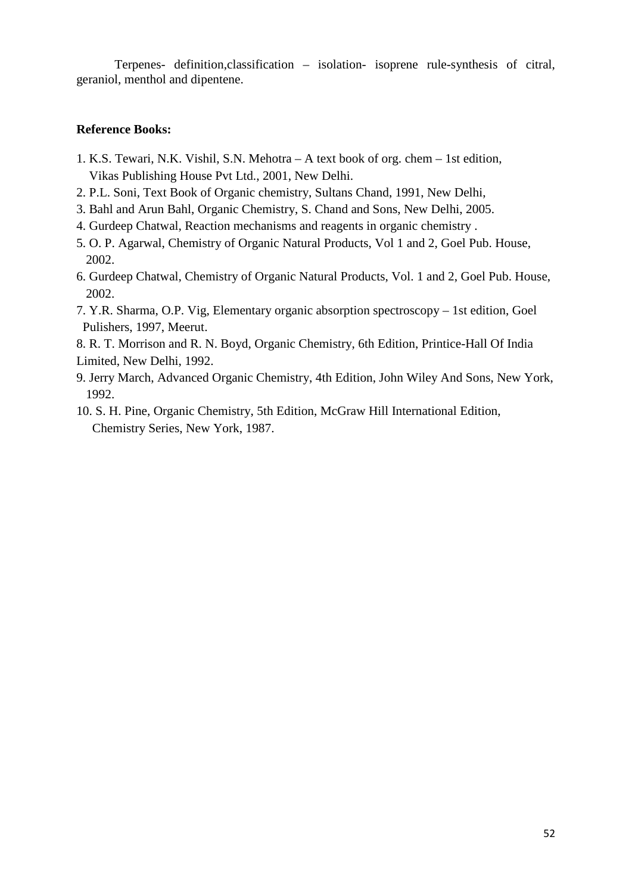Terpenes- definition,classification – isolation- isoprene rule-synthesis of citral, geraniol, menthol and dipentene.

**Reference Books:**

1. K.S. Tewari, N.K. Vishil, S.N. Mehotra – A text book of org. chem – 1st edition, Vikas Publishing House Pvt Ltd., 2001, New Delhi.
2. P.L. Soni, Text Book of Organic chemistry, Sultans Chand, 1991, New Delhi,
3. Bahl and Arun Bahl, Organic Chemistry, S. Chand and Sons, New Delhi, 2005.
4. Gurdeep Chatwal, Reaction mechanisms and reagents in organic chemistry .
5. O. P. Agarwal, Chemistry of Organic Natural Products, Vol 1 and 2, Goel Pub. House, 2002.
6. Gurdeep Chatwal, Chemistry of Organic Natural Products, Vol. 1 and 2, Goel Pub. House, 2002.
7. Y.R. Sharma, O.P. Vig, Elementary organic absorption spectroscopy – 1st edition, Goel Pulishers, 1997, Meerut.
8. R. T. Morrison and R. N. Boyd, Organic Chemistry, 6th Edition, Printice-Hall Of India Limited, New Delhi, 1992.
9. Jerry March, Advanced Organic Chemistry, 4th Edition, John Wiley And Sons, New York, 1992.
10. S. H. Pine, Organic Chemistry, 5th Edition, McGraw Hill International Edition, Chemistry Series, New York, 1987.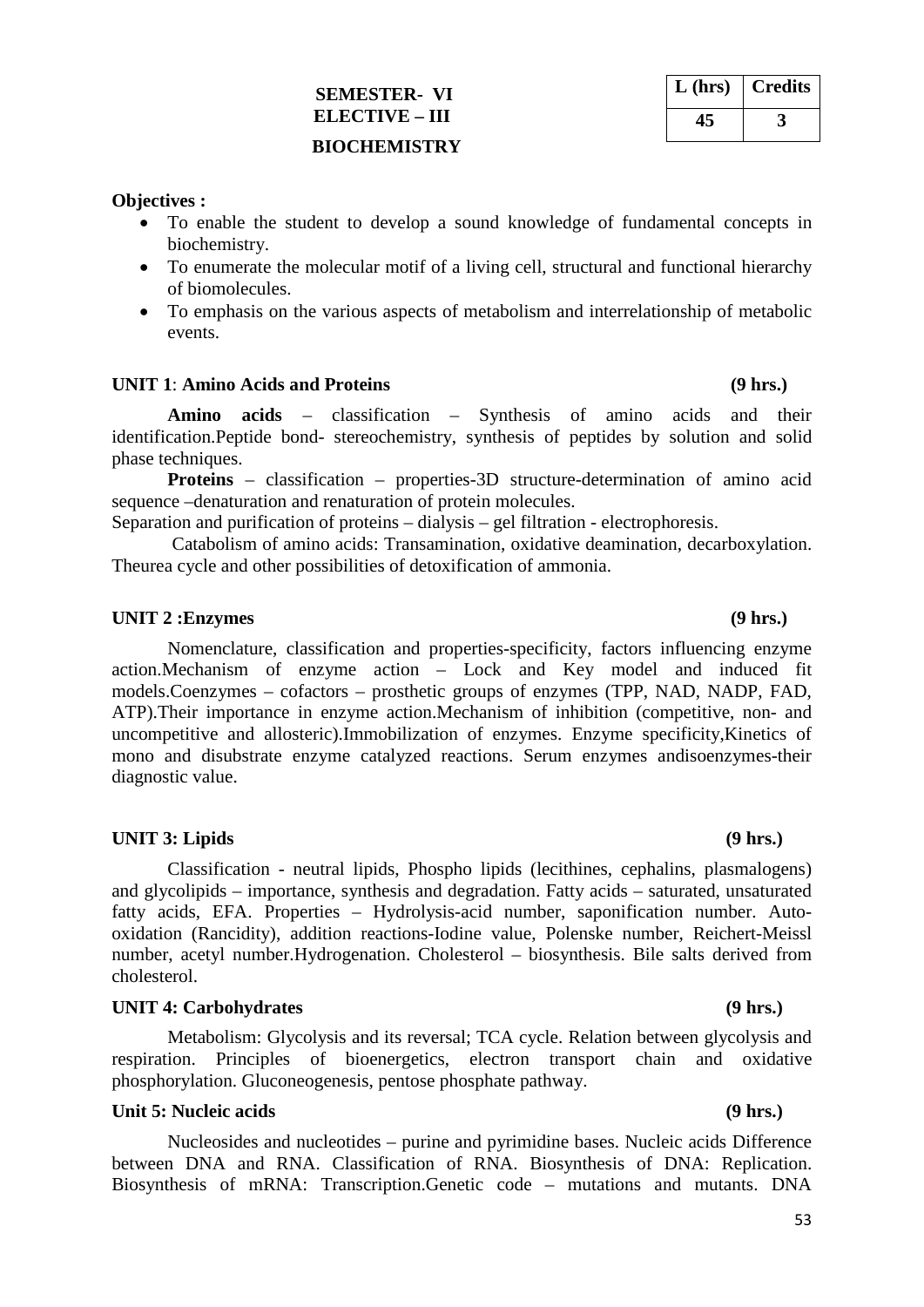**SEMESTER- VI**
**ELECTIVE – III**
**BIOCHEMISTRY**

| L (hrs) | Credits |
|---|---|
| 45 | 3 |

**Objectives :**

- To enable the student to develop a sound knowledge of fundamental concepts in biochemistry.
- To enumerate the molecular motif of a living cell, structural and functional hierarchy of biomolecules.
- To emphasis on the various aspects of metabolism and interrelationship of metabolic events.

**UNIT 1**: **Amino Acids and Proteins** **(9 hrs.)**

**Amino acids** – classification – Synthesis of amino acids and their identification.Peptide bond- stereochemistry, synthesis of peptides by solution and solid phase techniques.

**Proteins** – classification – properties-3D structure-determination of amino acid sequence –denaturation and renaturation of protein molecules.

Separation and purification of proteins – dialysis – gel filtration - electrophoresis.

Catabolism of amino acids: Transamination, oxidative deamination, decarboxylation. Theurea cycle and other possibilities of detoxification of ammonia.

**UNIT 2 :Enzymes** **(9 hrs.)**

Nomenclature, classification and properties-specificity, factors influencing enzyme action.Mechanism of enzyme action – Lock and Key model and induced fit models.Coenzymes – cofactors – prosthetic groups of enzymes (TPP, NAD, NADP, FAD, ATP).Their importance in enzyme action.Mechanism of inhibition (competitive, non- and uncompetitive and allosteric).Immobilization of enzymes. Enzyme specificity,Kinetics of mono and disubstrate enzyme catalyzed reactions. Serum enzymes andisoenzymes-their diagnostic value.

**UNIT 3: Lipids** **(9 hrs.)**

Classification - neutral lipids, Phospho lipids (lecithines, cephalins, plasmalogens) and glycolipids – importance, synthesis and degradation. Fatty acids – saturated, unsaturated fatty acids, EFA. Properties – Hydrolysis-acid number, saponification number. Auto-oxidation (Rancidity), addition reactions-Iodine value, Polenske number, Reichert-Meissl number, acetyl number.Hydrogenation. Cholesterol – biosynthesis. Bile salts derived from cholesterol.

**UNIT 4: Carbohydrates** **(9 hrs.)**

Metabolism: Glycolysis and its reversal; TCA cycle. Relation between glycolysis and respiration. Principles of bioenergetics, electron transport chain and oxidative phosphorylation. Gluconeogenesis, pentose phosphate pathway.

**Unit 5: Nucleic acids** **(9 hrs.)**

Nucleosides and nucleotides – purine and pyrimidine bases. Nucleic acids Difference between DNA and RNA. Classification of RNA. Biosynthesis of DNA: Replication. Biosynthesis of mRNA: Transcription.Genetic code – mutations and mutants. DNA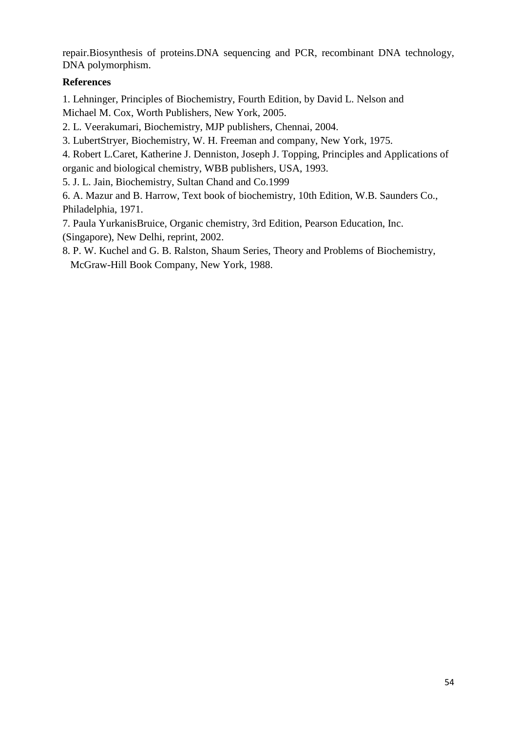repair.Biosynthesis of proteins.DNA sequencing and PCR, recombinant DNA technology, DNA polymorphism.

**References**

1. Lehninger, Principles of Biochemistry, Fourth Edition, by David L. Nelson and Michael M. Cox, Worth Publishers, New York, 2005.
2. L. Veerakumari, Biochemistry, MJP publishers, Chennai, 2004.
3. LubertStryer, Biochemistry, W. H. Freeman and company, New York, 1975.
4. Robert L.Caret, Katherine J. Denniston, Joseph J. Topping, Principles and Applications of organic and biological chemistry, WBB publishers, USA, 1993.
5. J. L. Jain, Biochemistry, Sultan Chand and Co.1999
6. A. Mazur and B. Harrow, Text book of biochemistry, 10th Edition, W.B. Saunders Co., Philadelphia, 1971.
7. Paula YurkanisBruice, Organic chemistry, 3rd Edition, Pearson Education, Inc. (Singapore), New Delhi, reprint, 2002.
8. P. W. Kuchel and G. B. Ralston, Shaum Series, Theory and Problems of Biochemistry, McGraw-Hill Book Company, New York, 1988.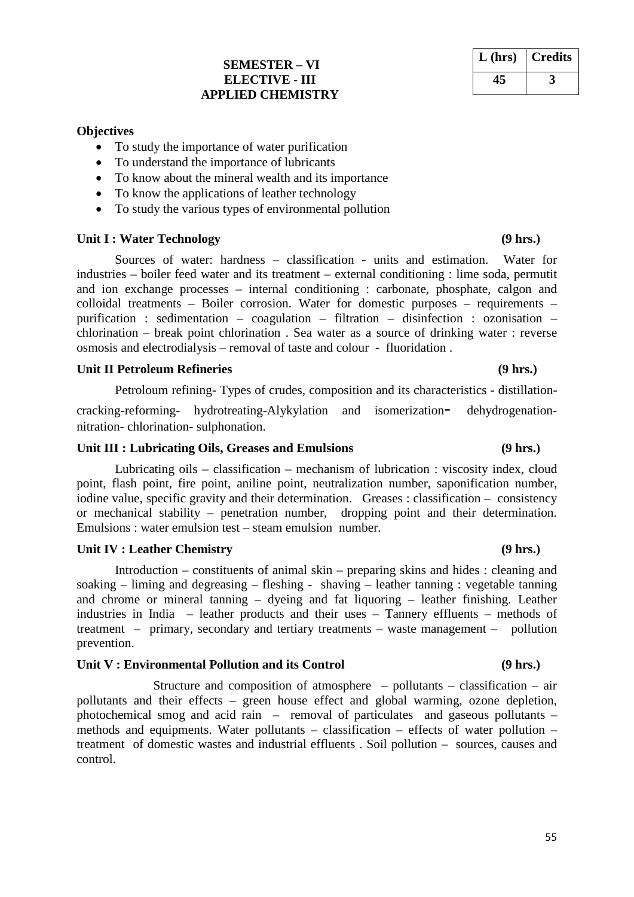**SEMESTER – VI**
**ELECTIVE - III**
**APPLIED CHEMISTRY**

| L (hrs) | Credits |
|---|---|
| 45 | 3 |

**Objectives**

- To study the importance of water purification
- To understand the importance of lubricants
- To know about the mineral wealth and its importance
- To know the applications of leather technology
- To study the various types of environmental pollution

**Unit I : Water Technology (9 hrs.)**

Sources of water: hardness – classification - units and estimation. Water for industries – boiler feed water and its treatment – external conditioning : lime soda, permutit and ion exchange processes – internal conditioning : carbonate, phosphate, calgon and colloidal treatments – Boiler corrosion. Water for domestic purposes – requirements – purification : sedimentation – coagulation – filtration – disinfection : ozonisation – chlorination – break point chlorination . Sea water as a source of drinking water : reverse osmosis and electrodialysis – removal of taste and colour - fluoridation .

**Unit II Petroleum Refineries (9 hrs.)**

Petroloum refining- Types of crudes, composition and its characteristics - distillation-cracking-reforming- hydrotreating-Alykylation and isomerization- dehydrogenation-nitration- chlorination- sulphonation.

**Unit III : Lubricating Oils, Greases and Emulsions (9 hrs.)**

Lubricating oils – classification – mechanism of lubrication : viscosity index, cloud point, flash point, fire point, aniline point, neutralization number, saponification number, iodine value, specific gravity and their determination. Greases : classification – consistency or mechanical stability – penetration number, dropping point and their determination. Emulsions : water emulsion test – steam emulsion number.

**Unit IV : Leather Chemistry (9 hrs.)**

Introduction – constituents of animal skin – preparing skins and hides : cleaning and soaking – liming and degreasing – fleshing - shaving – leather tanning : vegetable tanning and chrome or mineral tanning – dyeing and fat liquoring – leather finishing. Leather industries in India – leather products and their uses – Tannery effluents – methods of treatment – primary, secondary and tertiary treatments – waste management – pollution prevention.

**Unit V : Environmental Pollution and its Control (9 hrs.)**

Structure and composition of atmosphere – pollutants – classification – air pollutants and their effects – green house effect and global warming, ozone depletion, photochemical smog and acid rain – removal of particulates and gaseous pollutants – methods and equipments. Water pollutants – classification – effects of water pollution – treatment of domestic wastes and industrial effluents . Soil pollution – sources, causes and control.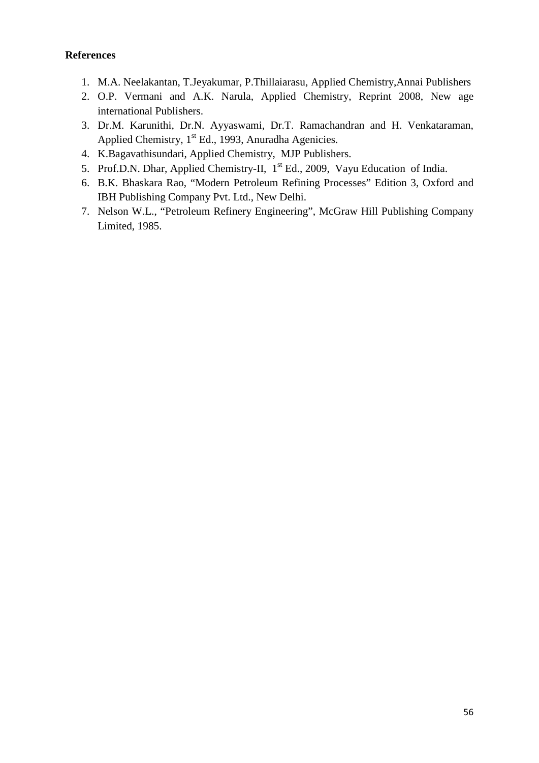**References**

1. M.A. Neelakantan, T.Jeyakumar, P.Thillaiarasu, Applied Chemistry,Annai Publishers
2. O.P. Vermani and A.K. Narula, Applied Chemistry, Reprint 2008, New age international Publishers.
3. Dr.M. Karunithi, Dr.N. Ayyaswami, Dr.T. Ramachandran and H. Venkataraman, Applied Chemistry, 1st Ed., 1993, Anuradha Agenicies.
4. K.Bagavathisundari, Applied Chemistry, MJP Publishers.
5. Prof.D.N. Dhar, Applied Chemistry-II, 1st Ed., 2009, Vayu Education of India.
6. B.K. Bhaskara Rao, "Modern Petroleum Refining Processes" Edition 3, Oxford and IBH Publishing Company Pvt. Ltd., New Delhi.
7. Nelson W.L., "Petroleum Refinery Engineering", McGraw Hill Publishing Company Limited, 1985.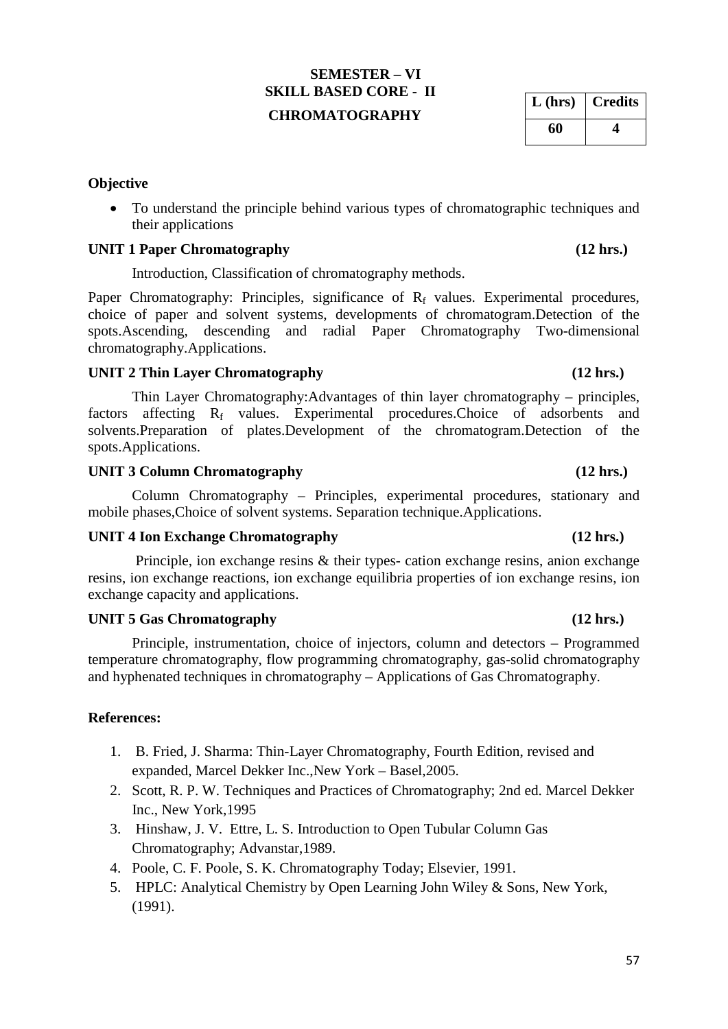**SEMESTER – VI**
**SKILL BASED CORE - II**
**CHROMATOGRAPHY**

| L (hrs) | Credits |
|---|---|
| 60 | 4 |

**Objective**

- To understand the principle behind various types of chromatographic techniques and their applications

**UNIT 1 Paper Chromatography (12 hrs.)**

Introduction, Classification of chromatography methods.

Paper Chromatography: Principles, significance of $R_f$ values. Experimental procedures, choice of paper and solvent systems, developments of chromatogram.Detection of the spots.Ascending, descending and radial Paper Chromatography Two-dimensional chromatography.Applications.

**UNIT 2 Thin Layer Chromatography (12 hrs.)**

Thin Layer Chromatography:Advantages of thin layer chromatography – principles, factors affecting $R_f$ values. Experimental procedures.Choice of adsorbents and solvents.Preparation of plates.Development of the chromatogram.Detection of the spots.Applications.

**UNIT 3 Column Chromatography (12 hrs.)**

Column Chromatography – Principles, experimental procedures, stationary and mobile phases,Choice of solvent systems. Separation technique.Applications.

**UNIT 4 Ion Exchange Chromatography (12 hrs.)**

Principle, ion exchange resins & their types- cation exchange resins, anion exchange resins, ion exchange reactions, ion exchange equilibria properties of ion exchange resins, ion exchange capacity and applications.

**UNIT 5 Gas Chromatography (12 hrs.)**

Principle, instrumentation, choice of injectors, column and detectors – Programmed temperature chromatography, flow programming chromatography, gas-solid chromatography and hyphenated techniques in chromatography – Applications of Gas Chromatography.

**References:**

1. B. Fried, J. Sharma: Thin-Layer Chromatography, Fourth Edition, revised and expanded, Marcel Dekker Inc.,New York – Basel,2005.
2. Scott, R. P. W. Techniques and Practices of Chromatography; 2nd ed. Marcel Dekker Inc., New York,1995
3. Hinshaw, J. V. Ettre, L. S. Introduction to Open Tubular Column Gas Chromatography; Advanstar,1989.
4. Poole, C. F. Poole, S. K. Chromatography Today; Elsevier, 1991.
5. HPLC: Analytical Chemistry by Open Learning John Wiley & Sons, New York, (1991).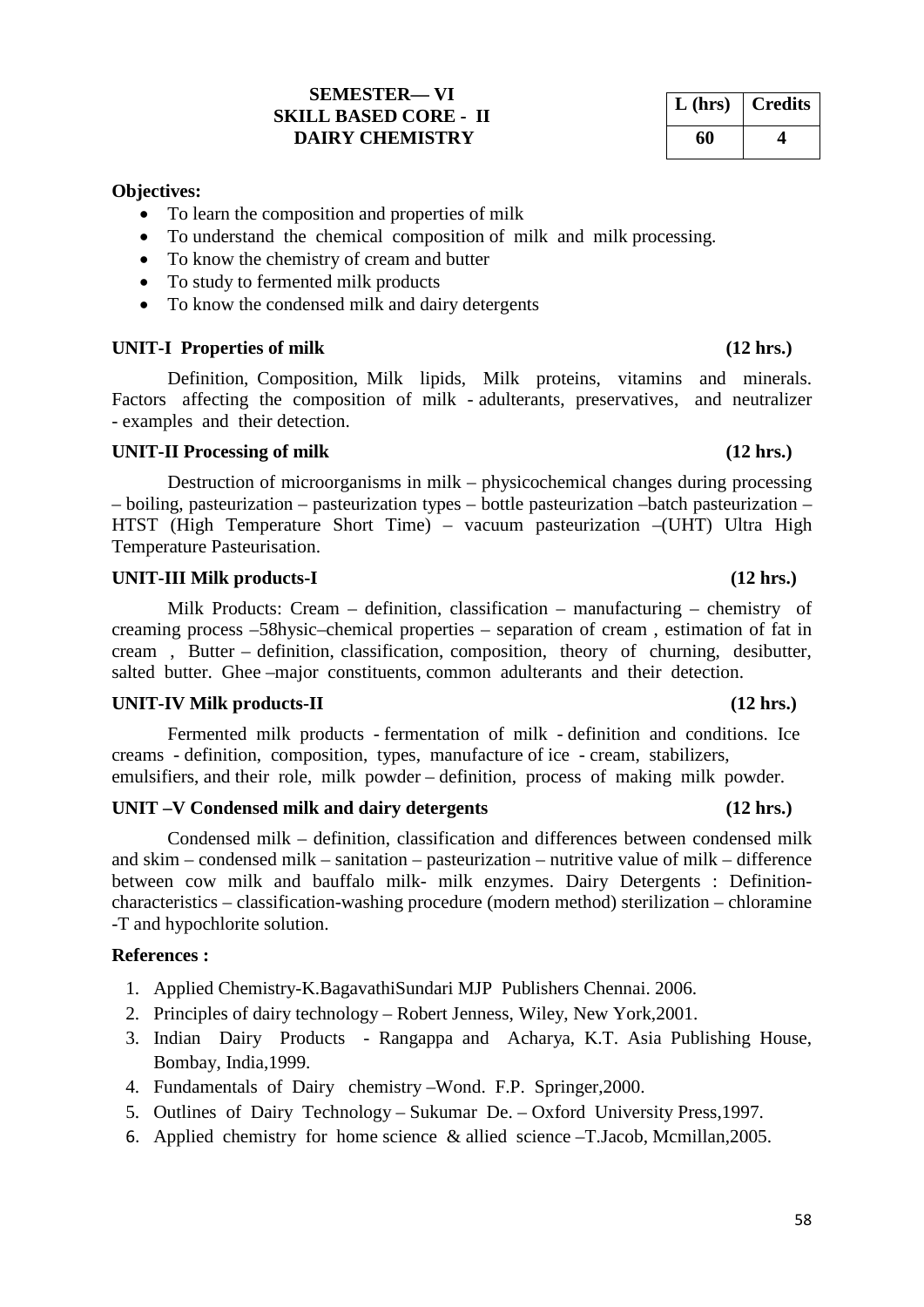**SEMESTER— VI**
**SKILL BASED CORE - II**
**DAIRY CHEMISTRY**

| L (hrs) | Credits |
|---|---|
| 60 | 4 |

**Objectives:**

- To learn the composition and properties of milk
- To understand the chemical composition of milk and milk processing.
- To know the chemistry of cream and butter
- To study to fermented milk products
- To know the condensed milk and dairy detergents

**UNIT-I Properties of milk (12 hrs.)**

Definition, Composition, Milk lipids, Milk proteins, vitamins and minerals. Factors affecting the composition of milk - adulterants, preservatives, and neutralizer - examples and their detection.

**UNIT-II Processing of milk (12 hrs.)**

Destruction of microorganisms in milk – physicochemical changes during processing – boiling, pasteurization – pasteurization types – bottle pasteurization –batch pasteurization – HTST (High Temperature Short Time) – vacuum pasteurization –(UHT) Ultra High Temperature Pasteurisation.

**UNIT-III Milk products-I (12 hrs.)**

Milk Products: Cream – definition, classification – manufacturing – chemistry of creaming process –58hysic–chemical properties – separation of cream , estimation of fat in cream , Butter – definition, classification, composition, theory of churning, desibutter, salted butter. Ghee –major constituents, common adulterants and their detection.

**UNIT-IV Milk products-II (12 hrs.)**

Fermented milk products - fermentation of milk - definition and conditions. Ice creams - definition, composition, types, manufacture of ice - cream, stabilizers, emulsifiers, and their role, milk powder – definition, process of making milk powder.

**UNIT –V Condensed milk and dairy detergents (12 hrs.)**

Condensed milk – definition, classification and differences between condensed milk and skim – condensed milk – sanitation – pasteurization – nutritive value of milk – difference between cow milk and bauffalo milk- milk enzymes. Dairy Detergents : Definition-characteristics – classification-washing procedure (modern method) sterilization – chloramine -T and hypochlorite solution.

**References :**

1. Applied Chemistry-K.BagavathiSundari MJP Publishers Chennai. 2006.
2. Principles of dairy technology – Robert Jenness, Wiley, New York,2001.
3. Indian Dairy Products - Rangappa and Acharya, K.T. Asia Publishing House, Bombay, India,1999.
4. Fundamentals of Dairy chemistry –Wond. F.P. Springer,2000.
5. Outlines of Dairy Technology – Sukumar De. – Oxford University Press,1997.
6. Applied chemistry for home science & allied science –T.Jacob, Mcmillan,2005.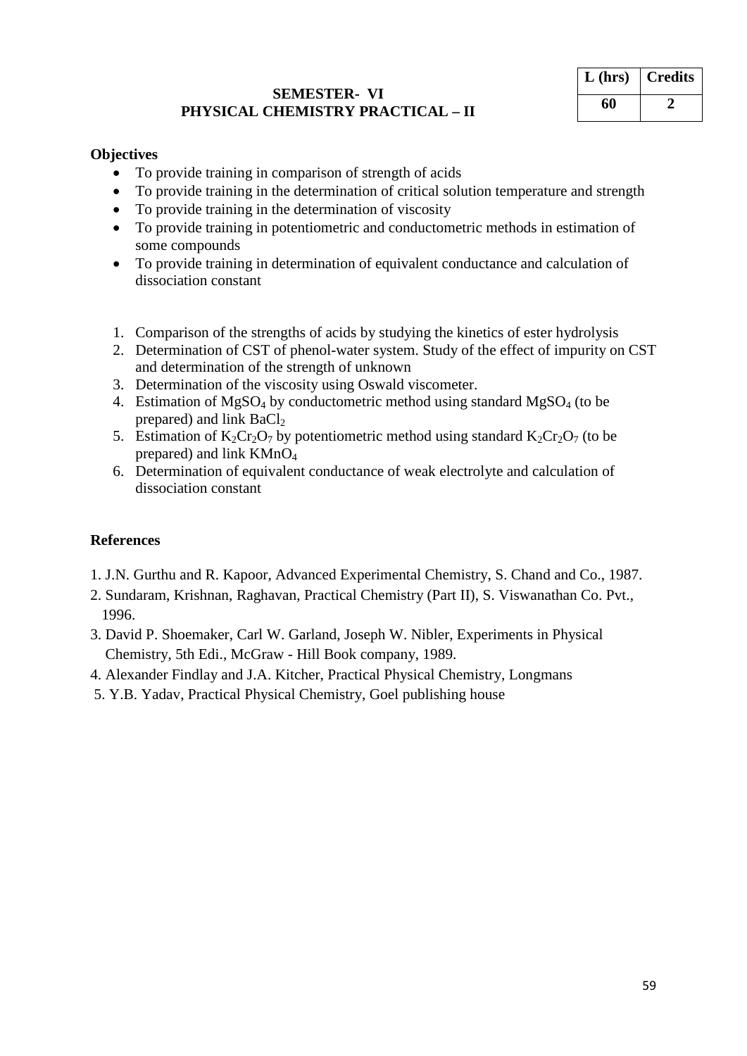| L (hrs) | Credits |
| --- | --- |
| 60 | 2 |

## SEMESTER- VI
## PHYSICAL CHEMISTRY PRACTICAL – II

**Objectives**

- To provide training in comparison of strength of acids
- To provide training in the determination of critical solution temperature and strength
- To provide training in the determination of viscosity
- To provide training in potentiometric and conductometric methods in estimation of some compounds
- To provide training in determination of equivalent conductance and calculation of dissociation constant

1. Comparison of the strengths of acids by studying the kinetics of ester hydrolysis
2. Determination of CST of phenol-water system. Study of the effect of impurity on CST and determination of the strength of unknown
3. Determination of the viscosity using Oswald viscometer.
4. Estimation of $MgSO_4$ by conductometric method using standard $MgSO_4$ (to be prepared) and link $BaCl_2$
5. Estimation of $K_2Cr_2O_7$ by potentiometric method using standard $K_2Cr_2O_7$ (to be prepared) and link $KMnO_4$
6. Determination of equivalent conductance of weak electrolyte and calculation of dissociation constant

**References**

1. J.N. Gurthu and R. Kapoor, Advanced Experimental Chemistry, S. Chand and Co., 1987.
2. Sundaram, Krishnan, Raghavan, Practical Chemistry (Part II), S. Viswanathan Co. Pvt., 1996.
3. David P. Shoemaker, Carl W. Garland, Joseph W. Nibler, Experiments in Physical Chemistry, 5th Edi., McGraw - Hill Book company, 1989.
4. Alexander Findlay and J.A. Kitcher, Practical Physical Chemistry, Longmans
5. Y.B. Yadav, Practical Physical Chemistry, Goel publishing house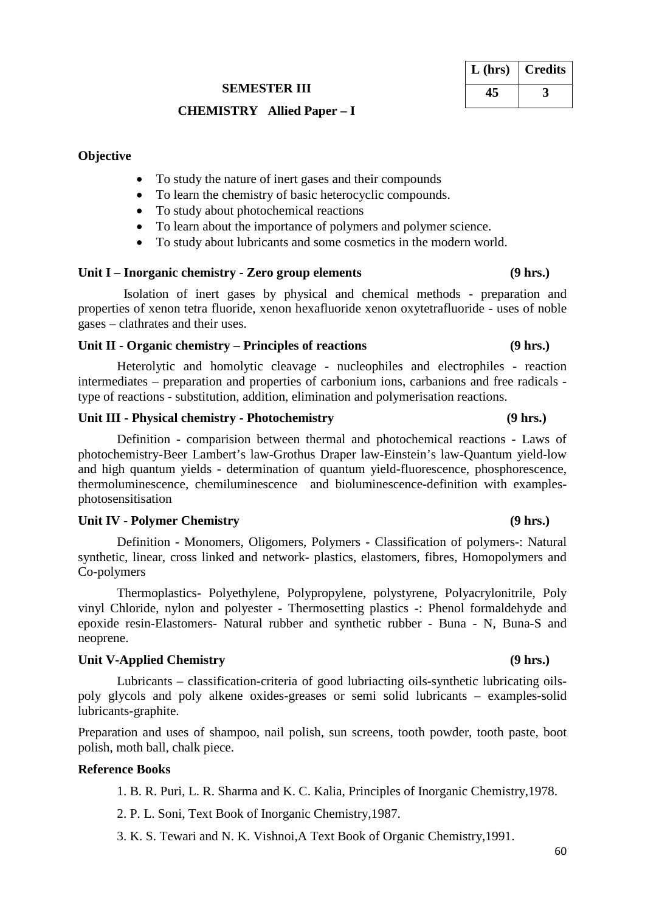| L (hrs) | Credits |
|---|---|
| 45 | 3 |

**SEMESTER III**

**CHEMISTRY Allied Paper – I**

**Objective**

- To study the nature of inert gases and their compounds
- To learn the chemistry of basic heterocyclic compounds.
- To study about photochemical reactions
- To learn about the importance of polymers and polymer science.
- To study about lubricants and some cosmetics in the modern world.

**Unit I – Inorganic chemistry - Zero group elements (9 hrs.)**

Isolation of inert gases by physical and chemical methods - preparation and properties of xenon tetra fluoride, xenon hexafluoride xenon oxytetrafluoride - uses of noble gases – clathrates and their uses.

**Unit II - Organic chemistry – Principles of reactions (9 hrs.)**

Heterolytic and homolytic cleavage - nucleophiles and electrophiles - reaction intermediates – preparation and properties of carbonium ions, carbanions and free radicals - type of reactions - substitution, addition, elimination and polymerisation reactions.

**Unit III - Physical chemistry - Photochemistry (9 hrs.)**

Definition - comparision between thermal and photochemical reactions - Laws of photochemistry-Beer Lambert's law-Grothus Draper law-Einstein's law-Quantum yield-low and high quantum yields - determination of quantum yield-fluorescence, phosphorescence, thermoluminescence, chemiluminescence and bioluminescence-definition with examples-photosensitisation

**Unit IV - Polymer Chemistry (9 hrs.)**

Definition - Monomers, Oligomers, Polymers - Classification of polymers-: Natural synthetic, linear, cross linked and network- plastics, elastomers, fibres, Homopolymers and Co-polymers

Thermoplastics- Polyethylene, Polypropylene, polystyrene, Polyacrylonitrile, Poly vinyl Chloride, nylon and polyester - Thermosetting plastics -: Phenol formaldehyde and epoxide resin-Elastomers- Natural rubber and synthetic rubber - Buna - N, Buna-S and neoprene.

**Unit V-Applied Chemistry (9 hrs.)**

Lubricants – classification-criteria of good lubriacting oils-synthetic lubricating oils-poly glycols and poly alkene oxides-greases or semi solid lubricants – examples-solid lubricants-graphite.

Preparation and uses of shampoo, nail polish, sun screens, tooth powder, tooth paste, boot polish, moth ball, chalk piece.

**Reference Books**

1. B. R. Puri, L. R. Sharma and K. C. Kalia, Principles of Inorganic Chemistry,1978.
2. P. L. Soni, Text Book of Inorganic Chemistry,1987.
3. K. S. Tewari and N. K. Vishnoi,A Text Book of Organic Chemistry,1991.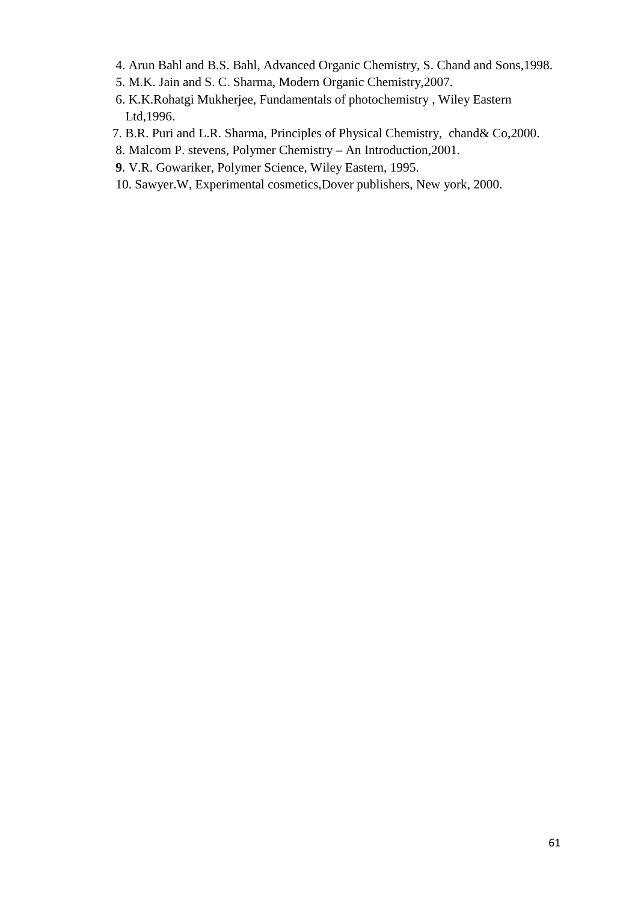4. Arun Bahl and B.S. Bahl, Advanced Organic Chemistry, S. Chand and Sons,1998.
5. M.K. Jain and S. C. Sharma, Modern Organic Chemistry,2007.
6. K.K.Rohatgi Mukherjee, Fundamentals of photochemistry , Wiley Eastern Ltd,1996.
7. B.R. Puri and L.R. Sharma, Principles of Physical Chemistry, chand& Co,2000.
8. Malcom P. stevens, Polymer Chemistry – An Introduction,2001.
**9**. V.R. Gowariker, Polymer Science, Wiley Eastern, 1995.
10. Sawyer.W, Experimental cosmetics,Dover publishers, New york, 2000.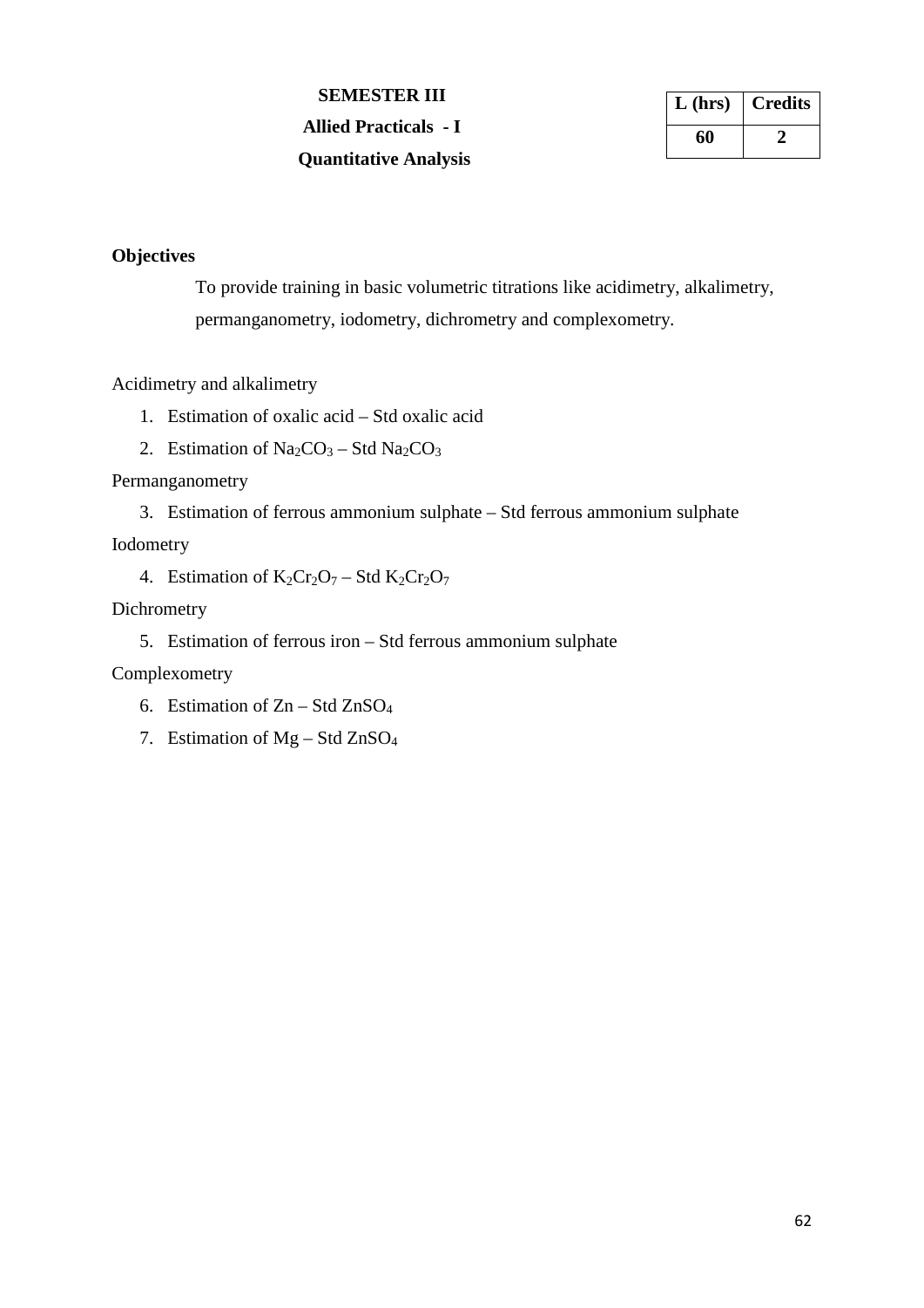**SEMESTER III**

**Allied Practicals - I**

**Quantitative Analysis**

| L (hrs) | Credits |
|---|---|
| 60 | 2 |

**Objectives**

To provide training in basic volumetric titrations like acidimetry, alkalimetry, permanganometry, iodometry, dichrometry and complexometry.

Acidimetry and alkalimetry

1. Estimation of oxalic acid – Std oxalic acid
2. Estimation of $Na_2CO_3$ – Std $Na_2CO_3$

Permanganometry

3. Estimation of ferrous ammonium sulphate – Std ferrous ammonium sulphate

Iodometry

4. Estimation of $K_2Cr_2O_7$ – Std $K_2Cr_2O_7$

Dichrometry

5. Estimation of ferrous iron – Std ferrous ammonium sulphate

Complexometry

6. Estimation of Zn – Std $ZnSO_4$
7. Estimation of Mg – Std $ZnSO_4$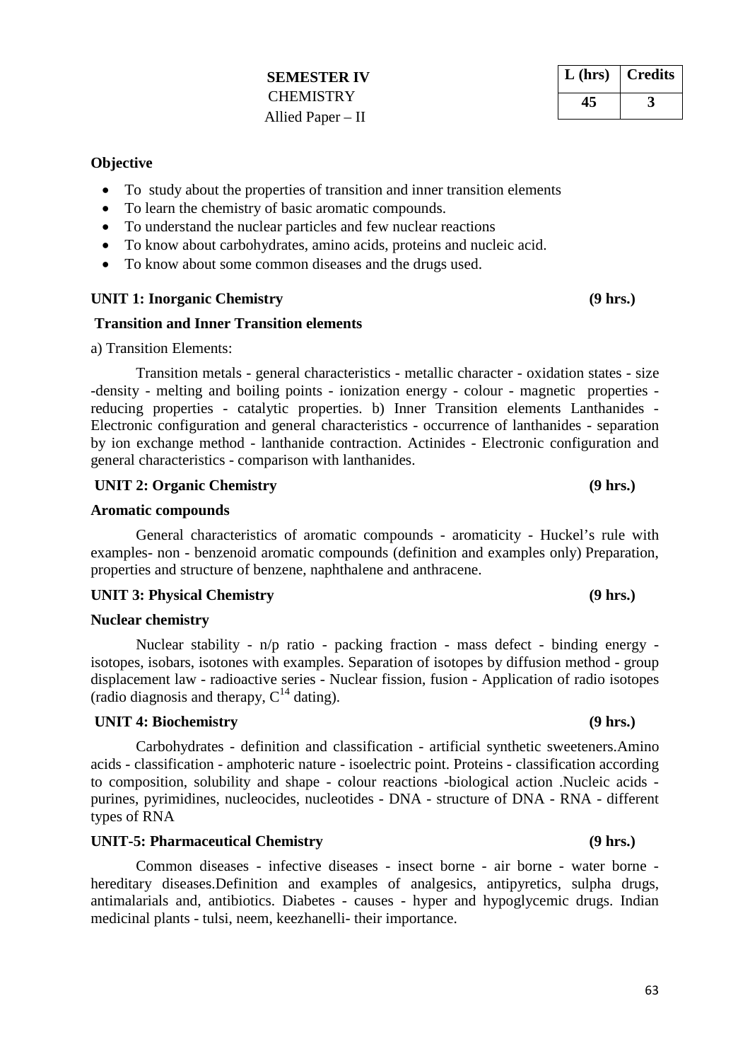**SEMESTER IV**

CHEMISTRY

Allied Paper – II

| L (hrs) | Credits |
|---|---|
| 45 | 3 |

**Objective**

- To study about the properties of transition and inner transition elements
- To learn the chemistry of basic aromatic compounds.
- To understand the nuclear particles and few nuclear reactions
- To know about carbohydrates, amino acids, proteins and nucleic acid.
- To know about some common diseases and the drugs used.

**UNIT 1: Inorganic Chemistry (9 hrs.)**

**Transition and Inner Transition elements**

a) Transition Elements:

Transition metals - general characteristics - metallic character - oxidation states - size -density - melting and boiling points - ionization energy - colour - magnetic properties - reducing properties - catalytic properties. b) Inner Transition elements Lanthanides - Electronic configuration and general characteristics - occurrence of lanthanides - separation by ion exchange method - lanthanide contraction. Actinides - Electronic configuration and general characteristics - comparison with lanthanides.

**UNIT 2: Organic Chemistry (9 hrs.)**

**Aromatic compounds**

General characteristics of aromatic compounds - aromaticity - Huckel's rule with examples- non - benzenoid aromatic compounds (definition and examples only) Preparation, properties and structure of benzene, naphthalene and anthracene.

**UNIT 3: Physical Chemistry (9 hrs.)**

**Nuclear chemistry**

Nuclear stability - n/p ratio - packing fraction - mass defect - binding energy - isotopes, isobars, isotones with examples. Separation of isotopes by diffusion method - group displacement law - radioactive series - Nuclear fission, fusion - Application of radio isotopes (radio diagnosis and therapy, $C^{14}$ dating).

**UNIT 4: Biochemistry (9 hrs.)**

Carbohydrates - definition and classification - artificial synthetic sweeteners.Amino acids - classification - amphoteric nature - isoelectric point. Proteins - classification according to composition, solubility and shape - colour reactions -biological action .Nucleic acids - purines, pyrimidines, nucleocides, nucleotides - DNA - structure of DNA - RNA - different types of RNA

**UNIT-5: Pharmaceutical Chemistry (9 hrs.)**

Common diseases - infective diseases - insect borne - air borne - water borne - hereditary diseases.Definition and examples of analgesics, antipyretics, sulpha drugs, antimalarials and, antibiotics. Diabetes - causes - hyper and hypoglycemic drugs. Indian medicinal plants - tulsi, neem, keezhanelli- their importance.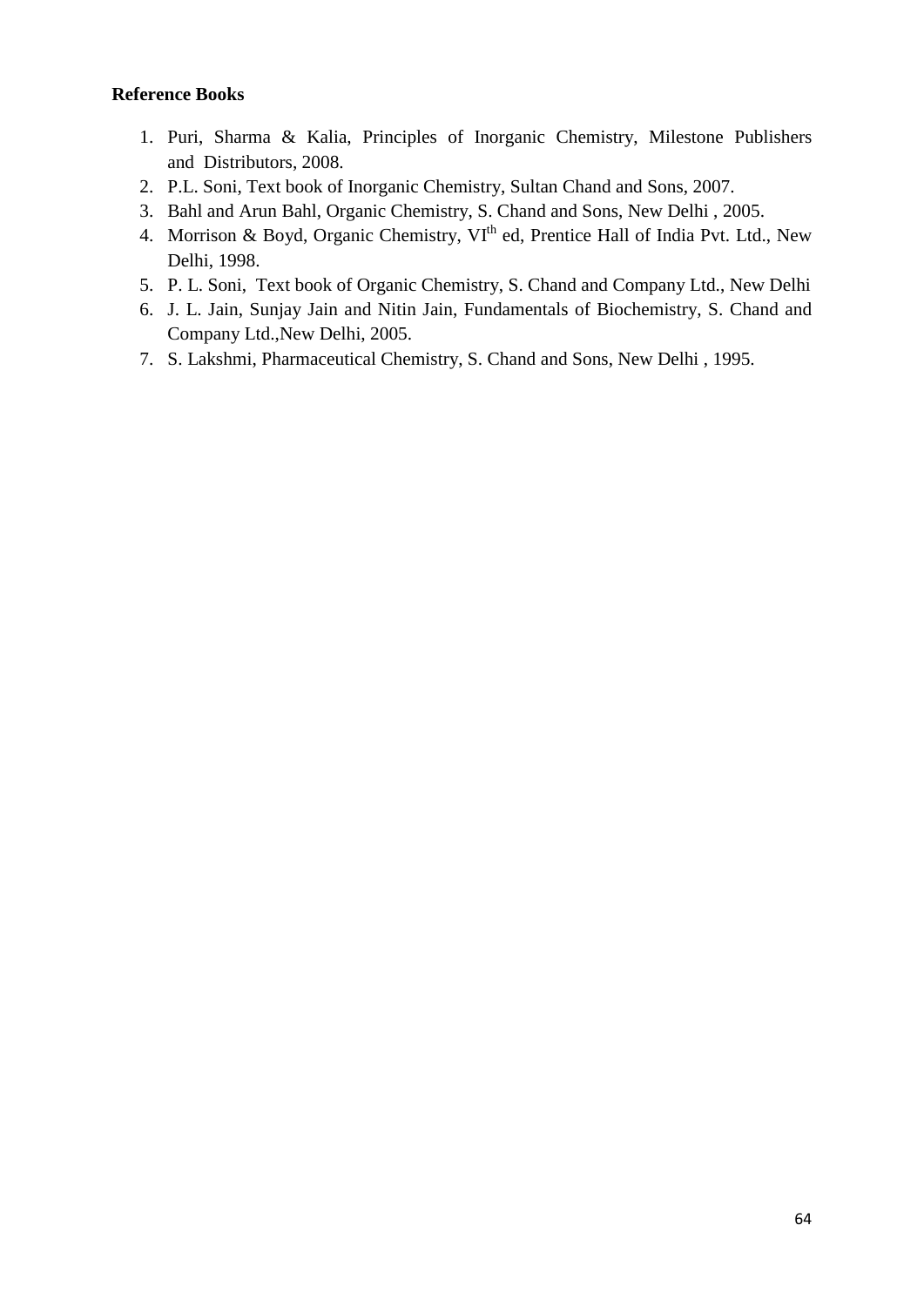**Reference Books**

1. Puri, Sharma & Kalia, Principles of Inorganic Chemistry, Milestone Publishers and Distributors, 2008.
2. P.L. Soni, Text book of Inorganic Chemistry, Sultan Chand and Sons, 2007.
3. Bahl and Arun Bahl, Organic Chemistry, S. Chand and Sons, New Delhi , 2005.
4. Morrison & Boyd, Organic Chemistry, VI$^{th}$ ed, Prentice Hall of India Pvt. Ltd., New Delhi, 1998.
5. P. L. Soni, Text book of Organic Chemistry, S. Chand and Company Ltd., New Delhi
6. J. L. Jain, Sunjay Jain and Nitin Jain, Fundamentals of Biochemistry, S. Chand and Company Ltd.,New Delhi, 2005.
7. S. Lakshmi, Pharmaceutical Chemistry, S. Chand and Sons, New Delhi , 1995.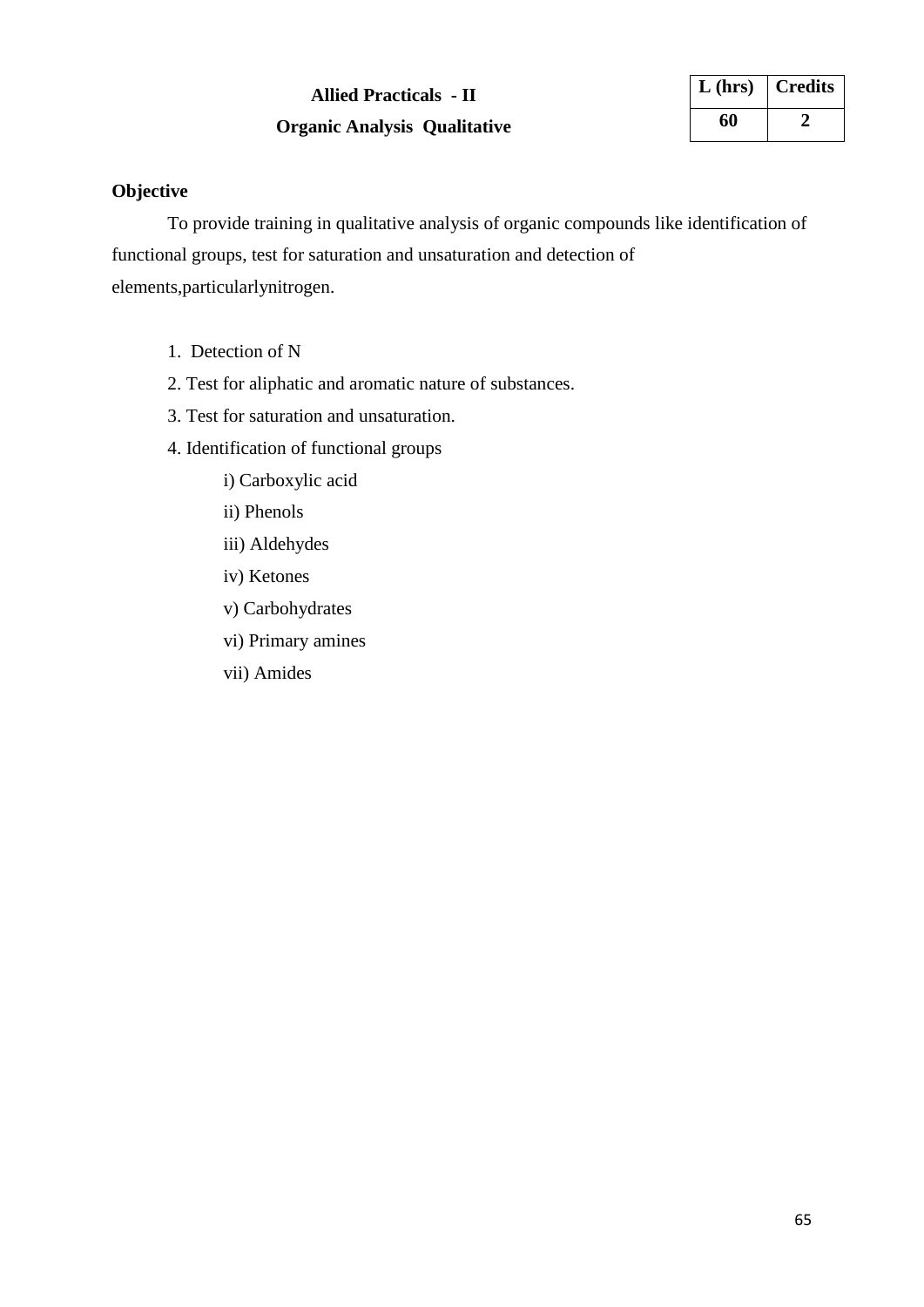**Allied Practicals - II**

**Organic Analysis Qualitative**

| L (hrs) | Credits |
|---|---|
| 60 | 2 |

**Objective**

To provide training in qualitative analysis of organic compounds like identification of functional groups, test for saturation and unsaturation and detection of elements,particularlynitrogen.

1. Detection of N
2. Test for aliphatic and aromatic nature of substances.
3. Test for saturation and unsaturation.
4. Identification of functional groups
   - i) Carboxylic acid
   - ii) Phenols
   - iii) Aldehydes
   - iv) Ketones
   - v) Carbohydrates
   - vi) Primary amines
   - vii) Amides